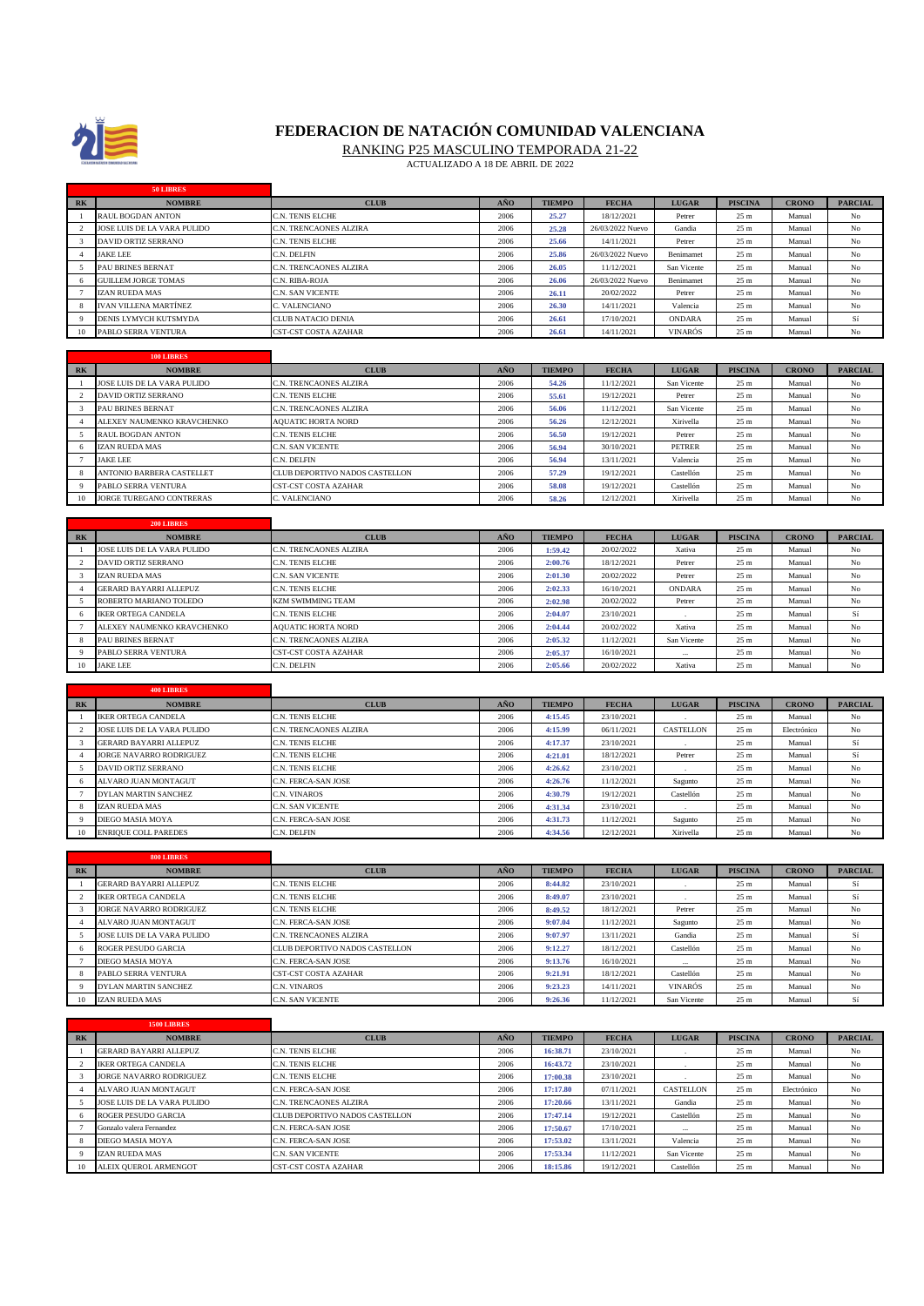# FEDERACION DE NATACIÓN COMUNIDAD VALENCIANA

RANKING P25 MASCULINO TEMPORADA 21-22

ACTUALIZADO A 18 DE ABRIL DE 2022

**50 LIBRES**

| RK | NOMBRE | CLUB | AÑO | TIEMPO | FECHA | LUGAR | PISCINA | CRONO | PARCIAL |
|---|---|---|---|---|---|---|---|---|---|
| 1 | RAUL BOGDAN ANTON | C.N. TENIS ELCHE | 2006 | 25.27 | 18/12/2021 | Petrer | 25 m | Manual | No |
| 2 | JOSE LUIS DE LA VARA PULIDO | C.N. TRENCAONES ALZIRA | 2006 | 25.28 | 26/03/2022 Nuevo | Gandia | 25 m | Manual | No |
| 3 | DAVID ORTIZ SERRANO | C.N. TENIS ELCHE | 2006 | 25.66 | 14/11/2021 | Petrer | 25 m | Manual | No |
| 4 | JAKE LEE | C.N. DELFIN | 2006 | 25.86 | 26/03/2022 Nuevo | Benimamet | 25 m | Manual | No |
| 5 | PAU BRINES BERNAT | C.N. TRENCAONES ALZIRA | 2006 | 26.05 | 11/12/2021 | San Vicente | 25 m | Manual | No |
| 6 | GUILLEM JORGE TOMAS | C.N. RIBA-ROJA | 2006 | 26.06 | 26/03/2022 Nuevo | Benimamet | 25 m | Manual | No |
| 7 | IZAN RUEDA MAS | C.N. SAN VICENTE | 2006 | 26.11 | 20/02/2022 | Petrer | 25 m | Manual | No |
| 8 | IVAN VILLENA MARTÍNEZ | C. VALENCIANO | 2006 | 26.30 | 14/11/2021 | Valencia | 25 m | Manual | No |
| 9 | DENIS LYMYCH KUTSMYDA | CLUB NATACIO DENIA | 2006 | 26.61 | 17/10/2021 | ONDARA | 25 m | Manual | Si |
| 10 | PABLO SERRA VENTURA | CST-CST COSTA AZAHAR | 2006 | 26.61 | 14/11/2021 | VINARÓS | 25 m | Manual | No |

**100 LIBRES**

| RK | NOMBRE | CLUB | AÑO | TIEMPO | FECHA | LUGAR | PISCINA | CRONO | PARCIAL |
|---|---|---|---|---|---|---|---|---|---|
| 1 | JOSE LUIS DE LA VARA PULIDO | C.N. TRENCAONES ALZIRA | 2006 | 54.26 | 11/12/2021 | San Vicente | 25 m | Manual | No |
| 2 | DAVID ORTIZ SERRANO | C.N. TENIS ELCHE | 2006 | 55.61 | 19/12/2021 | Petrer | 25 m | Manual | No |
| 3 | PAU BRINES BERNAT | C.N. TRENCAONES ALZIRA | 2006 | 56.06 | 11/12/2021 | San Vicente | 25 m | Manual | No |
| 4 | ALEXEY NAUMENKO KRAVCHENKO | AQUATIC HORTA NORD | 2006 | 56.26 | 12/12/2021 | Xirivella | 25 m | Manual | No |
| 5 | RAUL BOGDAN ANTON | C.N. TENIS ELCHE | 2006 | 56.50 | 19/12/2021 | Petrer | 25 m | Manual | No |
| 6 | IZAN RUEDA MAS | C.N. SAN VICENTE | 2006 | 56.94 | 30/10/2021 | PETRER | 25 m | Manual | No |
| 7 | JAKE LEE | C.N. DELFIN | 2006 | 56.94 | 13/11/2021 | Valencia | 25 m | Manual | No |
| 8 | ANTONIO BARBERA CASTELLET | CLUB DEPORTIVO NADOS CASTELLON | 2006 | 57.29 | 19/12/2021 | Castellón | 25 m | Manual | No |
| 9 | PABLO SERRA VENTURA | CST-CST COSTA AZAHAR | 2006 | 58.08 | 19/12/2021 | Castellón | 25 m | Manual | No |
| 10 | JORGE TUREGANO CONTRERAS | C. VALENCIANO | 2006 | 58.26 | 12/12/2021 | Xirivella | 25 m | Manual | No |

**200 LIBRES**

| RK | NOMBRE | CLUB | AÑO | TIEMPO | FECHA | LUGAR | PISCINA | CRONO | PARCIAL |
|---|---|---|---|---|---|---|---|---|---|
| 1 | JOSE LUIS DE LA VARA PULIDO | C.N. TRENCAONES ALZIRA | 2006 | 1:59.42 | 20/02/2022 | Xativa | 25 m | Manual | No |
| 2 | DAVID ORTIZ SERRANO | C.N. TENIS ELCHE | 2006 | 2:00.76 | 18/12/2021 | Petrer | 25 m | Manual | No |
| 3 | IZAN RUEDA MAS | C.N. SAN VICENTE | 2006 | 2:01.30 | 20/02/2022 | Petrer | 25 m | Manual | No |
| 4 | GERARD BAYARRI ALLEPUZ | C.N. TENIS ELCHE | 2006 | 2:02.33 | 16/10/2021 | ONDARA | 25 m | Manual | No |
| 5 | ROBERTO MARIANO TOLEDO | KZM SWIMMING TEAM | 2006 | 2:02.98 | 20/02/2022 | Petrer | 25 m | Manual | No |
| 6 | IKER ORTEGA CANDELA | C.N. TENIS ELCHE | 2006 | 2:04.07 | 23/10/2021 | . | 25 m | Manual | Si |
| 7 | ALEXEY NAUMENKO KRAVCHENKO | AQUATIC HORTA NORD | 2006 | 2:04.44 | 20/02/2022 | Xativa | 25 m | Manual | No |
| 8 | PAU BRINES BERNAT | C.N. TRENCAONES ALZIRA | 2006 | 2:05.32 | 11/12/2021 | San Vicente | 25 m | Manual | No |
| 9 | PABLO SERRA VENTURA | CST-CST COSTA AZAHAR | 2006 | 2:05.37 | 16/10/2021 | ... | 25 m | Manual | No |
| 10 | JAKE LEE | C.N. DELFIN | 2006 | 2:05.66 | 20/02/2022 | Xativa | 25 m | Manual | No |

**400 LIBRES**

| RK | NOMBRE | CLUB | AÑO | TIEMPO | FECHA | LUGAR | PISCINA | CRONO | PARCIAL |
|---|---|---|---|---|---|---|---|---|---|
| 1 | IKER ORTEGA CANDELA | C.N. TENIS ELCHE | 2006 | 4:15.45 | 23/10/2021 | . | 25 m | Manual | No |
| 2 | JOSE LUIS DE LA VARA PULIDO | C.N. TRENCAONES ALZIRA | 2006 | 4:15.99 | 06/11/2021 | CASTELLON | 25 m | Electrónico | No |
| 3 | GERARD BAYARRI ALLEPUZ | C.N. TENIS ELCHE | 2006 | 4:17.37 | 23/10/2021 | . | 25 m | Manual | Si |
| 4 | JORGE NAVARRO RODRIGUEZ | C.N. TENIS ELCHE | 2006 | 4:21.01 | 18/12/2021 | Petrer | 25 m | Manual | Si |
| 5 | DAVID ORTIZ SERRANO | C.N. TENIS ELCHE | 2006 | 4:26.62 | 23/10/2021 | . | 25 m | Manual | No |
| 6 | ALVARO JUAN MONTAGUT | C.N. FERCA-SAN JOSE | 2006 | 4:26.76 | 11/12/2021 | Sagunto | 25 m | Manual | No |
| 7 | DYLAN MARTIN SANCHEZ | C.N. VINAROS | 2006 | 4:30.79 | 19/12/2021 | Castellón | 25 m | Manual | No |
| 8 | IZAN RUEDA MAS | C.N. SAN VICENTE | 2006 | 4:31.34 | 23/10/2021 | . | 25 m | Manual | No |
| 9 | DIEGO MASIA MOYA | C.N. FERCA-SAN JOSE | 2006 | 4:31.73 | 11/12/2021 | Sagunto | 25 m | Manual | No |
| 10 | ENRIQUE COLL PAREDES | C.N. DELFIN | 2006 | 4:34.56 | 12/12/2021 | Xirivella | 25 m | Manual | No |

**800 LIBRES**

| RK | NOMBRE | CLUB | AÑO | TIEMPO | FECHA | LUGAR | PISCINA | CRONO | PARCIAL |
|---|---|---|---|---|---|---|---|---|---|
| 1 | GERARD BAYARRI ALLEPUZ | C.N. TENIS ELCHE | 2006 | 8:44.82 | 23/10/2021 | . | 25 m | Manual | Si |
| 2 | IKER ORTEGA CANDELA | C.N. TENIS ELCHE | 2006 | 8:49.07 | 23/10/2021 | . | 25 m | Manual | Si |
| 3 | JORGE NAVARRO RODRIGUEZ | C.N. TENIS ELCHE | 2006 | 8:49.52 | 18/12/2021 | Petrer | 25 m | Manual | No |
| 4 | ALVARO JUAN MONTAGUT | C.N. FERCA-SAN JOSE | 2006 | 9:07.04 | 11/12/2021 | Sagunto | 25 m | Manual | No |
| 5 | JOSE LUIS DE LA VARA PULIDO | C.N. TRENCAONES ALZIRA | 2006 | 9:07.97 | 13/11/2021 | Gandia | 25 m | Manual | Si |
| 6 | ROGER PESUDO GARCIA | CLUB DEPORTIVO NADOS CASTELLON | 2006 | 9:12.27 | 18/12/2021 | Castellón | 25 m | Manual | No |
| 7 | DIEGO MASIA MOYA | C.N. FERCA-SAN JOSE | 2006 | 9:13.76 | 16/10/2021 | ... | 25 m | Manual | No |
| 8 | PABLO SERRA VENTURA | CST-CST COSTA AZAHAR | 2006 | 9:21.91 | 18/12/2021 | Castellón | 25 m | Manual | No |
| 9 | DYLAN MARTIN SANCHEZ | C.N. VINAROS | 2006 | 9:23.23 | 14/11/2021 | VINARÓS | 25 m | Manual | No |
| 10 | IZAN RUEDA MAS | C.N. SAN VICENTE | 2006 | 9:26.36 | 11/12/2021 | San Vicente | 25 m | Manual | Si |

**1500 LIBRES**

| RK | NOMBRE | CLUB | AÑO | TIEMPO | FECHA | LUGAR | PISCINA | CRONO | PARCIAL |
|---|---|---|---|---|---|---|---|---|---|
| 1 | GERARD BAYARRI ALLEPUZ | C.N. TENIS ELCHE | 2006 | 16:38.71 | 23/10/2021 | . | 25 m | Manual | No |
| 2 | IKER ORTEGA CANDELA | C.N. TENIS ELCHE | 2006 | 16:43.72 | 23/10/2021 | . | 25 m | Manual | No |
| 3 | JORGE NAVARRO RODRIGUEZ | C.N. TENIS ELCHE | 2006 | 17:00.38 | 23/10/2021 | . | 25 m | Manual | No |
| 4 | ALVARO JUAN MONTAGUT | C.N. FERCA-SAN JOSE | 2006 | 17:17.80 | 07/11/2021 | CASTELLON | 25 m | Electrónico | No |
| 5 | JOSE LUIS DE LA VARA PULIDO | C.N. TRENCAONES ALZIRA | 2006 | 17:20.66 | 13/11/2021 | Gandia | 25 m | Manual | No |
| 6 | ROGER PESUDO GARCIA | CLUB DEPORTIVO NADOS CASTELLON | 2006 | 17:47.14 | 19/12/2021 | Castellón | 25 m | Manual | No |
| 7 | Gonzalo valera Fernandez | C.N. FERCA-SAN JOSE | 2006 | 17:50.67 | 17/10/2021 | ... | 25 m | Manual | No |
| 8 | DIEGO MASIA MOYA | C.N. FERCA-SAN JOSE | 2006 | 17:53.02 | 13/11/2021 | Valencia | 25 m | Manual | No |
| 9 | IZAN RUEDA MAS | C.N. SAN VICENTE | 2006 | 17:53.34 | 11/12/2021 | San Vicente | 25 m | Manual | No |
| 10 | ALEIX QUEROL ARMENGOT | CST-CST COSTA AZAHAR | 2006 | 18:15.86 | 19/12/2021 | Castellón | 25 m | Manual | No |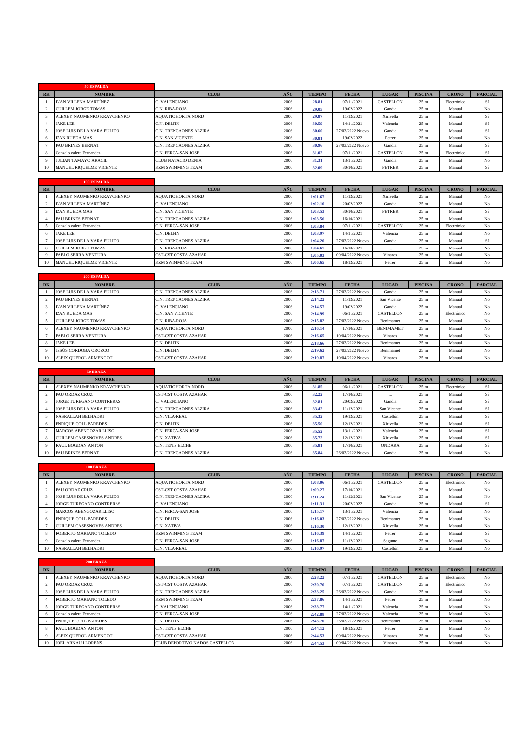| | 50 ESPALDA | | | | | | | | |
|---|---|---|---|---|---|---|---|---|---|
| RK | NOMBRE | CLUB | AÑO | TIEMPO | FECHA | LUGAR | PISCINA | CRONO | PARCIAL |
| 1 | IVAN VILLENA MARTÍNEZ | C. VALENCIANO | 2006 | 28.81 | 07/11/2021 | CASTELLON | 25 m | Electrónico | Si |
| 2 | GUILLEM JORGE TOMAS | C.N. RIBA-ROJA | 2006 | 29.05 | 19/02/2022 | Gandia | 25 m | Manual | No |
| 3 | ALEXEY NAUMENKO KRAVCHENKO | AQUATIC HORTA NORD | 2006 | 29.87 | 11/12/2021 | Xirivella | 25 m | Manual | Si |
| 4 | JAKE LEE | C.N. DELFIN | 2006 | 30.59 | 14/11/2021 | Valencia | 25 m | Manual | Si |
| 5 | JOSE LUIS DE LA VARA PULIDO | C.N. TRENCAONES ALZIRA | 2006 | 30.60 | 27/03/2022 Nuevo | Gandia | 25 m | Manual | Si |
| 6 | IZAN RUEDA MAS | C.N. SAN VICENTE | 2006 | 30.81 | 19/02/2022 | Petrer | 25 m | Manual | No |
| 7 | PAU BRINES BERNAT | C.N. TRENCAONES ALZIRA | 2006 | 30.96 | 27/03/2022 Nuevo | Gandia | 25 m | Manual | Si |
| 8 | Gonzalo valera Fernandez | C.N. FERCA-SAN JOSE | 2006 | 31.02 | 07/11/2021 | CASTELLON | 25 m | Electrónico | Si |
| 9 | JULIAN TAMAYO ARACIL | CLUB NATACIO DENIA | 2006 | 31.31 | 13/11/2021 | Gandia | 25 m | Manual | No |
| 10 | MANUEL RIQUELME VICENTE | KZM SWIMMING TEAM | 2006 | 32.09 | 30/10/2021 | PETRER | 25 m | Manual | Si |

| | 100 ESPALDA | | | | | | | | |
|---|---|---|---|---|---|---|---|---|---|
| RK | NOMBRE | CLUB | AÑO | TIEMPO | FECHA | LUGAR | PISCINA | CRONO | PARCIAL |
| 1 | ALEXEY NAUMENKO KRAVCHENKO | AQUATIC HORTA NORD | 2006 | 1:01.67 | 11/12/2021 | Xirivella | 25 m | Manual | No |
| 2 | IVAN VILLENA MARTÍNEZ | C. VALENCIANO | 2006 | 1:02.10 | 20/02/2022 | Gandia | 25 m | Manual | No |
| 3 | IZAN RUEDA MAS | C.N. SAN VICENTE | 2006 | 1:03.53 | 30/10/2021 | PETRER | 25 m | Manual | Si |
| 4 | PAU BRINES BERNAT | C.N. TRENCAONES ALZIRA | 2006 | 1:03.56 | 16/10/2021 | ... | 25 m | Manual | No |
| 5 | Gonzalo valera Fernandez | C.N. FERCA-SAN JOSE | 2006 | 1:03.84 | 07/11/2021 | CASTELLON | 25 m | Electrónico | No |
| 6 | JAKE LEE | C.N. DELFIN | 2006 | 1:03.97 | 14/11/2021 | Valencia | 25 m | Manual | No |
| 7 | JOSE LUIS DE LA VARA PULIDO | C.N. TRENCAONES ALZIRA | 2006 | 1:04.20 | 27/03/2022 Nuevo | Gandia | 25 m | Manual | Si |
| 8 | GUILLEM JORGE TOMAS | C.N. RIBA-ROJA | 2006 | 1:04.67 | 16/10/2021 | ... | 25 m | Manual | No |
| 9 | PABLO SERRA VENTURA | CST-CST COSTA AZAHAR | 2006 | 1:05.03 | 09/04/2022 Nuevo | Vinaros | 25 m | Manual | No |
| 10 | MANUEL RIQUELME VICENTE | KZM SWIMMING TEAM | 2006 | 1:06.65 | 18/12/2021 | Petrer | 25 m | Manual | No |

| | 200 ESPALDA | | | | | | | | |
|---|---|---|---|---|---|---|---|---|---|
| RK | NOMBRE | CLUB | AÑO | TIEMPO | FECHA | LUGAR | PISCINA | CRONO | PARCIAL |
| 1 | JOSE LUIS DE LA VARA PULIDO | C.N. TRENCAONES ALZIRA | 2006 | 2:13.71 | 27/03/2022 Nuevo | Gandia | 25 m | Manual | No |
| 2 | PAU BRINES BERNAT | C.N. TRENCAONES ALZIRA | 2006 | 2:14.22 | 11/12/2021 | San Vicente | 25 m | Manual | No |
| 3 | IVAN VILLENA MARTÍNEZ | C. VALENCIANO | 2006 | 2:14.57 | 19/02/2022 | Gandia | 25 m | Manual | No |
| 4 | IZAN RUEDA MAS | C.N. SAN VICENTE | 2006 | 2:14.99 | 06/11/2021 | CASTELLON | 25 m | Electrónico | No |
| 5 | GUILLEM JORGE TOMAS | C.N. RIBA-ROJA | 2006 | 2:15.82 | 27/03/2022 Nuevo | Benimamet | 25 m | Manual | No |
| 6 | ALEXEY NAUMENKO KRAVCHENKO | AQUATIC HORTA NORD | 2006 | 2:16.14 | 17/10/2021 | BENIMAMET | 25 m | Manual | No |
| 7 | PABLO SERRA VENTURA | CST-CST COSTA AZAHAR | 2006 | 2:16.65 | 10/04/2022 Nuevo | Vinaros | 25 m | Manual | No |
| 8 | JAKE LEE | C.N. DELFIN | 2006 | 2:18.66 | 27/03/2022 Nuevo | Benimamet | 25 m | Manual | No |
| 9 | JESÚS CORDOBA OROZCO | C.N. DELFIN | 2006 | 2:19.62 | 27/03/2022 Nuevo | Benimamet | 25 m | Manual | No |
| 10 | ALEIX QUEROL ARMENGOT | CST-CST COSTA AZAHAR | 2006 | 2:19.87 | 10/04/2022 Nuevo | Vinaros | 25 m | Manual | No |

| | 50 BRAZA | | | | | | | | |
|---|---|---|---|---|---|---|---|---|---|
| RK | NOMBRE | CLUB | AÑO | TIEMPO | FECHA | LUGAR | PISCINA | CRONO | PARCIAL |
| 1 | ALEXEY NAUMENKO KRAVCHENKO | AQUATIC HORTA NORD | 2006 | 31.85 | 06/11/2021 | CASTELLON | 25 m | Electrónico | Si |
| 2 | PAU ORDAZ CRUZ | CST-CST COSTA AZAHAR | 2006 | 32.22 | 17/10/2021 | ... | 25 m | Manual | Si |
| 3 | JORGE TUREGANO CONTRERAS | C. VALENCIANO | 2006 | 32.81 | 20/02/2022 | Gandia | 25 m | Manual | Si |
| 4 | JOSE LUIS DE LA VARA PULIDO | C.N. TRENCAONES ALZIRA | 2006 | 33.42 | 11/12/2021 | San Vicente | 25 m | Manual | Si |
| 5 | NASRALLAH BELHADRI | C.N. VILA-REAL | 2006 | 35.32 | 19/12/2021 | Castellón | 25 m | Manual | Si |
| 6 | ENRIQUE COLL PAREDES | C.N. DELFIN | 2006 | 35.50 | 12/12/2021 | Xirivella | 25 m | Manual | Si |
| 7 | MARCOS ABENGOZAR LLISO | C.N. FERCA-SAN JOSE | 2006 | 35.52 | 13/11/2021 | Valencia | 25 m | Manual | Si |
| 8 | GUILLEM CASESNOVES ANDRES | C.N. XATIVA | 2006 | 35.72 | 12/12/2021 | Xirivella | 25 m | Manual | Si |
| 9 | RAUL BOGDAN ANTON | C.N. TENIS ELCHE | 2006 | 35.81 | 17/10/2021 | ONDARA | 25 m | Manual | Si |
| 10 | PAU BRINES BERNAT | C.N. TRENCAONES ALZIRA | 2006 | 35.84 | 26/03/2022 Nuevo | Gandia | 25 m | Manual | No |

| | 100 BRAZA | | | | | | | | |
|---|---|---|---|---|---|---|---|---|---|
| RK | NOMBRE | CLUB | AÑO | TIEMPO | FECHA | LUGAR | PISCINA | CRONO | PARCIAL |
| 1 | ALEXEY NAUMENKO KRAVCHENKO | AQUATIC HORTA NORD | 2006 | 1:08.06 | 06/11/2021 | CASTELLON | 25 m | Electrónico | No |
| 2 | PAU ORDAZ CRUZ | CST-CST COSTA AZAHAR | 2006 | 1:09.27 | 17/10/2021 | ... | 25 m | Manual | No |
| 3 | JOSE LUIS DE LA VARA PULIDO | C.N. TRENCAONES ALZIRA | 2006 | 1:11.24 | 11/12/2021 | San Vicente | 25 m | Manual | No |
| 4 | JORGE TUREGANO CONTRERAS | C. VALENCIANO | 2006 | 1:11.31 | 20/02/2022 | Gandia | 25 m | Manual | Si |
| 5 | MARCOS ABENGOZAR LLISO | C.N. FERCA-SAN JOSE | 2006 | 1:15.17 | 13/11/2021 | Valencia | 25 m | Manual | No |
| 6 | ENRIQUE COLL PAREDES | C.N. DELFIN | 2006 | 1:16.03 | 27/03/2022 Nuevo | Benimamet | 25 m | Manual | No |
| 7 | GUILLEM CASESNOVES ANDRES | C.N. XATIVA | 2006 | 1:16.30 | 12/12/2021 | Xirivella | 25 m | Manual | No |
| 8 | ROBERTO MARIANO TOLEDO | KZM SWIMMING TEAM | 2006 | 1:16.39 | 14/11/2021 | Petrer | 25 m | Manual | Si |
| 9 | Gonzalo valera Fernandez | C.N. FERCA-SAN JOSE | 2006 | 1:16.87 | 11/12/2021 | Sagunto | 25 m | Manual | No |
| 10 | NASRALLAH BELHADRI | C.N. VILA-REAL | 2006 | 1:16.97 | 19/12/2021 | Castellón | 25 m | Manual | No |

| | 200 BRAZA | | | | | | | | |
|---|---|---|---|---|---|---|---|---|---|
| RK | NOMBRE | CLUB | AÑO | TIEMPO | FECHA | LUGAR | PISCINA | CRONO | PARCIAL |
| 1 | ALEXEY NAUMENKO KRAVCHENKO | AQUATIC HORTA NORD | 2006 | 2:28.22 | 07/11/2021 | CASTELLON | 25 m | Electrónico | No |
| 2 | PAU ORDAZ CRUZ | CST-CST COSTA AZAHAR | 2006 | 2:30.70 | 07/11/2021 | CASTELLON | 25 m | Electrónico | No |
| 3 | JOSE LUIS DE LA VARA PULIDO | C.N. TRENCAONES ALZIRA | 2006 | 2:33.25 | 26/03/2022 Nuevo | Gandia | 25 m | Manual | No |
| 4 | ROBERTO MARIANO TOLEDO | KZM SWIMMING TEAM | 2006 | 2:37.86 | 14/11/2021 | Petrer | 25 m | Manual | No |
| 5 | JORGE TUREGANO CONTRERAS | C. VALENCIANO | 2006 | 2:38.77 | 14/11/2021 | Valencia | 25 m | Manual | No |
| 6 | Gonzalo valera Fernandez | C.N. FERCA-SAN JOSE | 2006 | 2:42.88 | 27/03/2022 Nuevo | Valencia | 25 m | Manual | No |
| 7 | ENRIQUE COLL PAREDES | C.N. DELFIN | 2006 | 2:43.70 | 26/03/2022 Nuevo | Benimamet | 25 m | Manual | No |
| 8 | RAUL BOGDAN ANTON | C.N. TENIS ELCHE | 2006 | 2:44.12 | 18/12/2021 | Petrer | 25 m | Manual | No |
| 9 | ALEIX QUEROL ARMENGOT | CST-CST COSTA AZAHAR | 2006 | 2:44.53 | 09/04/2022 Nuevo | Vinaros | 25 m | Manual | No |
| 10 | JOEL ARNAU LLORENS | CLUB DEPORTIVO NADOS CASTELLON | 2006 | 2:44.53 | 09/04/2022 Nuevo | Vinaros | 25 m | Manual | No |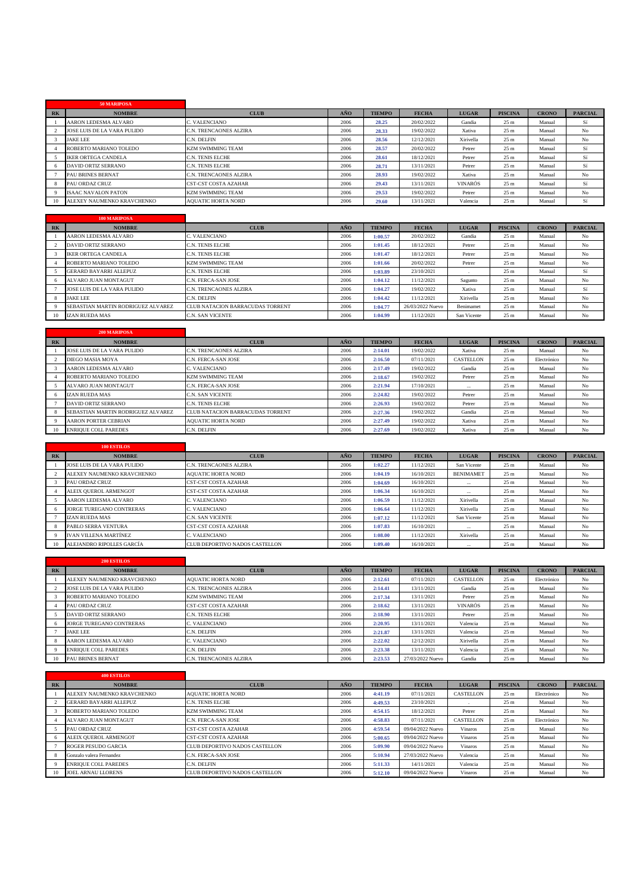### 50 MARIPOSA

| RK | NOMBRE | CLUB | AÑO | TIEMPO | FECHA | LUGAR | PISCINA | CRONO | PARCIAL |
|---|---|---|---|---|---|---|---|---|---|
| 1 | AARON LEDESMA ALVARO | C. VALENCIANO | 2006 | 28.25 | 20/02/2022 | Gandia | 25 m | Manual | Si |
| 2 | JOSE LUIS DE LA VARA PULIDO | C.N. TRENCAONES ALZIRA | 2006 | 28.33 | 19/02/2022 | Xativa | 25 m | Manual | No |
| 3 | JAKE LEE | C.N. DELFIN | 2006 | 28.56 | 12/12/2021 | Xirivella | 25 m | Manual | No |
| 4 | ROBERTO MARIANO TOLEDO | KZM SWIMMING TEAM | 2006 | 28.57 | 20/02/2022 | Petrer | 25 m | Manual | Si |
| 5 | IKER ORTEGA CANDELA | C.N. TENIS ELCHE | 2006 | 28.61 | 18/12/2021 | Petrer | 25 m | Manual | Si |
| 6 | DAVID ORTIZ SERRANO | C.N. TENIS ELCHE | 2006 | 28.71 | 13/11/2021 | Petrer | 25 m | Manual | Si |
| 7 | PAU BRINES BERNAT | C.N. TRENCAONES ALZIRA | 2006 | 28.93 | 19/02/2022 | Xativa | 25 m | Manual | No |
| 8 | PAU ORDAZ CRUZ | CST-CST COSTA AZAHAR | 2006 | 29.43 | 13/11/2021 | VINARÓS | 25 m | Manual | Si |
| 9 | ISAAC NAVALON PATON | KZM SWIMMING TEAM | 2006 | 29.53 | 19/02/2022 | Petrer | 25 m | Manual | No |
| 10 | ALEXEY NAUMENKO KRAVCHENKO | AQUATIC HORTA NORD | 2006 | 29.60 | 13/11/2021 | Valencia | 25 m | Manual | Si |

### 100 MARIPOSA

| RK | NOMBRE | CLUB | AÑO | TIEMPO | FECHA | LUGAR | PISCINA | CRONO | PARCIAL |
|---|---|---|---|---|---|---|---|---|---|
| 1 | AARON LEDESMA ALVARO | C. VALENCIANO | 2006 | 1:00.57 | 20/02/2022 | Gandia | 25 m | Manual | No |
| 2 | DAVID ORTIZ SERRANO | C.N. TENIS ELCHE | 2006 | 1:01.45 | 18/12/2021 | Petrer | 25 m | Manual | No |
| 3 | IKER ORTEGA CANDELA | C.N. TENIS ELCHE | 2006 | 1:01.47 | 18/12/2021 | Petrer | 25 m | Manual | No |
| 4 | ROBERTO MARIANO TOLEDO | KZM SWIMMING TEAM | 2006 | 1:01.66 | 20/02/2022 | Petrer | 25 m | Manual | No |
| 5 | GERARD BAYARRI ALLEPUZ | C.N. TENIS ELCHE | 2006 | 1:03.89 | 23/10/2021 | . | 25 m | Manual | Si |
| 6 | ALVARO JUAN MONTAGUT | C.N. FERCA-SAN JOSE | 2006 | 1:04.12 | 11/12/2021 | Sagunto | 25 m | Manual | No |
| 7 | JOSE LUIS DE LA VARA PULIDO | C.N. TRENCAONES ALZIRA | 2006 | 1:04.27 | 19/02/2022 | Xativa | 25 m | Manual | Si |
| 8 | JAKE LEE | C.N. DELFIN | 2006 | 1:04.42 | 11/12/2021 | Xirivella | 25 m | Manual | No |
| 9 | SEBASTIAN MARTIN RODRIGUEZ ALVAREZ | CLUB NATACION BARRACUDAS TORRENT | 2006 | 1:04.77 | 26/03/2022 Nuevo | Benimamet | 25 m | Manual | No |
| 10 | IZAN RUEDA MAS | C.N. SAN VICENTE | 2006 | 1:04.99 | 11/12/2021 | San Vicente | 25 m | Manual | No |

### 200 MARIPOSA

| RK | NOMBRE | CLUB | AÑO | TIEMPO | FECHA | LUGAR | PISCINA | CRONO | PARCIAL |
|---|---|---|---|---|---|---|---|---|---|
| 1 | JOSE LUIS DE LA VARA PULIDO | C.N. TRENCAONES ALZIRA | 2006 | 2:14.01 | 19/02/2022 | Xativa | 25 m | Manual | No |
| 2 | DIEGO MASIA MOYA | C.N. FERCA-SAN JOSE | 2006 | 2:16.50 | 07/11/2021 | CASTELLON | 25 m | Electrónico | No |
| 3 | AARON LEDESMA ALVARO | C. VALENCIANO | 2006 | 2:17.49 | 19/02/2022 | Gandia | 25 m | Manual | No |
| 4 | ROBERTO MARIANO TOLEDO | KZM SWIMMING TEAM | 2006 | 2:18.67 | 19/02/2022 | Petrer | 25 m | Manual | No |
| 5 | ALVARO JUAN MONTAGUT | C.N. FERCA-SAN JOSE | 2006 | 2:21.94 | 17/10/2021 | ... | 25 m | Manual | No |
| 6 | IZAN RUEDA MAS | C.N. SAN VICENTE | 2006 | 2:24.82 | 19/02/2022 | Petrer | 25 m | Manual | No |
| 7 | DAVID ORTIZ SERRANO | C.N. TENIS ELCHE | 2006 | 2:26.93 | 19/02/2022 | Petrer | 25 m | Manual | No |
| 8 | SEBASTIAN MARTIN RODRIGUEZ ALVAREZ | CLUB NATACION BARRACUDAS TORRENT | 2006 | 2:27.36 | 19/02/2022 | Gandia | 25 m | Manual | No |
| 9 | AARON PORTER CEBRIAN | AQUATIC HORTA NORD | 2006 | 2:27.49 | 19/02/2022 | Xativa | 25 m | Manual | No |
| 10 | ENRIQUE COLL PAREDES | C.N. DELFIN | 2006 | 2:27.69 | 19/02/2022 | Xativa | 25 m | Manual | No |

### 100 ESTILOS

| RK | NOMBRE | CLUB | AÑO | TIEMPO | FECHA | LUGAR | PISCINA | CRONO | PARCIAL |
|---|---|---|---|---|---|---|---|---|---|
| 1 | JOSE LUIS DE LA VARA PULIDO | C.N. TRENCAONES ALZIRA | 2006 | 1:02.27 | 11/12/2021 | San Vicente | 25 m | Manual | No |
| 2 | ALEXEY NAUMENKO KRAVCHENKO | AQUATIC HORTA NORD | 2006 | 1:04.19 | 16/10/2021 | BENIMAMET | 25 m | Manual | No |
| 3 | PAU ORDAZ CRUZ | CST-CST COSTA AZAHAR | 2006 | 1:04.69 | 16/10/2021 | ... | 25 m | Manual | No |
| 4 | ALEIX QUEROL ARMENGOT | CST-CST COSTA AZAHAR | 2006 | 1:06.34 | 16/10/2021 | ... | 25 m | Manual | No |
| 5 | AARON LEDESMA ALVARO | C. VALENCIANO | 2006 | 1:06.59 | 11/12/2021 | Xirivella | 25 m | Manual | No |
| 6 | JORGE TUREGANO CONTRERAS | C. VALENCIANO | 2006 | 1:06.64 | 11/12/2021 | Xirivella | 25 m | Manual | No |
| 7 | IZAN RUEDA MAS | C.N. SAN VICENTE | 2006 | 1:07.12 | 11/12/2021 | San Vicente | 25 m | Manual | No |
| 8 | PABLO SERRA VENTURA | CST-CST COSTA AZAHAR | 2006 | 1:07.83 | 16/10/2021 | ... | 25 m | Manual | No |
| 9 | IVAN VILLENA MARTÍNEZ | C. VALENCIANO | 2006 | 1:08.00 | 11/12/2021 | Xirivella | 25 m | Manual | No |
| 10 | ALEJANDRO RIPOLLES GARCÍA | CLUB DEPORTIVO NADOS CASTELLON | 2006 | 1:09.40 | 16/10/2021 | ... | 25 m | Manual | No |

### 200 ESTILOS

| RK | NOMBRE | CLUB | AÑO | TIEMPO | FECHA | LUGAR | PISCINA | CRONO | PARCIAL |
|---|---|---|---|---|---|---|---|---|---|
| 1 | ALEXEY NAUMENKO KRAVCHENKO | AQUATIC HORTA NORD | 2006 | 2:12.61 | 07/11/2021 | CASTELLON | 25 m | Electrónico | No |
| 2 | JOSE LUIS DE LA VARA PULIDO | C.N. TRENCAONES ALZIRA | 2006 | 2:14.41 | 13/11/2021 | Gandia | 25 m | Manual | No |
| 3 | ROBERTO MARIANO TOLEDO | KZM SWIMMING TEAM | 2006 | 2:17.34 | 13/11/2021 | Petrer | 25 m | Manual | No |
| 4 | PAU ORDAZ CRUZ | CST-CST COSTA AZAHAR | 2006 | 2:18.62 | 13/11/2021 | VINARÓS | 25 m | Manual | No |
| 5 | DAVID ORTIZ SERRANO | C.N. TENIS ELCHE | 2006 | 2:18.90 | 13/11/2021 | Petrer | 25 m | Manual | No |
| 6 | JORGE TUREGANO CONTRERAS | C. VALENCIANO | 2006 | 2:20.95 | 13/11/2021 | Valencia | 25 m | Manual | No |
| 7 | JAKE LEE | C.N. DELFIN | 2006 | 2:21.87 | 13/11/2021 | Valencia | 25 m | Manual | No |
| 8 | AARON LEDESMA ALVARO | C. VALENCIANO | 2006 | 2:22.02 | 12/12/2021 | Xirivella | 25 m | Manual | No |
| 9 | ENRIQUE COLL PAREDES | C.N. DELFIN | 2006 | 2:23.38 | 13/11/2021 | Valencia | 25 m | Manual | No |
| 10 | PAU BRINES BERNAT | C.N. TRENCAONES ALZIRA | 2006 | 2:23.53 | 27/03/2022 Nuevo | Gandia | 25 m | Manual | No |

### 400 ESTILOS

| RK | NOMBRE | CLUB | AÑO | TIEMPO | FECHA | LUGAR | PISCINA | CRONO | PARCIAL |
|---|---|---|---|---|---|---|---|---|---|
| 1 | ALEXEY NAUMENKO KRAVCHENKO | AQUATIC HORTA NORD | 2006 | 4:41.19 | 07/11/2021 | CASTELLON | 25 m | Electrónico | No |
| 2 | GERARD BAYARRI ALLEPUZ | C.N. TENIS ELCHE | 2006 | 4:49.53 | 23/10/2021 | . | 25 m | Manual | No |
| 3 | ROBERTO MARIANO TOLEDO | KZM SWIMMING TEAM | 2006 | 4:54.15 | 18/12/2021 | Petrer | 25 m | Manual | No |
| 4 | ALVARO JUAN MONTAGUT | C.N. FERCA-SAN JOSE | 2006 | 4:58.83 | 07/11/2021 | CASTELLON | 25 m | Electrónico | No |
| 5 | PAU ORDAZ CRUZ | CST-CST COSTA AZAHAR | 2006 | 4:59.54 | 09/04/2022 Nuevo | Vinaros | 25 m | Manual | No |
| 6 | ALEIX QUEROL ARMENGOT | CST-CST COSTA AZAHAR | 2006 | 5:00.65 | 09/04/2022 Nuevo | Vinaros | 25 m | Manual | No |
| 7 | ROGER PESUDO GARCIA | CLUB DEPORTIVO NADOS CASTELLON | 2006 | 5:09.90 | 09/04/2022 Nuevo | Vinaros | 25 m | Manual | No |
| 8 | Gonzalo valera Fernandez | C.N. FERCA-SAN JOSE | 2006 | 5:10.94 | 27/03/2022 Nuevo | Valencia | 25 m | Manual | No |
| 9 | ENRIQUE COLL PAREDES | C.N. DELFIN | 2006 | 5:11.33 | 14/11/2021 | Valencia | 25 m | Manual | No |
| 10 | JOEL ARNAU LLORENS | CLUB DEPORTIVO NADOS CASTELLON | 2006 | 5:12.10 | 09/04/2022 Nuevo | Vinaros | 25 m | Manual | No |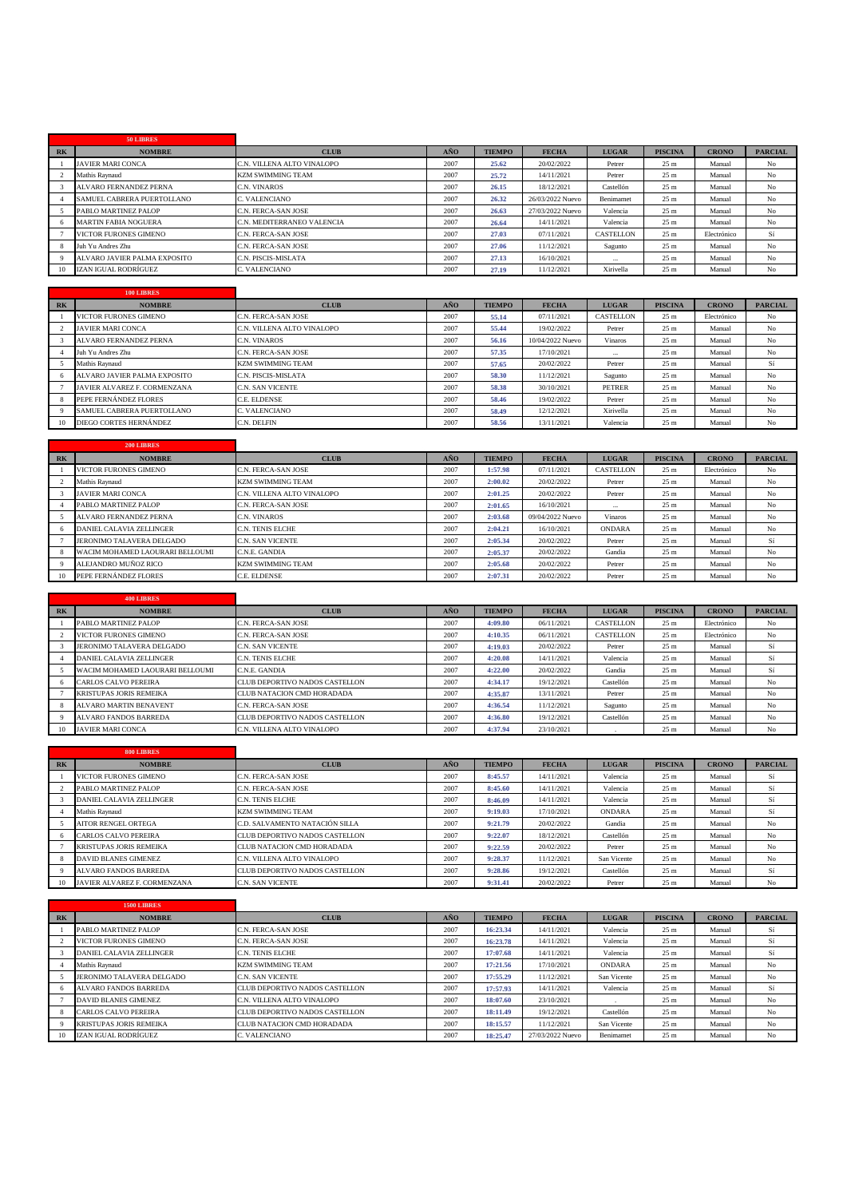| | 50 LIBRES | | | | | | | | |
|---|---|---|---|---|---|---|---|---|---|
| RK | NOMBRE | CLUB | AÑO | TIEMPO | FECHA | LUGAR | PISCINA | CRONO | PARCIAL |
| 1 | JAVIER MARI CONCA | C.N. VILLENA ALTO VINALOPO | 2007 | 25.62 | 20/02/2022 | Petrer | 25 m | Manual | No |
| 2 | Mathis Raynaud | KZM SWIMMING TEAM | 2007 | 25.72 | 14/11/2021 | Petrer | 25 m | Manual | No |
| 3 | ALVARO FERNANDEZ PERNA | C.N. VINAROS | 2007 | 26.15 | 18/12/2021 | Castellón | 25 m | Manual | No |
| 4 | SAMUEL CABRERA PUERTOLLANO | C. VALENCIANO | 2007 | 26.32 | 26/03/2022 Nuevo | Benimamet | 25 m | Manual | No |
| 5 | PABLO MARTINEZ PALOP | C.N. FERCA-SAN JOSE | 2007 | 26.63 | 27/03/2022 Nuevo | Valencia | 25 m | Manual | No |
| 6 | MARTIN FABIA NOGUERA | C.N. MEDITERRANEO VALENCIA | 2007 | 26.64 | 14/11/2021 | Valencia | 25 m | Manual | No |
| 7 | VICTOR FURONES GIMENO | C.N. FERCA-SAN JOSE | 2007 | 27.03 | 07/11/2021 | CASTELLON | 25 m | Electrónico | Sí |
| 8 | Juh Yu Andres Zhu | C.N. FERCA-SAN JOSE | 2007 | 27.06 | 11/12/2021 | Sagunto | 25 m | Manual | No |
| 9 | ALVARO JAVIER PALMA EXPOSITO | C.N. PISCIS-MISLATA | 2007 | 27.13 | 16/10/2021 | ... | 25 m | Manual | No |
| 10 | IZAN IGUAL RODRÍGUEZ | C. VALENCIANO | 2007 | 27.19 | 11/12/2021 | Xirivella | 25 m | Manual | No |

| | 100 LIBRES | | | | | | | | |
|---|---|---|---|---|---|---|---|---|---|
| RK | NOMBRE | CLUB | AÑO | TIEMPO | FECHA | LUGAR | PISCINA | CRONO | PARCIAL |
| 1 | VICTOR FURONES GIMENO | C.N. FERCA-SAN JOSE | 2007 | 55.14 | 07/11/2021 | CASTELLON | 25 m | Electrónico | No |
| 2 | JAVIER MARI CONCA | C.N. VILLENA ALTO VINALOPO | 2007 | 55.44 | 19/02/2022 | Petrer | 25 m | Manual | No |
| 3 | ALVARO FERNANDEZ PERNA | C.N. VINAROS | 2007 | 56.16 | 10/04/2022 Nuevo | Vinaros | 25 m | Manual | No |
| 4 | Juh Yu Andres Zhu | C.N. FERCA-SAN JOSE | 2007 | 57.35 | 17/10/2021 | ... | 25 m | Manual | No |
| 5 | Mathis Raynaud | KZM SWIMMING TEAM | 2007 | 57.65 | 20/02/2022 | Petrer | 25 m | Manual | Sí |
| 6 | ALVARO JAVIER PALMA EXPOSITO | C.N. PISCIS-MISLATA | 2007 | 58.30 | 11/12/2021 | Sagunto | 25 m | Manual | No |
| 7 | JAVIER ALVAREZ F. CORMENZANA | C.N. SAN VICENTE | 2007 | 58.38 | 30/10/2021 | PETRER | 25 m | Manual | No |
| 8 | PEPE FERNÁNDEZ FLORES | C.E. ELDENSE | 2007 | 58.46 | 19/02/2022 | Petrer | 25 m | Manual | No |
| 9 | SAMUEL CABRERA PUERTOLLANO | C. VALENCIANO | 2007 | 58.49 | 12/12/2021 | Xirivella | 25 m | Manual | No |
| 10 | DIEGO CORTES HERNÁNDEZ | C.N. DELFIN | 2007 | 58.56 | 13/11/2021 | Valencia | 25 m | Manual | No |

| | 200 LIBRES | | | | | | | | |
|---|---|---|---|---|---|---|---|---|---|
| RK | NOMBRE | CLUB | AÑO | TIEMPO | FECHA | LUGAR | PISCINA | CRONO | PARCIAL |
| 1 | VICTOR FURONES GIMENO | C.N. FERCA-SAN JOSE | 2007 | 1:57.98 | 07/11/2021 | CASTELLON | 25 m | Electrónico | No |
| 2 | Mathis Raynaud | KZM SWIMMING TEAM | 2007 | 2:00.02 | 20/02/2022 | Petrer | 25 m | Manual | No |
| 3 | JAVIER MARI CONCA | C.N. VILLENA ALTO VINALOPO | 2007 | 2:01.25 | 20/02/2022 | Petrer | 25 m | Manual | No |
| 4 | PABLO MARTINEZ PALOP | C.N. FERCA-SAN JOSE | 2007 | 2:01.65 | 16/10/2021 | ... | 25 m | Manual | No |
| 5 | ALVARO FERNANDEZ PERNA | C.N. VINAROS | 2007 | 2:03.68 | 09/04/2022 Nuevo | Vinaros | 25 m | Manual | No |
| 6 | DANIEL CALAVIA ZELLINGER | C.N. TENIS ELCHE | 2007 | 2:04.21 | 16/10/2021 | ONDARA | 25 m | Manual | No |
| 7 | JERONIMO TALAVERA DELGADO | C.N. SAN VICENTE | 2007 | 2:05.34 | 20/02/2022 | Petrer | 25 m | Manual | Sí |
| 8 | WACIM MOHAMED LAOURARI BELLOUMI | C.N.E. GANDIA | 2007 | 2:05.37 | 20/02/2022 | Gandia | 25 m | Manual | No |
| 9 | ALEJANDRO MUÑOZ RICO | KZM SWIMMING TEAM | 2007 | 2:05.68 | 20/02/2022 | Petrer | 25 m | Manual | No |
| 10 | PEPE FERNÁNDEZ FLORES | C.E. ELDENSE | 2007 | 2:07.31 | 20/02/2022 | Petrer | 25 m | Manual | No |

| | 400 LIBRES | | | | | | | | |
|---|---|---|---|---|---|---|---|---|---|
| RK | NOMBRE | CLUB | AÑO | TIEMPO | FECHA | LUGAR | PISCINA | CRONO | PARCIAL |
| 1 | PABLO MARTINEZ PALOP | C.N. FERCA-SAN JOSE | 2007 | 4:09.80 | 06/11/2021 | CASTELLON | 25 m | Electrónico | No |
| 2 | VICTOR FURONES GIMENO | C.N. FERCA-SAN JOSE | 2007 | 4:10.35 | 06/11/2021 | CASTELLON | 25 m | Electrónico | No |
| 3 | JERONIMO TALAVERA DELGADO | C.N. SAN VICENTE | 2007 | 4:19.03 | 20/02/2022 | Petrer | 25 m | Manual | Sí |
| 4 | DANIEL CALAVIA ZELLINGER | C.N. TENIS ELCHE | 2007 | 4:20.08 | 14/11/2021 | Valencia | 25 m | Manual | Sí |
| 5 | WACIM MOHAMED LAOURARI BELLOUMI | C.N.E. GANDIA | 2007 | 4:22.00 | 20/02/2022 | Gandia | 25 m | Manual | Sí |
| 6 | CARLOS CALVO PEREIRA | CLUB DEPORTIVO NADOS CASTELLON | 2007 | 4:34.17 | 19/12/2021 | Castellón | 25 m | Manual | No |
| 7 | KRISTUPAS JORIS REMEIKA | CLUB NATACION CMD HORADADA | 2007 | 4:35.87 | 13/11/2021 | Petrer | 25 m | Manual | No |
| 8 | ALVARO MARTIN BENAVENT | C.N. FERCA-SAN JOSE | 2007 | 4:36.54 | 11/12/2021 | Sagunto | 25 m | Manual | No |
| 9 | ALVARO FANDOS BARREDA | CLUB DEPORTIVO NADOS CASTELLON | 2007 | 4:36.80 | 19/12/2021 | Castellón | 25 m | Manual | No |
| 10 | JAVIER MARI CONCA | C.N. VILLENA ALTO VINALOPO | 2007 | 4:37.94 | 23/10/2021 | . | 25 m | Manual | No |

| | 800 LIBRES | | | | | | | | |
|---|---|---|---|---|---|---|---|---|---|
| RK | NOMBRE | CLUB | AÑO | TIEMPO | FECHA | LUGAR | PISCINA | CRONO | PARCIAL |
| 1 | VICTOR FURONES GIMENO | C.N. FERCA-SAN JOSE | 2007 | 8:45.57 | 14/11/2021 | Valencia | 25 m | Manual | Sí |
| 2 | PABLO MARTINEZ PALOP | C.N. FERCA-SAN JOSE | 2007 | 8:45.60 | 14/11/2021 | Valencia | 25 m | Manual | Sí |
| 3 | DANIEL CALAVIA ZELLINGER | C.N. TENIS ELCHE | 2007 | 8:46.09 | 14/11/2021 | Valencia | 25 m | Manual | Sí |
| 4 | Mathis Raynaud | KZM SWIMMING TEAM | 2007 | 9:19.03 | 17/10/2021 | ONDARA | 25 m | Manual | Sí |
| 5 | AITOR RENGEL ORTEGA | C.D. SALVAMENTO NATACIÓN SILLA | 2007 | 9:21.79 | 20/02/2022 | Gandia | 25 m | Manual | No |
| 6 | CARLOS CALVO PEREIRA | CLUB DEPORTIVO NADOS CASTELLON | 2007 | 9:22.07 | 18/12/2021 | Castellón | 25 m | Manual | No |
| 7 | KRISTUPAS JORIS REMEIKA | CLUB NATACION CMD HORADADA | 2007 | 9:22.59 | 20/02/2022 | Petrer | 25 m | Manual | No |
| 8 | DAVID BLANES GIMENEZ | C.N. VILLENA ALTO VINALOPO | 2007 | 9:28.37 | 11/12/2021 | San Vicente | 25 m | Manual | No |
| 9 | ALVARO FANDOS BARREDA | CLUB DEPORTIVO NADOS CASTELLON | 2007 | 9:28.86 | 19/12/2021 | Castellón | 25 m | Manual | Sí |
| 10 | JAVIER ALVAREZ F. CORMENZANA | C.N. SAN VICENTE | 2007 | 9:31.41 | 20/02/2022 | Petrer | 25 m | Manual | No |

| | 1500 LIBRES | | | | | | | | |
|---|---|---|---|---|---|---|---|---|---|
| RK | NOMBRE | CLUB | AÑO | TIEMPO | FECHA | LUGAR | PISCINA | CRONO | PARCIAL |
| 1 | PABLO MARTINEZ PALOP | C.N. FERCA-SAN JOSE | 2007 | 16:23.34 | 14/11/2021 | Valencia | 25 m | Manual | Sí |
| 2 | VICTOR FURONES GIMENO | C.N. FERCA-SAN JOSE | 2007 | 16:23.78 | 14/11/2021 | Valencia | 25 m | Manual | Sí |
| 3 | DANIEL CALAVIA ZELLINGER | C.N. TENIS ELCHE | 2007 | 17:07.68 | 14/11/2021 | Valencia | 25 m | Manual | Sí |
| 4 | Mathis Raynaud | KZM SWIMMING TEAM | 2007 | 17:21.56 | 17/10/2021 | ONDARA | 25 m | Manual | No |
| 5 | JERONIMO TALAVERA DELGADO | C.N. SAN VICENTE | 2007 | 17:55.29 | 11/12/2021 | San Vicente | 25 m | Manual | No |
| 6 | ALVARO FANDOS BARREDA | CLUB DEPORTIVO NADOS CASTELLON | 2007 | 17:57.93 | 14/11/2021 | Valencia | 25 m | Manual | Sí |
| 7 | DAVID BLANES GIMENEZ | C.N. VILLENA ALTO VINALOPO | 2007 | 18:07.60 | 23/10/2021 | . | 25 m | Manual | No |
| 8 | CARLOS CALVO PEREIRA | CLUB DEPORTIVO NADOS CASTELLON | 2007 | 18:11.49 | 19/12/2021 | Castellón | 25 m | Manual | No |
| 9 | KRISTUPAS JORIS REMEIKA | CLUB NATACION CMD HORADADA | 2007 | 18:15.57 | 11/12/2021 | San Vicente | 25 m | Manual | No |
| 10 | IZAN IGUAL RODRÍGUEZ | C. VALENCIANO | 2007 | 18:25.47 | 27/03/2022 Nuevo | Benimamet | 25 m | Manual | No |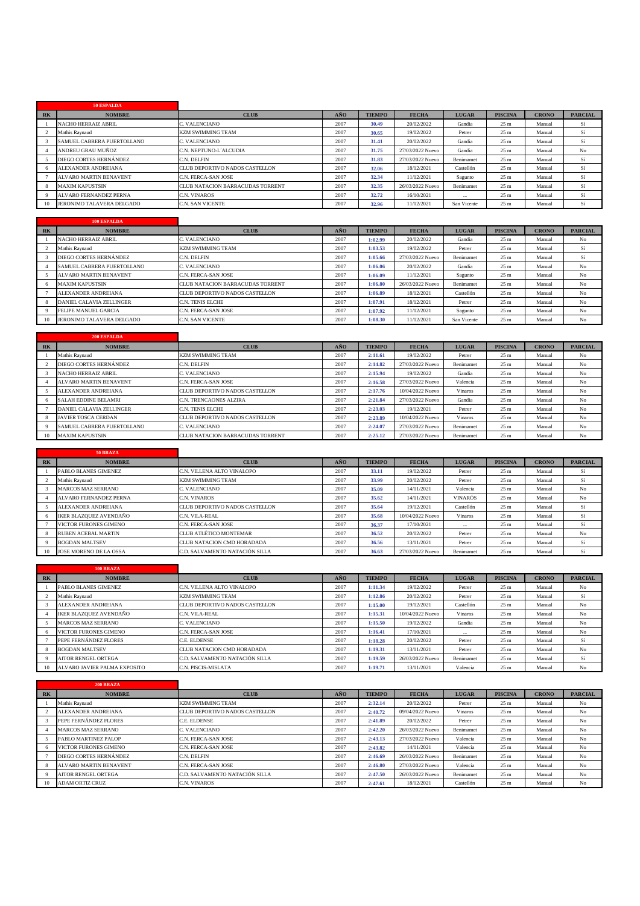| 50 ESPALDA | | | | | | | | | |
|---|---|---|---|---|---|---|---|---|---|
| RK | NOMBRE | CLUB | AÑO | TIEMPO | FECHA | LUGAR | PISCINA | CRONO | PARCIAL |
| 1 | NACHO HERRAIZ ABRIL | C. VALENCIANO | 2007 | 30.49 | 20/02/2022 | Gandia | 25 m | Manual | Si |
| 2 | Mathis Raynaud | KZM SWIMMING TEAM | 2007 | 30.65 | 19/02/2022 | Petrer | 25 m | Manual | Si |
| 3 | SAMUEL CABRERA PUERTOLLANO | C. VALENCIANO | 2007 | 31.41 | 20/02/2022 | Gandia | 25 m | Manual | Si |
| 4 | ANDREU GRAU MUÑOZ | C.N. NEPTUNO-L´ALCUDIA | 2007 | 31.75 | 27/03/2022 Nuevo | Gandia | 25 m | Manual | No |
| 5 | DIEGO CORTES HERNÁNDEZ | C.N. DELFIN | 2007 | 31.83 | 27/03/2022 Nuevo | Benimamet | 25 m | Manual | Si |
| 6 | ALEXANDER ANDREIANA | CLUB DEPORTIVO NADOS CASTELLON | 2007 | 32.06 | 18/12/2021 | Castellón | 25 m | Manual | Si |
| 7 | ALVARO MARTIN BENAVENT | C.N. FERCA-SAN JOSE | 2007 | 32.34 | 11/12/2021 | Sagunto | 25 m | Manual | Si |
| 8 | MAXIM KAPUSTSIN | CLUB NATACION BARRACUDAS TORRENT | 2007 | 32.35 | 26/03/2022 Nuevo | Benimamet | 25 m | Manual | Si |
| 9 | ALVARO FERNANDEZ PERNA | C.N. VINAROS | 2007 | 32.72 | 16/10/2021 | ... | 25 m | Manual | Si |
| 10 | JERONIMO TALAVERA DELGADO | C.N. SAN VICENTE | 2007 | 32.96 | 11/12/2021 | San Vicente | 25 m | Manual | Si |

| 100 ESPALDA | | | | | | | | | |
|---|---|---|---|---|---|---|---|---|---|
| RK | NOMBRE | CLUB | AÑO | TIEMPO | FECHA | LUGAR | PISCINA | CRONO | PARCIAL |
| 1 | NACHO HERRAIZ ABRIL | C. VALENCIANO | 2007 | 1:02.99 | 20/02/2022 | Gandia | 25 m | Manual | No |
| 2 | Mathis Raynaud | KZM SWIMMING TEAM | 2007 | 1:03.53 | 19/02/2022 | Petrer | 25 m | Manual | Si |
| 3 | DIEGO CORTES HERNÁNDEZ | C.N. DELFIN | 2007 | 1:05.66 | 27/03/2022 Nuevo | Benimamet | 25 m | Manual | Si |
| 4 | SAMUEL CABRERA PUERTOLLANO | C. VALENCIANO | 2007 | 1:06.06 | 20/02/2022 | Gandia | 25 m | Manual | No |
| 5 | ALVARO MARTIN BENAVENT | C.N. FERCA-SAN JOSE | 2007 | 1:06.09 | 11/12/2021 | Sagunto | 25 m | Manual | No |
| 6 | MAXIM KAPUSTSIN | CLUB NATACION BARRACUDAS TORRENT | 2007 | 1:06.80 | 26/03/2022 Nuevo | Benimamet | 25 m | Manual | No |
| 7 | ALEXANDER ANDREIANA | CLUB DEPORTIVO NADOS CASTELLON | 2007 | 1:06.89 | 18/12/2021 | Castellón | 25 m | Manual | No |
| 8 | DANIEL CALAVIA ZELLINGER | C.N. TENIS ELCHE | 2007 | 1:07.91 | 18/12/2021 | Petrer | 25 m | Manual | No |
| 9 | FELIPE MANUEL GARCIA | C.N. FERCA-SAN JOSE | 2007 | 1:07.92 | 11/12/2021 | Sagunto | 25 m | Manual | No |
| 10 | JERONIMO TALAVERA DELGADO | C.N. SAN VICENTE | 2007 | 1:08.30 | 11/12/2021 | San Vicente | 25 m | Manual | No |

| 200 ESPALDA | | | | | | | | | |
|---|---|---|---|---|---|---|---|---|---|
| RK | NOMBRE | CLUB | AÑO | TIEMPO | FECHA | LUGAR | PISCINA | CRONO | PARCIAL |
| 1 | Mathis Raynaud | KZM SWIMMING TEAM | 2007 | 2:11.61 | 19/02/2022 | Petrer | 25 m | Manual | No |
| 2 | DIEGO CORTES HERNÁNDEZ | C.N. DELFIN | 2007 | 2:14.82 | 27/03/2022 Nuevo | Benimamet | 25 m | Manual | No |
| 3 | NACHO HERRAIZ ABRIL | C. VALENCIANO | 2007 | 2:15.94 | 19/02/2022 | Gandia | 25 m | Manual | No |
| 4 | ALVARO MARTIN BENAVENT | C.N. FERCA-SAN JOSE | 2007 | 2:16.58 | 27/03/2022 Nuevo | Valencia | 25 m | Manual | No |
| 5 | ALEXANDER ANDREIANA | CLUB DEPORTIVO NADOS CASTELLON | 2007 | 2:17.76 | 10/04/2022 Nuevo | Vinaros | 25 m | Manual | No |
| 6 | SALAH EDDINE BELAMRI | C.N. TRENCAONES ALZIRA | 2007 | 2:21.84 | 27/03/2022 Nuevo | Gandia | 25 m | Manual | No |
| 7 | DANIEL CALAVIA ZELLINGER | C.N. TENIS ELCHE | 2007 | 2:23.03 | 19/12/2021 | Petrer | 25 m | Manual | No |
| 8 | JAVIER TOSCA CERDAN | CLUB DEPORTIVO NADOS CASTELLON | 2007 | 2:23.89 | 10/04/2022 Nuevo | Vinaros | 25 m | Manual | No |
| 9 | SAMUEL CABRERA PUERTOLLANO | C. VALENCIANO | 2007 | 2:24.07 | 27/03/2022 Nuevo | Benimamet | 25 m | Manual | No |
| 10 | MAXIM KAPUSTSIN | CLUB NATACION BARRACUDAS TORRENT | 2007 | 2:25.12 | 27/03/2022 Nuevo | Benimamet | 25 m | Manual | No |

| 50 BRAZA | | | | | | | | | |
|---|---|---|---|---|---|---|---|---|---|
| RK | NOMBRE | CLUB | AÑO | TIEMPO | FECHA | LUGAR | PISCINA | CRONO | PARCIAL |
| 1 | PABLO BLANES GIMENEZ | C.N. VILLENA ALTO VINALOPO | 2007 | 33.11 | 19/02/2022 | Petrer | 25 m | Manual | Si |
| 2 | Mathis Raynaud | KZM SWIMMING TEAM | 2007 | 33.99 | 20/02/2022 | Petrer | 25 m | Manual | Si |
| 3 | MARCOS MAZ SERRANO | C. VALENCIANO | 2007 | 35.09 | 14/11/2021 | Valencia | 25 m | Manual | No |
| 4 | ALVARO FERNANDEZ PERNA | C.N. VINAROS | 2007 | 35.62 | 14/11/2021 | VINARÒS | 25 m | Manual | No |
| 5 | ALEXANDER ANDREIANA | CLUB DEPORTIVO NADOS CASTELLON | 2007 | 35.64 | 19/12/2021 | Castellón | 25 m | Manual | Si |
| 6 | IKER BLAZQUEZ AVENDAÑO | C.N. VILA-REAL | 2007 | 35.68 | 10/04/2022 Nuevo | Vinaros | 25 m | Manual | Si |
| 7 | VICTOR FURONES GIMENO | C.N. FERCA-SAN JOSE | 2007 | 36.37 | 17/10/2021 | ... | 25 m | Manual | Si |
| 8 | RUBEN ACEBAL MARTIN | CLUB ATLÉTICO MONTEMAR | 2007 | 36.52 | 20/02/2022 | Petrer | 25 m | Manual | No |
| 9 | BOGDAN MALTSEV | CLUB NATACION CMD HORADADA | 2007 | 36.56 | 13/11/2021 | Petrer | 25 m | Manual | Si |
| 10 | JOSE MORENO DE LA OSSA | C.D. SALVAMENTO NATACIÓN SILLA | 2007 | 36.63 | 27/03/2022 Nuevo | Benimamet | 25 m | Manual | Si |

| 100 BRAZA | | | | | | | | | |
|---|---|---|---|---|---|---|---|---|---|
| RK | NOMBRE | CLUB | AÑO | TIEMPO | FECHA | LUGAR | PISCINA | CRONO | PARCIAL |
| 1 | PABLO BLANES GIMENEZ | C.N. VILLENA ALTO VINALOPO | 2007 | 1:11.34 | 19/02/2022 | Petrer | 25 m | Manual | No |
| 2 | Mathis Raynaud | KZM SWIMMING TEAM | 2007 | 1:12.86 | 20/02/2022 | Petrer | 25 m | Manual | Si |
| 3 | ALEXANDER ANDREIANA | CLUB DEPORTIVO NADOS CASTELLON | 2007 | 1:15.00 | 19/12/2021 | Castellón | 25 m | Manual | No |
| 4 | IKER BLAZQUEZ AVENDAÑO | C.N. VILA-REAL | 2007 | 1:15.31 | 10/04/2022 Nuevo | Vinaros | 25 m | Manual | No |
| 5 | MARCOS MAZ SERRANO | C. VALENCIANO | 2007 | 1:15.50 | 19/02/2022 | Gandia | 25 m | Manual | No |
| 6 | VICTOR FURONES GIMENO | C.N. FERCA-SAN JOSE | 2007 | 1:16.41 | 17/10/2021 | ... | 25 m | Manual | No |
| 7 | PEPE FERNÁNDEZ FLORES | C.E. ELDENSE | 2007 | 1:18.28 | 20/02/2022 | Petrer | 25 m | Manual | Si |
| 8 | BOGDAN MALTSEV | CLUB NATACION CMD HORADADA | 2007 | 1:19.31 | 13/11/2021 | Petrer | 25 m | Manual | No |
| 9 | AITOR RENGEL ORTEGA | C.D. SALVAMENTO NATACIÓN SILLA | 2007 | 1:19.59 | 26/03/2022 Nuevo | Benimamet | 25 m | Manual | Si |
| 10 | ALVARO JAVIER PALMA EXPOSITO | C.N. PISCIS-MISLATA | 2007 | 1:19.71 | 13/11/2021 | Valencia | 25 m | Manual | No |

| 200 BRAZA | | | | | | | | | |
|---|---|---|---|---|---|---|---|---|---|
| RK | NOMBRE | CLUB | AÑO | TIEMPO | FECHA | LUGAR | PISCINA | CRONO | PARCIAL |
| 1 | Mathis Raynaud | KZM SWIMMING TEAM | 2007 | 2:32.14 | 20/02/2022 | Petrer | 25 m | Manual | No |
| 2 | ALEXANDER ANDREIANA | CLUB DEPORTIVO NADOS CASTELLON | 2007 | 2:40.72 | 09/04/2022 Nuevo | Vinaros | 25 m | Manual | No |
| 3 | PEPE FERNÁNDEZ FLORES | C.E. ELDENSE | 2007 | 2:41.89 | 20/02/2022 | Petrer | 25 m | Manual | No |
| 4 | MARCOS MAZ SERRANO | C. VALENCIANO | 2007 | 2:42.20 | 26/03/2022 Nuevo | Benimamet | 25 m | Manual | No |
| 5 | PABLO MARTINEZ PALOP | C.N. FERCA-SAN JOSE | 2007 | 2:43.13 | 27/03/2022 Nuevo | Valencia | 25 m | Manual | No |
| 6 | VICTOR FURONES GIMENO | C.N. FERCA-SAN JOSE | 2007 | 2:43.82 | 14/11/2021 | Valencia | 25 m | Manual | No |
| 7 | DIEGO CORTES HERNÁNDEZ | C.N. DELFIN | 2007 | 2:46.69 | 26/03/2022 Nuevo | Benimamet | 25 m | Manual | No |
| 8 | ALVARO MARTIN BENAVENT | C.N. FERCA-SAN JOSE | 2007 | 2:46.80 | 27/03/2022 Nuevo | Valencia | 25 m | Manual | No |
| 9 | AITOR RENGEL ORTEGA | C.D. SALVAMENTO NATACIÓN SILLA | 2007 | 2:47.50 | 26/03/2022 Nuevo | Benimamet | 25 m | Manual | No |
| 10 | ADAM ORTIZ CRUZ | C.N. VINAROS | 2007 | 2:47.61 | 18/12/2021 | Castellón | 25 m | Manual | No |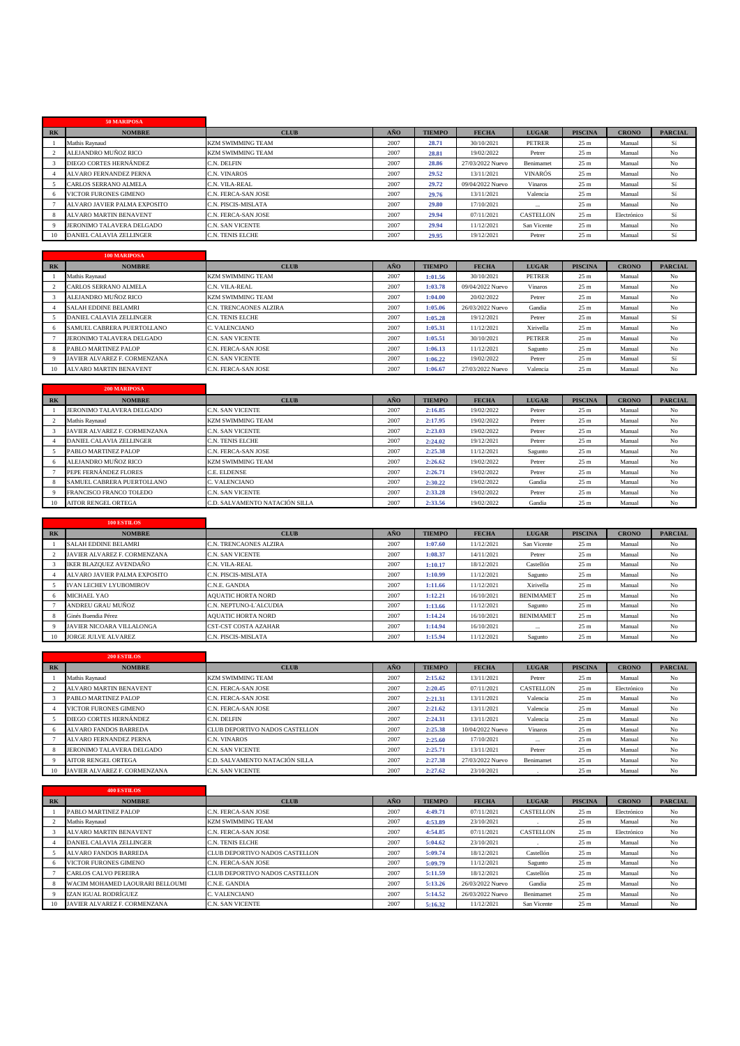## 50 MARIPOSA

| RK | NOMBRE | CLUB | AÑO | TIEMPO | FECHA | LUGAR | PISCINA | CRONO | PARCIAL |
|---|---|---|---|---|---|---|---|---|---|
| 1 | Mathis Raynaud | KZM SWIMMING TEAM | 2007 | 28.71 | 30/10/2021 | PETRER | 25 m | Manual | Si |
| 2 | ALEJANDRO MUÑOZ RICO | KZM SWIMMING TEAM | 2007 | 28.81 | 19/02/2022 | Petrer | 25 m | Manual | No |
| 3 | DIEGO CORTES HERNÁNDEZ | C.N. DELFIN | 2007 | 28.86 | 27/03/2022 Nuevo | Benimamet | 25 m | Manual | No |
| 4 | ALVARO FERNANDEZ PERNA | C.N. VINAROS | 2007 | 29.52 | 13/11/2021 | VINARÒS | 25 m | Manual | No |
| 5 | CARLOS SERRANO ALMELA | C.N. VILA-REAL | 2007 | 29.72 | 09/04/2022 Nuevo | Vinaros | 25 m | Manual | Si |
| 6 | VICTOR FURONES GIMENO | C.N. FERCA-SAN JOSE | 2007 | 29.76 | 13/11/2021 | Valencia | 25 m | Manual | Si |
| 7 | ALVARO JAVIER PALMA EXPOSITO | C.N. PISCIS-MISLATA | 2007 | 29.80 | 17/10/2021 | ... | 25 m | Manual | No |
| 8 | ALVARO MARTIN BENAVENT | C.N. FERCA-SAN JOSE | 2007 | 29.94 | 07/11/2021 | CASTELLON | 25 m | Electrónico | Si |
| 9 | JERONIMO TALAVERA DELGADO | C.N. SAN VICENTE | 2007 | 29.94 | 11/12/2021 | San Vicente | 25 m | Manual | No |
| 10 | DANIEL CALAVIA ZELLINGER | C.N. TENIS ELCHE | 2007 | 29.95 | 19/12/2021 | Petrer | 25 m | Manual | Si |

## 100 MARIPOSA

| RK | NOMBRE | CLUB | AÑO | TIEMPO | FECHA | LUGAR | PISCINA | CRONO | PARCIAL |
|---|---|---|---|---|---|---|---|---|---|
| 1 | Mathis Raynaud | KZM SWIMMING TEAM | 2007 | 1:01.56 | 30/10/2021 | PETRER | 25 m | Manual | No |
| 2 | CARLOS SERRANO ALMELA | C.N. VILA-REAL | 2007 | 1:03.78 | 09/04/2022 Nuevo | Vinaros | 25 m | Manual | No |
| 3 | ALEJANDRO MUÑOZ RICO | KZM SWIMMING TEAM | 2007 | 1:04.00 | 20/02/2022 | Petrer | 25 m | Manual | No |
| 4 | SALAH EDDINE BELAMRI | C.N. TRENCAONES ALZIRA | 2007 | 1:05.06 | 26/03/2022 Nuevo | Gandia | 25 m | Manual | No |
| 5 | DANIEL CALAVIA ZELLINGER | C.N. TENIS ELCHE | 2007 | 1:05.28 | 19/12/2021 | Petrer | 25 m | Manual | Si |
| 6 | SAMUEL CABRERA PUERTOLLANO | C. VALENCIANO | 2007 | 1:05.31 | 11/12/2021 | Xirivella | 25 m | Manual | No |
| 7 | JERONIMO TALAVERA DELGADO | C.N. SAN VICENTE | 2007 | 1:05.51 | 30/10/2021 | PETRER | 25 m | Manual | No |
| 8 | PABLO MARTINEZ PALOP | C.N. FERCA-SAN JOSE | 2007 | 1:06.13 | 11/12/2021 | Sagunto | 25 m | Manual | No |
| 9 | JAVIER ALVAREZ F. CORMENZANA | C.N. SAN VICENTE | 2007 | 1:06.22 | 19/02/2022 | Petrer | 25 m | Manual | Si |
| 10 | ALVARO MARTIN BENAVENT | C.N. FERCA-SAN JOSE | 2007 | 1:06.67 | 27/03/2022 Nuevo | Valencia | 25 m | Manual | No |

## 200 MARIPOSA

| RK | NOMBRE | CLUB | AÑO | TIEMPO | FECHA | LUGAR | PISCINA | CRONO | PARCIAL |
|---|---|---|---|---|---|---|---|---|---|
| 1 | JERONIMO TALAVERA DELGADO | C.N. SAN VICENTE | 2007 | 2:16.85 | 19/02/2022 | Petrer | 25 m | Manual | No |
| 2 | Mathis Raynaud | KZM SWIMMING TEAM | 2007 | 2:17.95 | 19/02/2022 | Petrer | 25 m | Manual | No |
| 3 | JAVIER ALVAREZ F. CORMENZANA | C.N. SAN VICENTE | 2007 | 2:23.03 | 19/02/2022 | Petrer | 25 m | Manual | No |
| 4 | DANIEL CALAVIA ZELLINGER | C.N. TENIS ELCHE | 2007 | 2:24.02 | 19/12/2021 | Petrer | 25 m | Manual | No |
| 5 | PABLO MARTINEZ PALOP | C.N. FERCA-SAN JOSE | 2007 | 2:25.38 | 11/12/2021 | Sagunto | 25 m | Manual | No |
| 6 | ALEJANDRO MUÑOZ RICO | KZM SWIMMING TEAM | 2007 | 2:26.62 | 19/02/2022 | Petrer | 25 m | Manual | No |
| 7 | PEPE FERNÁNDEZ FLORES | C.E. ELDENSE | 2007 | 2:26.71 | 19/02/2022 | Petrer | 25 m | Manual | No |
| 8 | SAMUEL CABRERA PUERTOLLANO | C. VALENCIANO | 2007 | 2:30.22 | 19/02/2022 | Gandia | 25 m | Manual | No |
| 9 | FRANCISCO FRANCO TOLEDO | C.N. SAN VICENTE | 2007 | 2:33.28 | 19/02/2022 | Petrer | 25 m | Manual | No |
| 10 | AITOR RENGEL ORTEGA | C.D. SALVAMENTO NATACIÓN SILLA | 2007 | 2:33.56 | 19/02/2022 | Gandia | 25 m | Manual | No |

## 100 ESTILOS

| RK | NOMBRE | CLUB | AÑO | TIEMPO | FECHA | LUGAR | PISCINA | CRONO | PARCIAL |
|---|---|---|---|---|---|---|---|---|---|
| 1 | SALAH EDDINE BELAMRI | C.N. TRENCAONES ALZIRA | 2007 | 1:07.60 | 11/12/2021 | San Vicente | 25 m | Manual | No |
| 2 | JAVIER ALVAREZ F. CORMENZANA | C.N. SAN VICENTE | 2007 | 1:08.37 | 14/11/2021 | Petrer | 25 m | Manual | No |
| 3 | IKER BLAZQUEZ AVENDAÑO | C.N. VILA-REAL | 2007 | 1:10.17 | 18/12/2021 | Castellón | 25 m | Manual | No |
| 4 | ALVARO JAVIER PALMA EXPOSITO | C.N. PISCIS-MISLATA | 2007 | 1:10.99 | 11/12/2021 | Sagunto | 25 m | Manual | No |
| 5 | IVAN LECHEV LYUBOMIROV | C.N.E. GANDIA | 2007 | 1:11.66 | 11/12/2021 | Xirivella | 25 m | Manual | No |
| 6 | MICHAEL YAO | AQUATIC HORTA NORD | 2007 | 1:12.21 | 16/10/2021 | BENIMAMET | 25 m | Manual | No |
| 7 | ANDREU GRAU MUÑOZ | C.N. NEPTUNO-L'ALCUDIA | 2007 | 1:13.66 | 11/12/2021 | Sagunto | 25 m | Manual | No |
| 8 | Ginés Buendía Pérez | AQUATIC HORTA NORD | 2007 | 1:14.24 | 16/10/2021 | BENIMAMET | 25 m | Manual | No |
| 9 | JAVIER NICOARA VILLALONGA | CST-CST COSTA AZAHAR | 2007 | 1:14.94 | 16/10/2021 | ... | 25 m | Manual | No |
| 10 | JORGE JULVE ALVAREZ | C.N. PISCIS-MISLATA | 2007 | 1:15.94 | 11/12/2021 | Sagunto | 25 m | Manual | No |

## 200 ESTILOS

| RK | NOMBRE | CLUB | AÑO | TIEMPO | FECHA | LUGAR | PISCINA | CRONO | PARCIAL |
|---|---|---|---|---|---|---|---|---|---|
| 1 | Mathis Raynaud | KZM SWIMMING TEAM | 2007 | 2:15.62 | 13/11/2021 | Petrer | 25 m | Manual | No |
| 2 | ALVARO MARTIN BENAVENT | C.N. FERCA-SAN JOSE | 2007 | 2:20.45 | 07/11/2021 | CASTELLON | 25 m | Electrónico | No |
| 3 | PABLO MARTINEZ PALOP | C.N. FERCA-SAN JOSE | 2007 | 2:21.31 | 13/11/2021 | Valencia | 25 m | Manual | No |
| 4 | VICTOR FURONES GIMENO | C.N. FERCA-SAN JOSE | 2007 | 2:21.62 | 13/11/2021 | Valencia | 25 m | Manual | No |
| 5 | DIEGO CORTES HERNÁNDEZ | C.N. DELFIN | 2007 | 2:24.31 | 13/11/2021 | Valencia | 25 m | Manual | No |
| 6 | ALVARO FANDOS BARREDA | CLUB DEPORTIVO NADOS CASTELLON | 2007 | 2:25.38 | 10/04/2022 Nuevo | Vinaros | 25 m | Manual | No |
| 7 | ALVARO FERNANDEZ PERNA | C.N. VINAROS | 2007 | 2:25.60 | 17/10/2021 | ... | 25 m | Manual | No |
| 8 | JERONIMO TALAVERA DELGADO | C.N. SAN VICENTE | 2007 | 2:25.71 | 13/11/2021 | Petrer | 25 m | Manual | No |
| 9 | AITOR RENGEL ORTEGA | C.D. SALVAMENTO NATACIÓN SILLA | 2007 | 2:27.38 | 27/03/2022 Nuevo | Benimamet | 25 m | Manual | No |
| 10 | JAVIER ALVAREZ F. CORMENZANA | C.N. SAN VICENTE | 2007 | 2:27.62 | 23/10/2021 | . | 25 m | Manual | No |

## 400 ESTILOS

| RK | NOMBRE | CLUB | AÑO | TIEMPO | FECHA | LUGAR | PISCINA | CRONO | PARCIAL |
|---|---|---|---|---|---|---|---|---|---|
| 1 | PABLO MARTINEZ PALOP | C.N. FERCA-SAN JOSE | 2007 | 4:49.71 | 07/11/2021 | CASTELLON | 25 m | Electrónico | No |
| 2 | Mathis Raynaud | KZM SWIMMING TEAM | 2007 | 4:53.89 | 23/10/2021 | . | 25 m | Manual | No |
| 3 | ALVARO MARTIN BENAVENT | C.N. FERCA-SAN JOSE | 2007 | 4:54.85 | 07/11/2021 | CASTELLON | 25 m | Electrónico | No |
| 4 | DANIEL CALAVIA ZELLINGER | C.N. TENIS ELCHE | 2007 | 5:04.62 | 23/10/2021 | . | 25 m | Manual | No |
| 5 | ALVARO FANDOS BARREDA | CLUB DEPORTIVO NADOS CASTELLON | 2007 | 5:09.74 | 18/12/2021 | Castellón | 25 m | Manual | No |
| 6 | VICTOR FURONES GIMENO | C.N. FERCA-SAN JOSE | 2007 | 5:09.79 | 11/12/2021 | Sagunto | 25 m | Manual | No |
| 7 | CARLOS CALVO PEREIRA | CLUB DEPORTIVO NADOS CASTELLON | 2007 | 5:11.59 | 18/12/2021 | Castellón | 25 m | Manual | No |
| 8 | WACIM MOHAMED LAOURARI BELLOUMI | C.N.E. GANDIA | 2007 | 5:13.26 | 26/03/2022 Nuevo | Gandia | 25 m | Manual | No |
| 9 | IZAN IGUAL RODRÍGUEZ | C. VALENCIANO | 2007 | 5:14.52 | 26/03/2022 Nuevo | Benimamet | 25 m | Manual | No |
| 10 | JAVIER ALVAREZ F. CORMENZANA | C.N. SAN VICENTE | 2007 | 5:16.32 | 11/12/2021 | San Vicente | 25 m | Manual | No |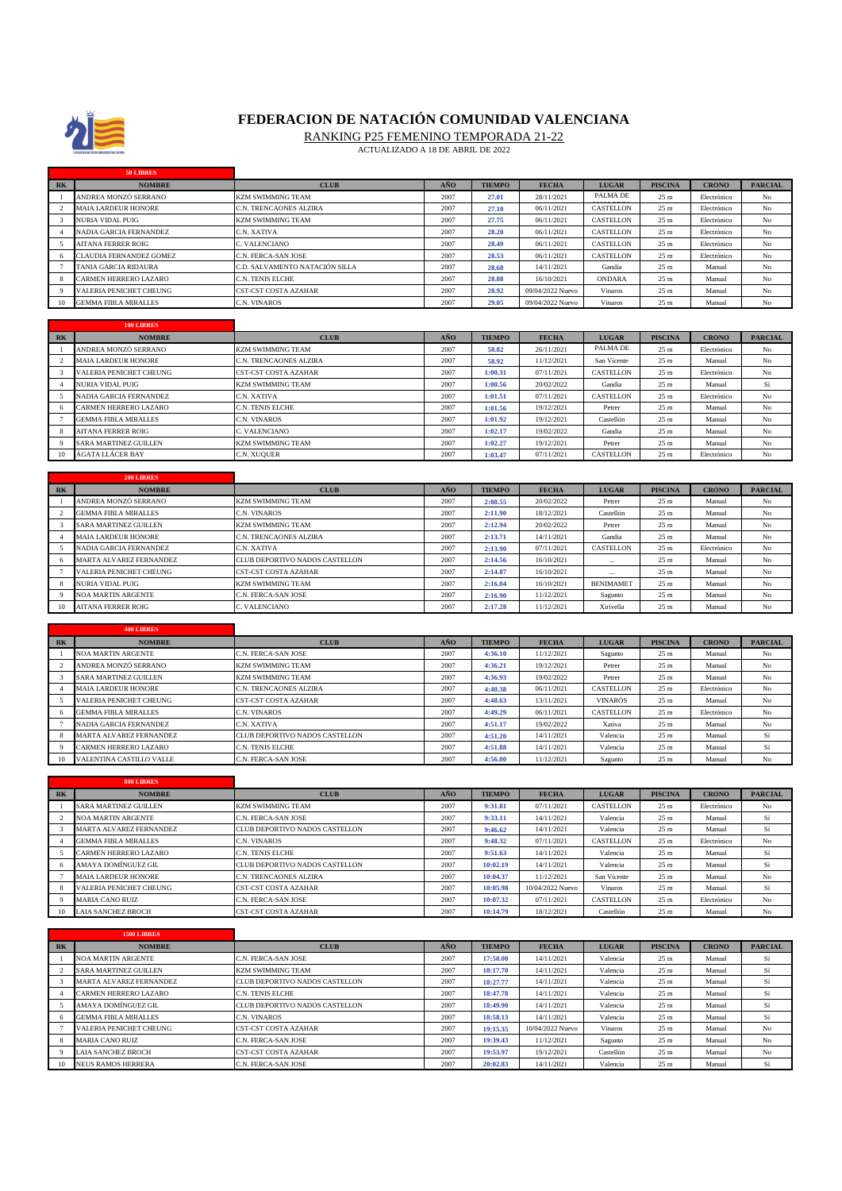# FEDERACION DE NATACIÓN COMUNIDAD VALENCIANA

RANKING P25 FEMENINO TEMPORADA 21-22

ACTUALIZADO A 18 DE ABRIL DE 2022

**50 LIBRES**

| RK | NOMBRE | CLUB | AÑO | TIEMPO | FECHA | LUGAR | PISCINA | CRONO | PARCIAL |
|---|---|---|---|---|---|---|---|---|---|
| 1 | ANDREA MONZÓ SERRANO | KZM SWIMMING TEAM | 2007 | 27.01 | 28/11/2021 | PALMA DE | 25 m | Electrónico | No |
| 2 | MAIA LARDEUR HONORE | C.N. TRENCAONES ALZIRA | 2007 | 27.10 | 06/11/2021 | CASTELLON | 25 m | Electrónico | No |
| 3 | NURIA VIDAL PUIG | KZM SWIMMING TEAM | 2007 | 27.75 | 06/11/2021 | CASTELLON | 25 m | Electrónico | No |
| 4 | NADIA GARCIA FERNANDEZ | C.N. XATIVA | 2007 | 28.20 | 06/11/2021 | CASTELLON | 25 m | Electrónico | No |
| 5 | AITANA FERRER ROIG | C. VALENCIANO | 2007 | 28.49 | 06/11/2021 | CASTELLON | 25 m | Electrónico | No |
| 6 | CLAUDIA FERNANDEZ GOMEZ | C.N. FERCA-SAN JOSE | 2007 | 28.53 | 06/11/2021 | CASTELLON | 25 m | Electrónico | No |
| 7 | TANIA GARCIA RIDAURA | C.D. SALVAMENTO NATACIÓN SILLA | 2007 | 28.68 | 14/11/2021 | Gandia | 25 m | Manual | No |
| 8 | CARMEN HERRERO LAZARO | C.N. TENIS ELCHE | 2007 | 28.88 | 16/10/2021 | ONDARA | 25 m | Manual | No |
| 9 | VALERIA PENICHET CHEUNG | CST-CST COSTA AZAHAR | 2007 | 28.92 | 09/04/2022 Nuevo | Vinaros | 25 m | Manual | No |
| 10 | GEMMA FIBLA MIRALLES | C.N. VINAROS | 2007 | 29.05 | 09/04/2022 Nuevo | Vinaros | 25 m | Manual | No |

**100 LIBRES**

| RK | NOMBRE | CLUB | AÑO | TIEMPO | FECHA | LUGAR | PISCINA | CRONO | PARCIAL |
|---|---|---|---|---|---|---|---|---|---|
| 1 | ANDREA MONZÓ SERRANO | KZM SWIMMING TEAM | 2007 | 58.82 | 26/11/2021 | PALMA DE | 25 m | Electrónico | No |
| 2 | MAIA LARDEUR HONORE | C.N. TRENCAONES ALZIRA | 2007 | 58.92 | 11/12/2021 | San Vicente | 25 m | Manual | No |
| 3 | VALERIA PENICHET CHEUNG | CST-CST COSTA AZAHAR | 2007 | 1:00.31 | 07/11/2021 | CASTELLON | 25 m | Electrónico | No |
| 4 | NURIA VIDAL PUIG | KZM SWIMMING TEAM | 2007 | 1:00.56 | 20/02/2022 | Gandia | 25 m | Manual | Si |
| 5 | NADIA GARCIA FERNANDEZ | C.N. XATIVA | 2007 | 1:01.51 | 07/11/2021 | CASTELLON | 25 m | Electrónico | No |
| 6 | CARMEN HERRERO LAZARO | C.N. TENIS ELCHE | 2007 | 1:01.56 | 19/12/2021 | Petrer | 25 m | Manual | No |
| 7 | GEMMA FIBLA MIRALLES | C.N. VINAROS | 2007 | 1:01.92 | 19/12/2021 | Castellón | 25 m | Manual | No |
| 8 | AITANA FERRER ROIG | C. VALENCIANO | 2007 | 1:02.17 | 19/02/2022 | Gandia | 25 m | Manual | No |
| 9 | SARA MARTINEZ GUILLEN | KZM SWIMMING TEAM | 2007 | 1:02.27 | 19/12/2021 | Petrer | 25 m | Manual | No |
| 10 | ÁGATA LLÁCER BAY | C.N. XUQUER | 2007 | 1:03.47 | 07/11/2021 | CASTELLON | 25 m | Electrónico | No |

**200 LIBRES**

| RK | NOMBRE | CLUB | AÑO | TIEMPO | FECHA | LUGAR | PISCINA | CRONO | PARCIAL |
|---|---|---|---|---|---|---|---|---|---|
| 1 | ANDREA MONZÓ SERRANO | KZM SWIMMING TEAM | 2007 | 2:08.55 | 20/02/2022 | Petrer | 25 m | Manual | No |
| 2 | GEMMA FIBLA MIRALLES | C.N. VINAROS | 2007 | 2:11.90 | 18/12/2021 | Castellón | 25 m | Manual | No |
| 3 | SARA MARTINEZ GUILLEN | KZM SWIMMING TEAM | 2007 | 2:12.94 | 20/02/2022 | Petrer | 25 m | Manual | No |
| 4 | MAIA LARDEUR HONORE | C.N. TRENCAONES ALZIRA | 2007 | 2:13.71 | 14/11/2021 | Gandia | 25 m | Manual | No |
| 5 | NADIA GARCIA FERNANDEZ | C.N. XATIVA | 2007 | 2:13.90 | 07/11/2021 | CASTELLON | 25 m | Electrónico | No |
| 6 | MARTA ALVAREZ FERNANDEZ | CLUB DEPORTIVO NADOS CASTELLON | 2007 | 2:14.56 | 16/10/2021 | ... | 25 m | Manual | No |
| 7 | VALERIA PENICHET CHEUNG | CST-CST COSTA AZAHAR | 2007 | 2:14.87 | 16/10/2021 | ... | 25 m | Manual | No |
| 8 | NURIA VIDAL PUIG | KZM SWIMMING TEAM | 2007 | 2:16.04 | 16/10/2021 | BENIMAMET | 25 m | Manual | No |
| 9 | NOA MARTIN ARGENTE | C.N. FERCA-SAN JOSE | 2007 | 2:16.90 | 11/12/2021 | Sagunto | 25 m | Manual | No |
| 10 | AITANA FERRER ROIG | C. VALENCIANO | 2007 | 2:17.28 | 11/12/2021 | Xirivella | 25 m | Manual | No |

**400 LIBRES**

| RK | NOMBRE | CLUB | AÑO | TIEMPO | FECHA | LUGAR | PISCINA | CRONO | PARCIAL |
|---|---|---|---|---|---|---|---|---|---|
| 1 | NOA MARTIN ARGENTE | C.N. FERCA-SAN JOSE | 2007 | 4:36.10 | 11/12/2021 | Sagunto | 25 m | Manual | No |
| 2 | ANDREA MONZÓ SERRANO | KZM SWIMMING TEAM | 2007 | 4:36.21 | 19/12/2021 | Petrer | 25 m | Manual | No |
| 3 | SARA MARTINEZ GUILLEN | KZM SWIMMING TEAM | 2007 | 4:36.93 | 19/02/2022 | Petrer | 25 m | Manual | No |
| 4 | MAIA LARDEUR HONORE | C.N. TRENCAONES ALZIRA | 2007 | 4:40.38 | 06/11/2021 | CASTELLON | 25 m | Electrónico | No |
| 5 | VALERIA PENICHET CHEUNG | CST-CST COSTA AZAHAR | 2007 | 4:48.63 | 13/11/2021 | VINARÒS | 25 m | Manual | No |
| 6 | GEMMA FIBLA MIRALLES | C.N. VINAROS | 2007 | 4:49.29 | 06/11/2021 | CASTELLON | 25 m | Electrónico | No |
| 7 | NADIA GARCIA FERNANDEZ | C.N. XATIVA | 2007 | 4:51.17 | 19/02/2022 | Xativa | 25 m | Manual | No |
| 8 | MARTA ALVAREZ FERNANDEZ | CLUB DEPORTIVO NADOS CASTELLON | 2007 | 4:51.20 | 14/11/2021 | Valencia | 25 m | Manual | Si |
| 9 | CARMEN HERRERO LAZARO | C.N. TENIS ELCHE | 2007 | 4:51.88 | 14/11/2021 | Valencia | 25 m | Manual | Si |
| 10 | VALENTINA CASTILLO VALLE | C.N. FERCA-SAN JOSE | 2007 | 4:56.00 | 11/12/2021 | Sagunto | 25 m | Manual | No |

**800 LIBRES**

| RK | NOMBRE | CLUB | AÑO | TIEMPO | FECHA | LUGAR | PISCINA | CRONO | PARCIAL |
|---|---|---|---|---|---|---|---|---|---|
| 1 | SARA MARTINEZ GUILLEN | KZM SWIMMING TEAM | 2007 | 9:31.81 | 07/11/2021 | CASTELLON | 25 m | Electrónico | No |
| 2 | NOA MARTIN ARGENTE | C.N. FERCA-SAN JOSE | 2007 | 9:33.11 | 14/11/2021 | Valencia | 25 m | Manual | Si |
| 3 | MARTA ALVAREZ FERNANDEZ | CLUB DEPORTIVO NADOS CASTELLON | 2007 | 9:46.62 | 14/11/2021 | Valencia | 25 m | Manual | Si |
| 4 | GEMMA FIBLA MIRALLES | C.N. VINAROS | 2007 | 9:48.32 | 07/11/2021 | CASTELLON | 25 m | Electrónico | No |
| 5 | CARMEN HERRERO LAZARO | C.N. TENIS ELCHE | 2007 | 9:51.63 | 14/11/2021 | Valencia | 25 m | Manual | Si |
| 6 | AMAYA DOMÍNGUEZ GIL | CLUB DEPORTIVO NADOS CASTELLON | 2007 | 10:02.19 | 14/11/2021 | Valencia | 25 m | Manual | Si |
| 7 | MAIA LARDEUR HONORE | C.N. TRENCAONES ALZIRA | 2007 | 10:04.37 | 11/12/2021 | San Vicente | 25 m | Manual | No |
| 8 | VALERIA PENICHET CHEUNG | CST-CST COSTA AZAHAR | 2007 | 10:05.98 | 10/04/2022 Nuevo | Vinaros | 25 m | Manual | Si |
| 9 | MARIA CANO RUIZ | C.N. FERCA-SAN JOSE | 2007 | 10:07.32 | 07/11/2021 | CASTELLON | 25 m | Electrónico | No |
| 10 | LAIA SANCHEZ BROCH | CST-CST COSTA AZAHAR | 2007 | 10:14.79 | 18/12/2021 | Castellón | 25 m | Manual | No |

**1500 LIBRES**

| RK | NOMBRE | CLUB | AÑO | TIEMPO | FECHA | LUGAR | PISCINA | CRONO | PARCIAL |
|---|---|---|---|---|---|---|---|---|---|
| 1 | NOA MARTIN ARGENTE | C.N. FERCA-SAN JOSE | 2007 | 17:50.00 | 14/11/2021 | Valencia | 25 m | Manual | Si |
| 2 | SARA MARTINEZ GUILLEN | KZM SWIMMING TEAM | 2007 | 18:17.70 | 14/11/2021 | Valencia | 25 m | Manual | Si |
| 3 | MARTA ALVAREZ FERNANDEZ | CLUB DEPORTIVO NADOS CASTELLON | 2007 | 18:27.77 | 14/11/2021 | Valencia | 25 m | Manual | Si |
| 4 | CARMEN HERRERO LAZARO | C.N. TENIS ELCHE | 2007 | 18:47.78 | 14/11/2021 | Valencia | 25 m | Manual | Si |
| 5 | AMAYA DOMÍNGUEZ GIL | CLUB DEPORTIVO NADOS CASTELLON | 2007 | 18:49.90 | 14/11/2021 | Valencia | 25 m | Manual | Si |
| 6 | GEMMA FIBLA MIRALLES | C.N. VINAROS | 2007 | 18:58.13 | 14/11/2021 | Valencia | 25 m | Manual | Si |
| 7 | VALERIA PENICHET CHEUNG | CST-CST COSTA AZAHAR | 2007 | 19:15.35 | 10/04/2022 Nuevo | Vinaros | 25 m | Manual | No |
| 8 | MARIA CANO RUIZ | C.N. FERCA-SAN JOSE | 2007 | 19:39.43 | 11/12/2021 | Sagunto | 25 m | Manual | No |
| 9 | LAIA SANCHEZ BROCH | CST-CST COSTA AZAHAR | 2007 | 19:53.97 | 19/12/2021 | Castellón | 25 m | Manual | No |
| 10 | NEUS RAMOS HERRERA | C.N. FERCA-SAN JOSE | 2007 | 20:02.83 | 14/11/2021 | Valencia | 25 m | Manual | Si |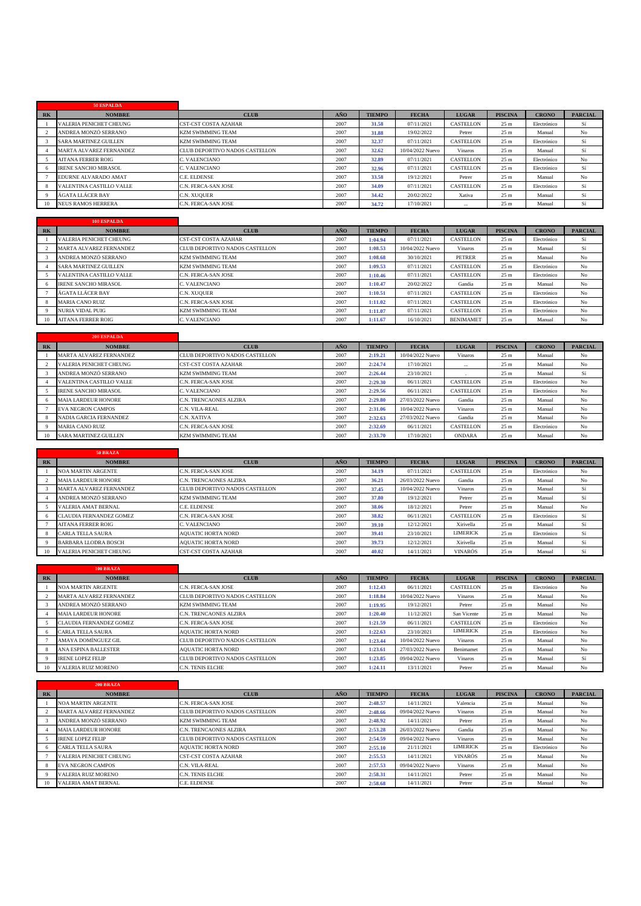## 50 ESPALDA

| RK | NOMBRE | CLUB | AÑO | TIEMPO | FECHA | LUGAR | PISCINA | CRONO | PARCIAL |
|---|---|---|---|---|---|---|---|---|---|
| 1 | VALERIA PENICHET CHEUNG | CST-CST COSTA AZAHAR | 2007 | 31.58 | 07/11/2021 | CASTELLON | 25 m | Electrónico | Sí |
| 2 | ANDREA MONZÓ SERRANO | KZM SWIMMING TEAM | 2007 | 31.88 | 19/02/2022 | Petrer | 25 m | Manual | No |
| 3 | SARA MARTINEZ GUILLEN | KZM SWIMMING TEAM | 2007 | 32.37 | 07/11/2021 | CASTELLON | 25 m | Electrónico | Sí |
| 4 | MARTA ALVAREZ FERNANDEZ | CLUB DEPORTIVO NADOS CASTELLON | 2007 | 32.62 | 10/04/2022 Nuevo | Vinaros | 25 m | Manual | Sí |
| 5 | AITANA FERRER ROIG | C. VALENCIANO | 2007 | 32.89 | 07/11/2021 | CASTELLON | 25 m | Electrónico | No |
| 6 | IRENE SANCHO MIRASOL | C. VALENCIANO | 2007 | 32.96 | 07/11/2021 | CASTELLON | 25 m | Electrónico | Sí |
| 7 | EDURNE ALVARADO AMAT | C.E. ELDENSE | 2007 | 33.58 | 19/12/2021 | Petrer | 25 m | Manual | No |
| 8 | VALENTINA CASTILLO VALLE | C.N. FERCA-SAN JOSE | 2007 | 34.09 | 07/11/2021 | CASTELLON | 25 m | Electrónico | Sí |
| 9 | ÁGATA LLÁCER BAY | C.N. XUQUER | 2007 | 34.42 | 20/02/2022 | Xativa | 25 m | Manual | Sí |
| 10 | NEUS RAMOS HERRERA | C.N. FERCA-SAN JOSE | 2007 | 34.72 | 17/10/2021 | ... | 25 m | Manual | Sí |

## 100 ESPALDA

| RK | NOMBRE | CLUB | AÑO | TIEMPO | FECHA | LUGAR | PISCINA | CRONO | PARCIAL |
|---|---|---|---|---|---|---|---|---|---|
| 1 | VALERIA PENICHET CHEUNG | CST-CST COSTA AZAHAR | 2007 | 1:04.94 | 07/11/2021 | CASTELLON | 25 m | Electrónico | Sí |
| 2 | MARTA ALVAREZ FERNANDEZ | CLUB DEPORTIVO NADOS CASTELLON | 2007 | 1:08.53 | 10/04/2022 Nuevo | Vinaros | 25 m | Manual | Sí |
| 3 | ANDREA MONZÓ SERRANO | KZM SWIMMING TEAM | 2007 | 1:08.68 | 30/10/2021 | PETRER | 25 m | Manual | No |
| 4 | SARA MARTINEZ GUILLEN | KZM SWIMMING TEAM | 2007 | 1:09.53 | 07/11/2021 | CASTELLON | 25 m | Electrónico | No |
| 5 | VALENTINA CASTILLO VALLE | C.N. FERCA-SAN JOSE | 2007 | 1:10.46 | 07/11/2021 | CASTELLON | 25 m | Electrónico | No |
| 6 | IRENE SANCHO MIRASOL | C. VALENCIANO | 2007 | 1:10.47 | 20/02/2022 | Gandia | 25 m | Manual | No |
| 7 | ÁGATA LLÁCER BAY | C.N. XUQUER | 2007 | 1:10.51 | 07/11/2021 | CASTELLON | 25 m | Electrónico | No |
| 8 | MARIA CANO RUIZ | C.N. FERCA-SAN JOSE | 2007 | 1:11.02 | 07/11/2021 | CASTELLON | 25 m | Electrónico | No |
| 9 | NURIA VIDAL PUIG | KZM SWIMMING TEAM | 2007 | 1:11.07 | 07/11/2021 | CASTELLON | 25 m | Electrónico | No |
| 10 | AITANA FERRER ROIG | C. VALENCIANO | 2007 | 1:11.67 | 16/10/2021 | BENIMAMET | 25 m | Manual | No |

## 200 ESPALDA

| RK | NOMBRE | CLUB | AÑO | TIEMPO | FECHA | LUGAR | PISCINA | CRONO | PARCIAL |
|---|---|---|---|---|---|---|---|---|---|
| 1 | MARTA ALVAREZ FERNANDEZ | CLUB DEPORTIVO NADOS CASTELLON | 2007 | 2:19.21 | 10/04/2022 Nuevo | Vinaros | 25 m | Manual | No |
| 2 | VALERIA PENICHET CHEUNG | CST-CST COSTA AZAHAR | 2007 | 2:24.74 | 17/10/2021 | ... | 25 m | Manual | No |
| 3 | ANDREA MONZÓ SERRANO | KZM SWIMMING TEAM | 2007 | 2:26.44 | 23/10/2021 | . | 25 m | Manual | Sí |
| 4 | VALENTINA CASTILLO VALLE | C.N. FERCA-SAN JOSE | 2007 | 2:29.30 | 06/11/2021 | CASTELLON | 25 m | Electrónico | No |
| 5 | IRENE SANCHO MIRASOL | C. VALENCIANO | 2007 | 2:29.56 | 06/11/2021 | CASTELLON | 25 m | Electrónico | No |
| 6 | MAIA LARDEUR HONORE | C.N. TRENCAONES ALZIRA | 2007 | 2:29.80 | 27/03/2022 Nuevo | Gandia | 25 m | Manual | No |
| 7 | EVA NEGRON CAMPOS | C.N. VILA-REAL | 2007 | 2:31.06 | 10/04/2022 Nuevo | Vinaros | 25 m | Manual | No |
| 8 | NADIA GARCIA FERNANDEZ | C.N. XATIVA | 2007 | 2:32.63 | 27/03/2022 Nuevo | Gandia | 25 m | Manual | No |
| 9 | MARIA CANO RUIZ | C.N. FERCA-SAN JOSE | 2007 | 2:32.69 | 06/11/2021 | CASTELLON | 25 m | Electrónico | No |
| 10 | SARA MARTINEZ GUILLEN | KZM SWIMMING TEAM | 2007 | 2:33.70 | 17/10/2021 | ONDARA | 25 m | Manual | No |

## 50 BRAZA

| RK | NOMBRE | CLUB | AÑO | TIEMPO | FECHA | LUGAR | PISCINA | CRONO | PARCIAL |
|---|---|---|---|---|---|---|---|---|---|
| 1 | NOA MARTIN ARGENTE | C.N. FERCA-SAN JOSE | 2007 | 34.19 | 07/11/2021 | CASTELLON | 25 m | Electrónico | No |
| 2 | MAIA LARDEUR HONORE | C.N. TRENCAONES ALZIRA | 2007 | 36.21 | 26/03/2022 Nuevo | Gandia | 25 m | Manual | No |
| 3 | MARTA ALVAREZ FERNANDEZ | CLUB DEPORTIVO NADOS CASTELLON | 2007 | 37.45 | 10/04/2022 Nuevo | Vinaros | 25 m | Manual | Sí |
| 4 | ANDREA MONZÓ SERRANO | KZM SWIMMING TEAM | 2007 | 37.80 | 19/12/2021 | Petrer | 25 m | Manual | Sí |
| 5 | VALERIA AMAT BERNAL | C.E. ELDENSE | 2007 | 38.06 | 18/12/2021 | Petrer | 25 m | Manual | No |
| 6 | CLAUDIA FERNANDEZ GOMEZ | C.N. FERCA-SAN JOSE | 2007 | 38.82 | 06/11/2021 | CASTELLON | 25 m | Electrónico | Sí |
| 7 | AITANA FERRER ROIG | C. VALENCIANO | 2007 | 39.10 | 12/12/2021 | Xirivella | 25 m | Manual | Sí |
| 8 | CARLA TELLA SAURA | AQUATIC HORTA NORD | 2007 | 39.41 | 23/10/2021 | LIMERICK | 25 m | Electrónico | Sí |
| 9 | BARBARA LLODRA BOSCH | AQUATIC HORTA NORD | 2007 | 39.73 | 12/12/2021 | Xirivella | 25 m | Manual | Sí |
| 10 | VALERIA PENICHET CHEUNG | CST-CST COSTA AZAHAR | 2007 | 40.02 | 14/11/2021 | VINARÓS | 25 m | Manual | Sí |

## 100 BRAZA

| RK | NOMBRE | CLUB | AÑO | TIEMPO | FECHA | LUGAR | PISCINA | CRONO | PARCIAL |
|---|---|---|---|---|---|---|---|---|---|
| 1 | NOA MARTIN ARGENTE | C.N. FERCA-SAN JOSE | 2007 | 1:12.43 | 06/11/2021 | CASTELLON | 25 m | Electrónico | No |
| 2 | MARTA ALVAREZ FERNANDEZ | CLUB DEPORTIVO NADOS CASTELLON | 2007 | 1:18.84 | 10/04/2022 Nuevo | Vinaros | 25 m | Manual | No |
| 3 | ANDREA MONZÓ SERRANO | KZM SWIMMING TEAM | 2007 | 1:19.95 | 19/12/2021 | Petrer | 25 m | Manual | No |
| 4 | MAIA LARDEUR HONORE | C.N. TRENCAONES ALZIRA | 2007 | 1:20.40 | 11/12/2021 | San Vicente | 25 m | Manual | No |
| 5 | CLAUDIA FERNANDEZ GOMEZ | C.N. FERCA-SAN JOSE | 2007 | 1:21.59 | 06/11/2021 | CASTELLON | 25 m | Electrónico | No |
| 6 | CARLA TELLA SAURA | AQUATIC HORTA NORD | 2007 | 1:22.63 | 23/10/2021 | LIMERICK | 25 m | Electrónico | No |
| 7 | AMAYA DOMÍNGUEZ GIL | CLUB DEPORTIVO NADOS CASTELLON | 2007 | 1:23.44 | 10/04/2022 Nuevo | Vinaros | 25 m | Manual | No |
| 8 | ANA ESPINA BALLESTER | AQUATIC HORTA NORD | 2007 | 1:23.61 | 27/03/2022 Nuevo | Benimamet | 25 m | Manual | No |
| 9 | IRENE LOPEZ FELIP | CLUB DEPORTIVO NADOS CASTELLON | 2007 | 1:23.85 | 09/04/2022 Nuevo | Vinaros | 25 m | Manual | Sí |
| 10 | VALERIA RUIZ MORENO | C.N. TENIS ELCHE | 2007 | 1:24.11 | 13/11/2021 | Petrer | 25 m | Manual | No |

## 200 BRAZA

| RK | NOMBRE | CLUB | AÑO | TIEMPO | FECHA | LUGAR | PISCINA | CRONO | PARCIAL |
|---|---|---|---|---|---|---|---|---|---|
| 1 | NOA MARTIN ARGENTE | C.N. FERCA-SAN JOSE | 2007 | 2:48.57 | 14/11/2021 | Valencia | 25 m | Manual | No |
| 2 | MARTA ALVAREZ FERNANDEZ | CLUB DEPORTIVO NADOS CASTELLON | 2007 | 2:48.66 | 09/04/2022 Nuevo | Vinaros | 25 m | Manual | No |
| 3 | ANDREA MONZÓ SERRANO | KZM SWIMMING TEAM | 2007 | 2:48.92 | 14/11/2021 | Petrer | 25 m | Manual | No |
| 4 | MAIA LARDEUR HONORE | C.N. TRENCAONES ALZIRA | 2007 | 2:53.28 | 26/03/2022 Nuevo | Gandia | 25 m | Manual | No |
| 5 | IRENE LOPEZ FELIP | CLUB DEPORTIVO NADOS CASTELLON | 2007 | 2:54.59 | 09/04/2022 Nuevo | Vinaros | 25 m | Manual | No |
| 6 | CARLA TELLA SAURA | AQUATIC HORTA NORD | 2007 | 2:55.10 | 21/11/2021 | LIMERICK | 25 m | Electrónico | No |
| 7 | VALERIA PENICHET CHEUNG | CST-CST COSTA AZAHAR | 2007 | 2:55.53 | 14/11/2021 | VINARÓS | 25 m | Manual | No |
| 8 | EVA NEGRON CAMPOS | C.N. VILA-REAL | 2007 | 2:57.53 | 09/04/2022 Nuevo | Vinaros | 25 m | Manual | No |
| 9 | VALERIA RUIZ MORENO | C.N. TENIS ELCHE | 2007 | 2:58.31 | 14/11/2021 | Petrer | 25 m | Manual | No |
| 10 | VALERIA AMAT BERNAL | C.E. ELDENSE | 2007 | 2:58.68 | 14/11/2021 | Petrer | 25 m | Manual | No |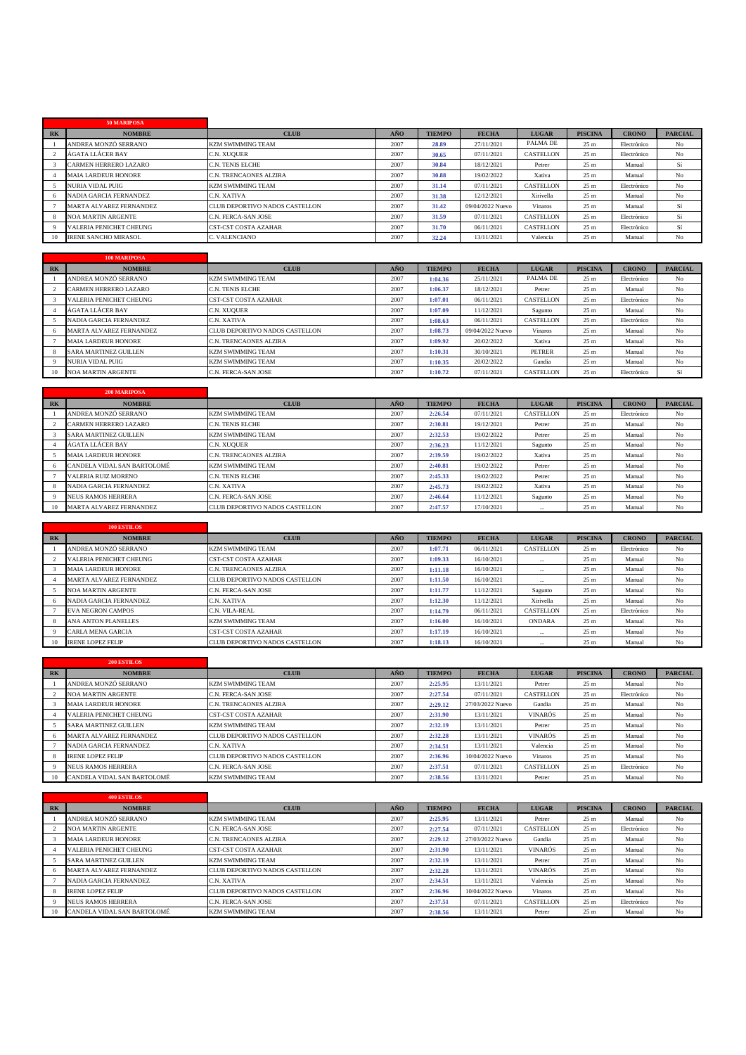## 50 MARIPOSA

| RK | NOMBRE | CLUB | AÑO | TIEMPO | FECHA | LUGAR | PISCINA | CRONO | PARCIAL |
|---|---|---|---|---|---|---|---|---|---|
| 1 | ANDREA MONZÓ SERRANO | KZM SWIMMING TEAM | 2007 | 28.89 | 27/11/2021 | PALMA DE | 25 m | Electrónico | No |
| 2 | ÁGATA LLÁCER BAY | C.N. XUQUER | 2007 | 30.65 | 07/11/2021 | CASTELLON | 25 m | Electrónico | No |
| 3 | CARMEN HERRERO LAZARO | C.N. TENIS ELCHE | 2007 | 30.84 | 18/12/2021 | Petrer | 25 m | Manual | Sí |
| 4 | MAIA LARDEUR HONORE | C.N. TRENCAONES ALZIRA | 2007 | 30.88 | 19/02/2022 | Xativa | 25 m | Manual | No |
| 5 | NURIA VIDAL PUIG | KZM SWIMMING TEAM | 2007 | 31.14 | 07/11/2021 | CASTELLON | 25 m | Electrónico | No |
| 6 | NADIA GARCIA FERNANDEZ | C.N. XATIVA | 2007 | 31.38 | 12/12/2021 | Xirivella | 25 m | Manual | No |
| 7 | MARTA ALVAREZ FERNANDEZ | CLUB DEPORTIVO NADOS CASTELLON | 2007 | 31.42 | 09/04/2022 Nuevo | Vinaros | 25 m | Manual | Sí |
| 8 | NOA MARTIN ARGENTE | C.N. FERCA-SAN JOSE | 2007 | 31.59 | 07/11/2021 | CASTELLON | 25 m | Electrónico | Sí |
| 9 | VALERIA PENICHET CHEUNG | CST-CST COSTA AZAHAR | 2007 | 31.70 | 06/11/2021 | CASTELLON | 25 m | Electrónico | Sí |
| 10 | IRENE SANCHO MIRASOL | C. VALENCIANO | 2007 | 32.24 | 13/11/2021 | Valencia | 25 m | Manual | No |

## 100 MARIPOSA

| RK | NOMBRE | CLUB | AÑO | TIEMPO | FECHA | LUGAR | PISCINA | CRONO | PARCIAL |
|---|---|---|---|---|---|---|---|---|---|
| 1 | ANDREA MONZÓ SERRANO | KZM SWIMMING TEAM | 2007 | 1:04.36 | 25/11/2021 | PALMA DE | 25 m | Electrónico | No |
| 2 | CARMEN HERRERO LAZARO | C.N. TENIS ELCHE | 2007 | 1:06.37 | 18/12/2021 | Petrer | 25 m | Manual | No |
| 3 | VALERIA PENICHET CHEUNG | CST-CST COSTA AZAHAR | 2007 | 1:07.01 | 06/11/2021 | CASTELLON | 25 m | Electrónico | No |
| 4 | ÁGATA LLÁCER BAY | C.N. XUQUER | 2007 | 1:07.09 | 11/12/2021 | Sagunto | 25 m | Manual | No |
| 5 | NADIA GARCIA FERNANDEZ | C.N. XATIVA | 2007 | 1:08.63 | 06/11/2021 | CASTELLON | 25 m | Electrónico | No |
| 6 | MARTA ALVAREZ FERNANDEZ | CLUB DEPORTIVO NADOS CASTELLON | 2007 | 1:08.73 | 09/04/2022 Nuevo | Vinaros | 25 m | Manual | No |
| 7 | MAIA LARDEUR HONORE | C.N. TRENCAONES ALZIRA | 2007 | 1:09.92 | 20/02/2022 | Xativa | 25 m | Manual | No |
| 8 | SARA MARTINEZ GUILLEN | KZM SWIMMING TEAM | 2007 | 1:10.31 | 30/10/2021 | PETRER | 25 m | Manual | No |
| 9 | NURIA VIDAL PUIG | KZM SWIMMING TEAM | 2007 | 1:10.35 | 20/02/2022 | Gandia | 25 m | Manual | No |
| 10 | NOA MARTIN ARGENTE | C.N. FERCA-SAN JOSE | 2007 | 1:10.72 | 07/11/2021 | CASTELLON | 25 m | Electrónico | Sí |

## 200 MARIPOSA

| RK | NOMBRE | CLUB | AÑO | TIEMPO | FECHA | LUGAR | PISCINA | CRONO | PARCIAL |
|---|---|---|---|---|---|---|---|---|---|
| 1 | ANDREA MONZÓ SERRANO | KZM SWIMMING TEAM | 2007 | 2:26.54 | 07/11/2021 | CASTELLON | 25 m | Electrónico | No |
| 2 | CARMEN HERRERO LAZARO | C.N. TENIS ELCHE | 2007 | 2:30.81 | 19/12/2021 | Petrer | 25 m | Manual | No |
| 3 | SARA MARTINEZ GUILLEN | KZM SWIMMING TEAM | 2007 | 2:32.53 | 19/02/2022 | Petrer | 25 m | Manual | No |
| 4 | ÁGATA LLÁCER BAY | C.N. XUQUER | 2007 | 2:36.23 | 11/12/2021 | Sagunto | 25 m | Manual | No |
| 5 | MAIA LARDEUR HONORE | C.N. TRENCAONES ALZIRA | 2007 | 2:39.59 | 19/02/2022 | Xativa | 25 m | Manual | No |
| 6 | CANDELA VIDAL SAN BARTOLOMÉ | KZM SWIMMING TEAM | 2007 | 2:40.81 | 19/02/2022 | Petrer | 25 m | Manual | No |
| 7 | VALERIA RUIZ MORENO | C.N. TENIS ELCHE | 2007 | 2:45.33 | 19/02/2022 | Petrer | 25 m | Manual | No |
| 8 | NADIA GARCIA FERNANDEZ | C.N. XATIVA | 2007 | 2:45.73 | 19/02/2022 | Xativa | 25 m | Manual | No |
| 9 | NEUS RAMOS HERRERA | C.N. FERCA-SAN JOSE | 2007 | 2:46.64 | 11/12/2021 | Sagunto | 25 m | Manual | No |
| 10 | MARTA ALVAREZ FERNANDEZ | CLUB DEPORTIVO NADOS CASTELLON | 2007 | 2:47.57 | 17/10/2021 | ... | 25 m | Manual | No |

## 100 ESTILOS

| RK | NOMBRE | CLUB | AÑO | TIEMPO | FECHA | LUGAR | PISCINA | CRONO | PARCIAL |
|---|---|---|---|---|---|---|---|---|---|
| 1 | ANDREA MONZÓ SERRANO | KZM SWIMMING TEAM | 2007 | 1:07.71 | 06/11/2021 | CASTELLON | 25 m | Electrónico | No |
| 2 | VALERIA PENICHET CHEUNG | CST-CST COSTA AZAHAR | 2007 | 1:09.33 | 16/10/2021 | ... | 25 m | Manual | No |
| 3 | MAIA LARDEUR HONORE | C.N. TRENCAONES ALZIRA | 2007 | 1:11.18 | 16/10/2021 | ... | 25 m | Manual | No |
| 4 | MARTA ALVAREZ FERNANDEZ | CLUB DEPORTIVO NADOS CASTELLON | 2007 | 1:11.50 | 16/10/2021 | ... | 25 m | Manual | No |
| 5 | NOA MARTIN ARGENTE | C.N. FERCA-SAN JOSE | 2007 | 1:11.77 | 11/12/2021 | Sagunto | 25 m | Manual | No |
| 6 | NADIA GARCIA FERNANDEZ | C.N. XATIVA | 2007 | 1:12.30 | 11/12/2021 | Xirivella | 25 m | Manual | No |
| 7 | EVA NEGRON CAMPOS | C.N. VILA-REAL | 2007 | 1:14.79 | 06/11/2021 | CASTELLON | 25 m | Electrónico | No |
| 8 | ANA ANTON PLANELLES | KZM SWIMMING TEAM | 2007 | 1:16.00 | 16/10/2021 | ONDARA | 25 m | Manual | No |
| 9 | CARLA MENA GARCIA | CST-CST COSTA AZAHAR | 2007 | 1:17.19 | 16/10/2021 | ... | 25 m | Manual | No |
| 10 | IRENE LOPEZ FELIP | CLUB DEPORTIVO NADOS CASTELLON | 2007 | 1:18.13 | 16/10/2021 | ... | 25 m | Manual | No |

## 200 ESTILOS

| RK | NOMBRE | CLUB | AÑO | TIEMPO | FECHA | LUGAR | PISCINA | CRONO | PARCIAL |
|---|---|---|---|---|---|---|---|---|---|
| 1 | ANDREA MONZÓ SERRANO | KZM SWIMMING TEAM | 2007 | 2:25.95 | 13/11/2021 | Petrer | 25 m | Manual | No |
| 2 | NOA MARTIN ARGENTE | C.N. FERCA-SAN JOSE | 2007 | 2:27.54 | 07/11/2021 | CASTELLON | 25 m | Electrónico | No |
| 3 | MAIA LARDEUR HONORE | C.N. TRENCAONES ALZIRA | 2007 | 2:29.12 | 27/03/2022 Nuevo | Gandia | 25 m | Manual | No |
| 4 | VALERIA PENICHET CHEUNG | CST-CST COSTA AZAHAR | 2007 | 2:31.90 | 13/11/2021 | VINARÓS | 25 m | Manual | No |
| 5 | SARA MARTINEZ GUILLEN | KZM SWIMMING TEAM | 2007 | 2:32.19 | 13/11/2021 | Petrer | 25 m | Manual | No |
| 6 | MARTA ALVAREZ FERNANDEZ | CLUB DEPORTIVO NADOS CASTELLON | 2007 | 2:32.28 | 13/11/2021 | VINARÓS | 25 m | Manual | No |
| 7 | NADIA GARCIA FERNANDEZ | C.N. XATIVA | 2007 | 2:34.51 | 13/11/2021 | Valencia | 25 m | Manual | No |
| 8 | IRENE LOPEZ FELIP | CLUB DEPORTIVO NADOS CASTELLON | 2007 | 2:36.96 | 10/04/2022 Nuevo | Vinaros | 25 m | Manual | No |
| 9 | NEUS RAMOS HERRERA | C.N. FERCA-SAN JOSE | 2007 | 2:37.51 | 07/11/2021 | CASTELLON | 25 m | Electrónico | No |
| 10 | CANDELA VIDAL SAN BARTOLOMÉ | KZM SWIMMING TEAM | 2007 | 2:38.56 | 13/11/2021 | Petrer | 25 m | Manual | No |

## 400 ESTILOS

| RK | NOMBRE | CLUB | AÑO | TIEMPO | FECHA | LUGAR | PISCINA | CRONO | PARCIAL |
|---|---|---|---|---|---|---|---|---|---|
| 1 | ANDREA MONZÓ SERRANO | KZM SWIMMING TEAM | 2007 | 2:25.95 | 13/11/2021 | Petrer | 25 m | Manual | No |
| 2 | NOA MARTIN ARGENTE | C.N. FERCA-SAN JOSE | 2007 | 2:27.54 | 07/11/2021 | CASTELLON | 25 m | Electrónico | No |
| 3 | MAIA LARDEUR HONORE | C.N. TRENCAONES ALZIRA | 2007 | 2:29.12 | 27/03/2022 Nuevo | Gandia | 25 m | Manual | No |
| 4 | VALERIA PENICHET CHEUNG | CST-CST COSTA AZAHAR | 2007 | 2:31.90 | 13/11/2021 | VINARÓS | 25 m | Manual | No |
| 5 | SARA MARTINEZ GUILLEN | KZM SWIMMING TEAM | 2007 | 2:32.19 | 13/11/2021 | Petrer | 25 m | Manual | No |
| 6 | MARTA ALVAREZ FERNANDEZ | CLUB DEPORTIVO NADOS CASTELLON | 2007 | 2:32.28 | 13/11/2021 | VINARÓS | 25 m | Manual | No |
| 7 | NADIA GARCIA FERNANDEZ | C.N. XATIVA | 2007 | 2:34.51 | 13/11/2021 | Valencia | 25 m | Manual | No |
| 8 | IRENE LOPEZ FELIP | CLUB DEPORTIVO NADOS CASTELLON | 2007 | 2:36.96 | 10/04/2022 Nuevo | Vinaros | 25 m | Manual | No |
| 9 | NEUS RAMOS HERRERA | C.N. FERCA-SAN JOSE | 2007 | 2:37.51 | 07/11/2021 | CASTELLON | 25 m | Electrónico | No |
| 10 | CANDELA VIDAL SAN BARTOLOMÉ | KZM SWIMMING TEAM | 2007 | 2:38.56 | 13/11/2021 | Petrer | 25 m | Manual | No |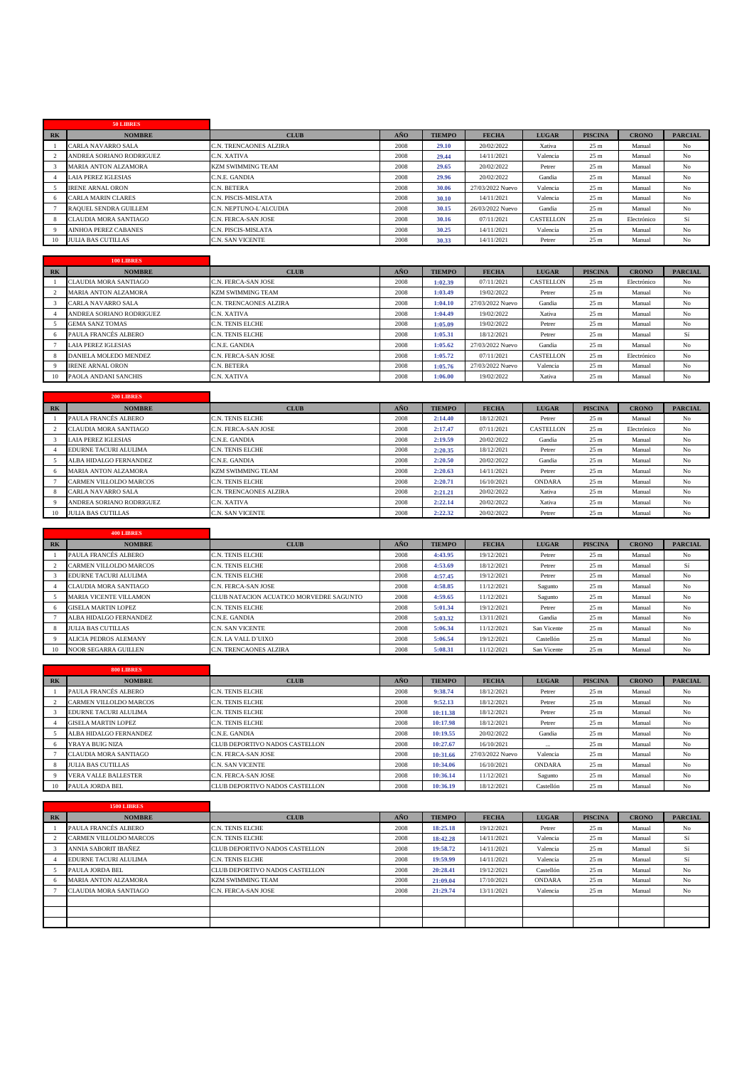| 50 LIBRES | | | | | | | | | |
|---|---|---|---|---|---|---|---|---|---|
| RK | NOMBRE | CLUB | AÑO | TIEMPO | FECHA | LUGAR | PISCINA | CRONO | PARCIAL |
| 1 | CARLA NAVARRO SALA | C.N. TRENCAONES ALZIRA | 2008 | 29.10 | 20/02/2022 | Xativa | 25 m | Manual | No |
| 2 | ANDREA SORIANO RODRIGUEZ | C.N. XATIVA | 2008 | 29.44 | 14/11/2021 | Valencia | 25 m | Manual | No |
| 3 | MARIA ANTON ALZAMORA | KZM SWIMMING TEAM | 2008 | 29.65 | 20/02/2022 | Petrer | 25 m | Manual | No |
| 4 | LAIA PEREZ IGLESIAS | C.N.E. GANDIA | 2008 | 29.96 | 20/02/2022 | Gandia | 25 m | Manual | No |
| 5 | IRENE ARNAL ORON | C.N. BETERA | 2008 | 30.06 | 27/03/2022 Nuevo | Valencia | 25 m | Manual | No |
| 6 | CARLA MARIN CLARES | C.N. PISCIS-MISLATA | 2008 | 30.10 | 14/11/2021 | Valencia | 25 m | Manual | No |
| 7 | RAQUEL SENDRA GUILLEM | C.N. NEPTUNO-L'ALCUDIA | 2008 | 30.15 | 26/03/2022 Nuevo | Gandia | 25 m | Manual | No |
| 8 | CLAUDIA MORA SANTIAGO | C.N. FERCA-SAN JOSE | 2008 | 30.16 | 07/11/2021 | CASTELLON | 25 m | Electrónico | Si |
| 9 | AINHOA PEREZ CABANES | C.N. PISCIS-MISLATA | 2008 | 30.25 | 14/11/2021 | Valencia | 25 m | Manual | No |
| 10 | JULIA BAS CUTILLAS | C.N. SAN VICENTE | 2008 | 30.33 | 14/11/2021 | Petrer | 25 m | Manual | No |

| 100 LIBRES | | | | | | | | | |
|---|---|---|---|---|---|---|---|---|---|
| RK | NOMBRE | CLUB | AÑO | TIEMPO | FECHA | LUGAR | PISCINA | CRONO | PARCIAL |
| 1 | CLAUDIA MORA SANTIAGO | C.N. FERCA-SAN JOSE | 2008 | 1:02.39 | 07/11/2021 | CASTELLON | 25 m | Electrónico | No |
| 2 | MARIA ANTON ALZAMORA | KZM SWIMMING TEAM | 2008 | 1:03.49 | 19/02/2022 | Petrer | 25 m | Manual | No |
| 3 | CARLA NAVARRO SALA | C.N. TRENCAONES ALZIRA | 2008 | 1:04.10 | 27/03/2022 Nuevo | Gandia | 25 m | Manual | No |
| 4 | ANDREA SORIANO RODRIGUEZ | C.N. XATIVA | 2008 | 1:04.49 | 19/02/2022 | Xativa | 25 m | Manual | No |
| 5 | GEMA SANZ TOMAS | C.N. TENIS ELCHE | 2008 | 1:05.09 | 19/02/2022 | Petrer | 25 m | Manual | No |
| 6 | PAULA FRANCÉS ALBERO | C.N. TENIS ELCHE | 2008 | 1:05.31 | 18/12/2021 | Petrer | 25 m | Manual | Si |
| 7 | LAIA PEREZ IGLESIAS | C.N.E. GANDIA | 2008 | 1:05.62 | 27/03/2022 Nuevo | Gandia | 25 m | Manual | No |
| 8 | DANIELA MOLEDO MENDEZ | C.N. FERCA-SAN JOSE | 2008 | 1:05.72 | 07/11/2021 | CASTELLON | 25 m | Electrónico | No |
| 9 | IRENE ARNAL ORON | C.N. BETERA | 2008 | 1:05.76 | 27/03/2022 Nuevo | Valencia | 25 m | Manual | No |
| 10 | PAOLA ANDANI SANCHIS | C.N. XATIVA | 2008 | 1:06.00 | 19/02/2022 | Xativa | 25 m | Manual | No |

| 200 LIBRES | | | | | | | | | |
|---|---|---|---|---|---|---|---|---|---|
| RK | NOMBRE | CLUB | AÑO | TIEMPO | FECHA | LUGAR | PISCINA | CRONO | PARCIAL |
| 1 | PAULA FRANCÉS ALBERO | C.N. TENIS ELCHE | 2008 | 2:14.40 | 18/12/2021 | Petrer | 25 m | Manual | No |
| 2 | CLAUDIA MORA SANTIAGO | C.N. FERCA-SAN JOSE | 2008 | 2:17.47 | 07/11/2021 | CASTELLON | 25 m | Electrónico | No |
| 3 | LAIA PEREZ IGLESIAS | C.N.E. GANDIA | 2008 | 2:19.59 | 20/02/2022 | Gandia | 25 m | Manual | No |
| 4 | EDURNE TACURI ALULIMA | C.N. TENIS ELCHE | 2008 | 2:20.35 | 18/12/2021 | Petrer | 25 m | Manual | No |
| 5 | ALBA HIDALGO FERNANDEZ | C.N.E. GANDIA | 2008 | 2:20.50 | 20/02/2022 | Gandia | 25 m | Manual | No |
| 6 | MARIA ANTON ALZAMORA | KZM SWIMMING TEAM | 2008 | 2:20.63 | 14/11/2021 | Petrer | 25 m | Manual | No |
| 7 | CARMEN VILLOLDO MARCOS | C.N. TENIS ELCHE | 2008 | 2:20.71 | 16/10/2021 | ONDARA | 25 m | Manual | No |
| 8 | CARLA NAVARRO SALA | C.N. TRENCAONES ALZIRA | 2008 | 2:21.21 | 20/02/2022 | Xativa | 25 m | Manual | No |
| 9 | ANDREA SORIANO RODRIGUEZ | C.N. XATIVA | 2008 | 2:22.14 | 20/02/2022 | Xativa | 25 m | Manual | No |
| 10 | JULIA BAS CUTILLAS | C.N. SAN VICENTE | 2008 | 2:22.32 | 20/02/2022 | Petrer | 25 m | Manual | No |

| 400 LIBRES | | | | | | | | | |
|---|---|---|---|---|---|---|---|---|---|
| RK | NOMBRE | CLUB | AÑO | TIEMPO | FECHA | LUGAR | PISCINA | CRONO | PARCIAL |
| 1 | PAULA FRANCÉS ALBERO | C.N. TENIS ELCHE | 2008 | 4:43.95 | 19/12/2021 | Petrer | 25 m | Manual | No |
| 2 | CARMEN VILLOLDO MARCOS | C.N. TENIS ELCHE | 2008 | 4:53.69 | 18/12/2021 | Petrer | 25 m | Manual | Si |
| 3 | EDURNE TACURI ALULIMA | C.N. TENIS ELCHE | 2008 | 4:57.45 | 19/12/2021 | Petrer | 25 m | Manual | No |
| 4 | CLAUDIA MORA SANTIAGO | C.N. FERCA-SAN JOSE | 2008 | 4:58.85 | 11/12/2021 | Sagunto | 25 m | Manual | No |
| 5 | MARIA VICENTE VILLAMON | CLUB NATACION ACUATICO MORVEDRE SAGUNTO | 2008 | 4:59.65 | 11/12/2021 | Sagunto | 25 m | Manual | No |
| 6 | GISELA MARTIN LOPEZ | C.N. TENIS ELCHE | 2008 | 5:01.34 | 19/12/2021 | Petrer | 25 m | Manual | No |
| 7 | ALBA HIDALGO FERNANDEZ | C.N.E. GANDIA | 2008 | 5:03.32 | 13/11/2021 | Gandia | 25 m | Manual | No |
| 8 | JULIA BAS CUTILLAS | C.N. SAN VICENTE | 2008 | 5:06.34 | 11/12/2021 | San Vicente | 25 m | Manual | No |
| 9 | ALICIA PEDROS ALEMANY | C.N. LA VALL D'UIXO | 2008 | 5:06.54 | 19/12/2021 | Castellón | 25 m | Manual | No |
| 10 | NOOR SEGARRA GUILLEN | C.N. TRENCAONES ALZIRA | 2008 | 5:08.31 | 11/12/2021 | San Vicente | 25 m | Manual | No |

| 800 LIBRES | | | | | | | | | |
|---|---|---|---|---|---|---|---|---|---|
| RK | NOMBRE | CLUB | AÑO | TIEMPO | FECHA | LUGAR | PISCINA | CRONO | PARCIAL |
| 1 | PAULA FRANCÉS ALBERO | C.N. TENIS ELCHE | 2008 | 9:38.74 | 18/12/2021 | Petrer | 25 m | Manual | No |
| 2 | CARMEN VILLOLDO MARCOS | C.N. TENIS ELCHE | 2008 | 9:52.13 | 18/12/2021 | Petrer | 25 m | Manual | No |
| 3 | EDURNE TACURI ALULIMA | C.N. TENIS ELCHE | 2008 | 10:11.38 | 18/12/2021 | Petrer | 25 m | Manual | No |
| 4 | GISELA MARTIN LOPEZ | C.N. TENIS ELCHE | 2008 | 10:17.98 | 18/12/2021 | Petrer | 25 m | Manual | No |
| 5 | ALBA HIDALGO FERNANDEZ | C.N.E. GANDIA | 2008 | 10:19.55 | 20/02/2022 | Gandia | 25 m | Manual | No |
| 6 | YRAYA BUIG NIZA | CLUB DEPORTIVO NADOS CASTELLON | 2008 | 10:27.67 | 16/10/2021 | ... | 25 m | Manual | No |
| 7 | CLAUDIA MORA SANTIAGO | C.N. FERCA-SAN JOSE | 2008 | 10:31.66 | 27/03/2022 Nuevo | Valencia | 25 m | Manual | No |
| 8 | JULIA BAS CUTILLAS | C.N. SAN VICENTE | 2008 | 10:34.06 | 16/10/2021 | ONDARA | 25 m | Manual | No |
| 9 | VERA VALLE BALLESTER | C.N. FERCA-SAN JOSE | 2008 | 10:36.14 | 11/12/2021 | Sagunto | 25 m | Manual | No |
| 10 | PAULA JORDA BEL | CLUB DEPORTIVO NADOS CASTELLON | 2008 | 10:36.19 | 18/12/2021 | Castellón | 25 m | Manual | No |

| 1500 LIBRES | | | | | | | | | |
|---|---|---|---|---|---|---|---|---|---|
| RK | NOMBRE | CLUB | AÑO | TIEMPO | FECHA | LUGAR | PISCINA | CRONO | PARCIAL |
| 1 | PAULA FRANCÉS ALBERO | C.N. TENIS ELCHE | 2008 | 18:25.18 | 19/12/2021 | Petrer | 25 m | Manual | No |
| 2 | CARMEN VILLOLDO MARCOS | C.N. TENIS ELCHE | 2008 | 18:42.28 | 14/11/2021 | Valencia | 25 m | Manual | Si |
| 3 | ANNIA SABORIT IBAÑEZ | CLUB DEPORTIVO NADOS CASTELLON | 2008 | 19:58.72 | 14/11/2021 | Valencia | 25 m | Manual | Si |
| 4 | EDURNE TACURI ALULIMA | C.N. TENIS ELCHE | 2008 | 19:59.99 | 14/11/2021 | Valencia | 25 m | Manual | Si |
| 5 | PAULA JORDA BEL | CLUB DEPORTIVO NADOS CASTELLON | 2008 | 20:28.41 | 19/12/2021 | Castellón | 25 m | Manual | No |
| 6 | MARIA ANTON ALZAMORA | KZM SWIMMING TEAM | 2008 | 21:09.04 | 17/10/2021 | ONDARA | 25 m | Manual | No |
| 7 | CLAUDIA MORA SANTIAGO | C.N. FERCA-SAN JOSE | 2008 | 21:29.74 | 13/11/2021 | Valencia | 25 m | Manual | No |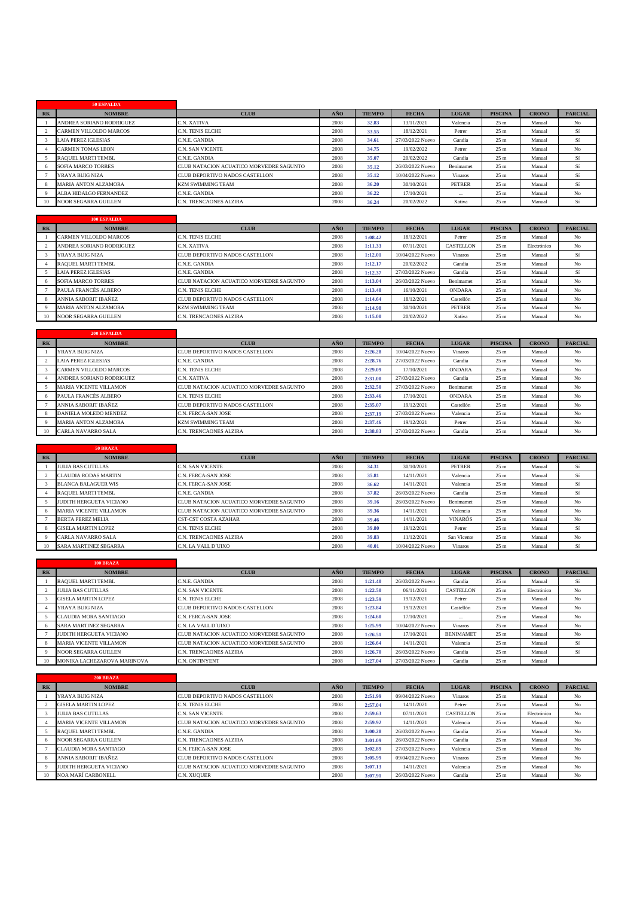## 50 ESPALDA

| RK | NOMBRE | CLUB | AÑO | TIEMPO | FECHA | LUGAR | PISCINA | CRONO | PARCIAL |
|---|---|---|---|---|---|---|---|---|---|
| 1 | ANDREA SORIANO RODRIGUEZ | C.N. XATIVA | 2008 | 32.83 | 13/11/2021 | Valencia | 25 m | Manual | No |
| 2 | CARMEN VILLOLDO MARCOS | C.N. TENIS ELCHE | 2008 | 33.55 | 18/12/2021 | Petrer | 25 m | Manual | Sí |
| 3 | LAIA PEREZ IGLESIAS | C.N.E. GANDIA | 2008 | 34.61 | 27/03/2022 Nuevo | Gandia | 25 m | Manual | Sí |
| 4 | CARMEN TOMAS LEON | C.N. SAN VICENTE | 2008 | 34.75 | 19/02/2022 | Petrer | 25 m | Manual | No |
| 5 | RAQUEL MARTI TEMBL | C.N.E. GANDIA | 2008 | 35.07 | 20/02/2022 | Gandia | 25 m | Manual | Sí |
| 6 | SOFIA MARCO TORRES | CLUB NATACION ACUATICO MORVEDRE SAGUNTO | 2008 | 35.12 | 26/03/2022 Nuevo | Benimamet | 25 m | Manual | Sí |
| 7 | YRAYA BUIG NIZA | CLUB DEPORTIVO NADOS CASTELLON | 2008 | 35.12 | 10/04/2022 Nuevo | Vinaros | 25 m | Manual | Sí |
| 8 | MARIA ANTON ALZAMORA | KZM SWIMMING TEAM | 2008 | 36.20 | 30/10/2021 | PETRER | 25 m | Manual | Sí |
| 9 | ALBA HIDALGO FERNANDEZ | C.N.E. GANDIA | 2008 | 36.22 | 17/10/2021 | ... | 25 m | Manual | No |
| 10 | NOOR SEGARRA GUILLEN | C.N. TRENCAONES ALZIRA | 2008 | 36.24 | 20/02/2022 | Xativa | 25 m | Manual | Sí |

## 100 ESPALDA

| RK | NOMBRE | CLUB | AÑO | TIEMPO | FECHA | LUGAR | PISCINA | CRONO | PARCIAL |
|---|---|---|---|---|---|---|---|---|---|
| 1 | CARMEN VILLOLDO MARCOS | C.N. TENIS ELCHE | 2008 | 1:08.42 | 18/12/2021 | Petrer | 25 m | Manual | No |
| 2 | ANDREA SORIANO RODRIGUEZ | C.N. XATIVA | 2008 | 1:11.33 | 07/11/2021 | CASTELLON | 25 m | Electrónico | No |
| 3 | YRAYA BUIG NIZA | CLUB DEPORTIVO NADOS CASTELLON | 2008 | 1:12.01 | 10/04/2022 Nuevo | Vinaros | 25 m | Manual | Sí |
| 4 | RAQUEL MARTI TEMBL | C.N.E. GANDIA | 2008 | 1:12.17 | 20/02/2022 | Gandia | 25 m | Manual | No |
| 5 | LAIA PEREZ IGLESIAS | C.N.E. GANDIA | 2008 | 1:12.37 | 27/03/2022 Nuevo | Gandia | 25 m | Manual | Sí |
| 6 | SOFIA MARCO TORRES | CLUB NATACION ACUATICO MORVEDRE SAGUNTO | 2008 | 1:13.04 | 26/03/2022 Nuevo | Benimamet | 25 m | Manual | No |
| 7 | PAULA FRANCÉS ALBERO | C.N. TENIS ELCHE | 2008 | 1:13.48 | 16/10/2021 | ONDARA | 25 m | Manual | No |
| 8 | ANNIA SABORIT IBAÑEZ | CLUB DEPORTIVO NADOS CASTELLON | 2008 | 1:14.64 | 18/12/2021 | Castellón | 25 m | Manual | No |
| 9 | MARIA ANTON ALZAMORA | KZM SWIMMING TEAM | 2008 | 1:14.98 | 30/10/2021 | PETRER | 25 m | Manual | No |
| 10 | NOOR SEGARRA GUILLEN | C.N. TRENCAONES ALZIRA | 2008 | 1:15.00 | 20/02/2022 | Xativa | 25 m | Manual | No |

## 200 ESPALDA

| RK | NOMBRE | CLUB | AÑO | TIEMPO | FECHA | LUGAR | PISCINA | CRONO | PARCIAL |
|---|---|---|---|---|---|---|---|---|---|
| 1 | YRAYA BUIG NIZA | CLUB DEPORTIVO NADOS CASTELLON | 2008 | 2:26.28 | 10/04/2022 Nuevo | Vinaros | 25 m | Manual | No |
| 2 | LAIA PEREZ IGLESIAS | C.N.E. GANDIA | 2008 | 2:28.76 | 27/03/2022 Nuevo | Gandia | 25 m | Manual | No |
| 3 | CARMEN VILLOLDO MARCOS | C.N. TENIS ELCHE | 2008 | 2:29.09 | 17/10/2021 | ONDARA | 25 m | Manual | No |
| 4 | ANDREA SORIANO RODRIGUEZ | C.N. XATIVA | 2008 | 2:31.00 | 27/03/2022 Nuevo | Gandia | 25 m | Manual | No |
| 5 | MARIA VICENTE VILLAMON | CLUB NATACION ACUATICO MORVEDRE SAGUNTO | 2008 | 2:32.50 | 27/03/2022 Nuevo | Benimamet | 25 m | Manual | No |
| 6 | PAULA FRANCÉS ALBERO | C.N. TENIS ELCHE | 2008 | 2:33.46 | 17/10/2021 | ONDARA | 25 m | Manual | No |
| 7 | ANNIA SABORIT IBAÑEZ | CLUB DEPORTIVO NADOS CASTELLON | 2008 | 2:35.07 | 19/12/2021 | Castellón | 25 m | Manual | No |
| 8 | DANIELA MOLEDO MENDEZ | C.N. FERCA-SAN JOSE | 2008 | 2:37.19 | 27/03/2022 Nuevo | Valencia | 25 m | Manual | No |
| 9 | MARIA ANTON ALZAMORA | KZM SWIMMING TEAM | 2008 | 2:37.46 | 19/12/2021 | Petrer | 25 m | Manual | No |
| 10 | CARLA NAVARRO SALA | C.N. TRENCAONES ALZIRA | 2008 | 2:38.83 | 27/03/2022 Nuevo | Gandia | 25 m | Manual | No |

## 50 BRAZA

| RK | NOMBRE | CLUB | AÑO | TIEMPO | FECHA | LUGAR | PISCINA | CRONO | PARCIAL |
|---|---|---|---|---|---|---|---|---|---|
| 1 | JULIA BAS CUTILLAS | C.N. SAN VICENTE | 2008 | 34.31 | 30/10/2021 | PETRER | 25 m | Manual | Sí |
| 2 | CLAUDIA RODAS MARTIN | C.N. FERCA-SAN JOSE | 2008 | 35.81 | 14/11/2021 | Valencia | 25 m | Manual | Sí |
| 3 | BLANCA BALAGUER WIS | C.N. FERCA-SAN JOSE | 2008 | 36.62 | 14/11/2021 | Valencia | 25 m | Manual | Sí |
| 4 | RAQUEL MARTI TEMBL | C.N.E. GANDIA | 2008 | 37.82 | 26/03/2022 Nuevo | Gandia | 25 m | Manual | Sí |
| 5 | JUDITH HERGUETA VICIANO | CLUB NATACION ACUATICO MORVEDRE SAGUNTO | 2008 | 39.16 | 26/03/2022 Nuevo | Benimamet | 25 m | Manual | No |
| 6 | MARIA VICENTE VILLAMON | CLUB NATACION ACUATICO MORVEDRE SAGUNTO | 2008 | 39.36 | 14/11/2021 | Valencia | 25 m | Manual | No |
| 7 | BERTA PEREZ MELIA | CST-CST COSTA AZAHAR | 2008 | 39.46 | 14/11/2021 | VINARÒS | 25 m | Manual | No |
| 8 | GISELA MARTIN LOPEZ | C.N. TENIS ELCHE | 2008 | 39.80 | 19/12/2021 | Petrer | 25 m | Manual | Sí |
| 9 | CARLA NAVARRO SALA | C.N. TRENCAONES ALZIRA | 2008 | 39.83 | 11/12/2021 | San Vicente | 25 m | Manual | No |
| 10 | SARA MARTINEZ SEGARRA | C.N. LA VALL D'UIXO | 2008 | 40.01 | 10/04/2022 Nuevo | Vinaros | 25 m | Manual | Sí |

## 100 BRAZA

| RK | NOMBRE | CLUB | AÑO | TIEMPO | FECHA | LUGAR | PISCINA | CRONO | PARCIAL |
|---|---|---|---|---|---|---|---|---|---|
| 1 | RAQUEL MARTI TEMBL | C.N.E. GANDIA | 2008 | 1:21.40 | 26/03/2022 Nuevo | Gandia | 25 m | Manual | Sí |
| 2 | JULIA BAS CUTILLAS | C.N. SAN VICENTE | 2008 | 1:22.50 | 06/11/2021 | CASTELLON | 25 m | Electrónico | No |
| 3 | GISELA MARTIN LOPEZ | C.N. TENIS ELCHE | 2008 | 1:23.59 | 19/12/2021 | Petrer | 25 m | Manual | No |
| 4 | YRAYA BUIG NIZA | CLUB DEPORTIVO NADOS CASTELLON | 2008 | 1:23.84 | 19/12/2021 | Castellón | 25 m | Manual | No |
| 5 | CLAUDIA MORA SANTIAGO | C.N. FERCA-SAN JOSE | 2008 | 1:24.60 | 17/10/2021 | ... | 25 m | Manual | No |
| 6 | SARA MARTINEZ SEGARRA | C.N. LA VALL D'UIXO | 2008 | 1:25.99 | 10/04/2022 Nuevo | Vinaros | 25 m | Manual | No |
| 7 | JUDITH HERGUETA VICIANO | CLUB NATACION ACUATICO MORVEDRE SAGUNTO | 2008 | 1:26.51 | 17/10/2021 | BENIMAMET | 25 m | Manual | No |
| 8 | MARIA VICENTE VILLAMON | CLUB NATACION ACUATICO MORVEDRE SAGUNTO | 2008 | 1:26.64 | 14/11/2021 | Valencia | 25 m | Manual | Sí |
| 9 | NOOR SEGARRA GUILLEN | C.N. TRENCAONES ALZIRA | 2008 | 1:26.70 | 26/03/2022 Nuevo | Gandia | 25 m | Manual | Sí |
| 10 | MONIKA LACHEZAROVA MARINOVA | C.N. ONTINYENT | 2008 | 1:27.04 | 27/03/2022 Nuevo | Gandia | 25 m | Manual | |

## 200 BRAZA

| RK | NOMBRE | CLUB | AÑO | TIEMPO | FECHA | LUGAR | PISCINA | CRONO | PARCIAL |
|---|---|---|---|---|---|---|---|---|---|
| 1 | YRAYA BUIG NIZA | CLUB DEPORTIVO NADOS CASTELLON | 2008 | 2:51.99 | 09/04/2022 Nuevo | Vinaros | 25 m | Manual | No |
| 2 | GISELA MARTIN LOPEZ | C.N. TENIS ELCHE | 2008 | 2:57.04 | 14/11/2021 | Petrer | 25 m | Manual | No |
| 3 | JULIA BAS CUTILLAS | C.N. SAN VICENTE | 2008 | 2:59.63 | 07/11/2021 | CASTELLON | 25 m | Electrónico | No |
| 4 | MARIA VICENTE VILLAMON | CLUB NATACION ACUATICO MORVEDRE SAGUNTO | 2008 | 2:59.92 | 14/11/2021 | Valencia | 25 m | Manual | No |
| 5 | RAQUEL MARTI TEMBL | C.N.E. GANDIA | 2008 | 3:00.28 | 26/03/2022 Nuevo | Gandia | 25 m | Manual | No |
| 6 | NOOR SEGARRA GUILLEN | C.N. TRENCAONES ALZIRA | 2008 | 3:01.09 | 26/03/2022 Nuevo | Gandia | 25 m | Manual | No |
| 7 | CLAUDIA MORA SANTIAGO | C.N. FERCA-SAN JOSE | 2008 | 3:02.89 | 27/03/2022 Nuevo | Valencia | 25 m | Manual | No |
| 8 | ANNIA SABORIT IBAÑEZ | CLUB DEPORTIVO NADOS CASTELLON | 2008 | 3:05.99 | 09/04/2022 Nuevo | Vinaros | 25 m | Manual | No |
| 9 | JUDITH HERGUETA VICIANO | CLUB NATACION ACUATICO MORVEDRE SAGUNTO | 2008 | 3:07.13 | 14/11/2021 | Valencia | 25 m | Manual | No |
| 10 | NOA MARÍ CARBONELL | C.N. XUQUER | 2008 | 3:07.91 | 26/03/2022 Nuevo | Gandia | 25 m | Manual | No |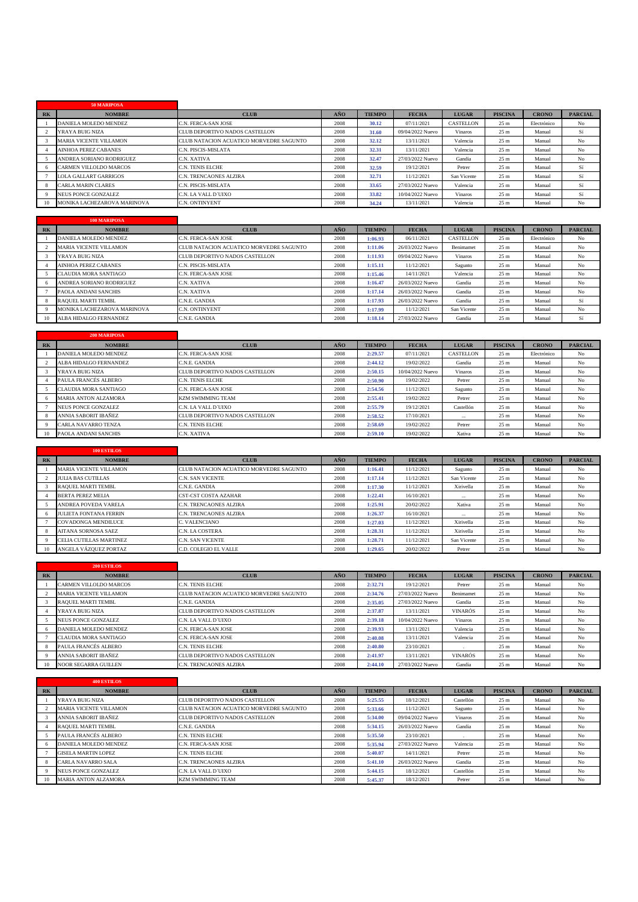| 50 MARIPOSA | | | | | | | | | |
|---|---|---|---|---|---|---|---|---|---|
| RK | NOMBRE | CLUB | AÑO | TIEMPO | FECHA | LUGAR | PISCINA | CRONO | PARCIAL |
| 1 | DANIELA MOLEDO MENDEZ | C.N. FERCA-SAN JOSE | 2008 | 30.12 | 07/11/2021 | CASTELLON | 25 m | Electrónico | No |
| 2 | YRAYA BUIG NIZA | CLUB DEPORTIVO NADOS CASTELLON | 2008 | 31.60 | 09/04/2022 Nuevo | Vinaros | 25 m | Manual | Si |
| 3 | MARIA VICENTE VILLAMON | CLUB NATACION ACUATICO MORVEDRE SAGUNTO | 2008 | 32.12 | 13/11/2021 | Valencia | 25 m | Manual | No |
| 4 | AINHOA PEREZ CABANES | C.N. PISCIS-MISLATA | 2008 | 32.31 | 13/11/2021 | Valencia | 25 m | Manual | No |
| 5 | ANDREA SORIANO RODRIGUEZ | C.N. XATIVA | 2008 | 32.47 | 27/03/2022 Nuevo | Gandia | 25 m | Manual | No |
| 6 | CARMEN VILLOLDO MARCOS | C.N. TENIS ELCHE | 2008 | 32.59 | 19/12/2021 | Petrer | 25 m | Manual | Si |
| 7 | LOLA GALLART GARRIGOS | C.N. TRENCAONES ALZIRA | 2008 | 32.71 | 11/12/2021 | San Vicente | 25 m | Manual | Si |
| 8 | CARLA MARIN CLARES | C.N. PISCIS-MISLATA | 2008 | 33.65 | 27/03/2022 Nuevo | Valencia | 25 m | Manual | Si |
| 9 | NEUS PONCE GONZALEZ | C.N. LA VALL D´UIXO | 2008 | 33.82 | 10/04/2022 Nuevo | Vinaros | 25 m | Manual | Si |
| 10 | MONIKA LACHEZAROVA MARINOVA | C.N. ONTINYENT | 2008 | 34.24 | 13/11/2021 | Valencia | 25 m | Manual | No |

| 100 MARIPOSA | | | | | | | | | |
|---|---|---|---|---|---|---|---|---|---|
| RK | NOMBRE | CLUB | AÑO | TIEMPO | FECHA | LUGAR | PISCINA | CRONO | PARCIAL |
| 1 | DANIELA MOLEDO MENDEZ | C.N. FERCA-SAN JOSE | 2008 | 1:06.93 | 06/11/2021 | CASTELLON | 25 m | Electrónico | No |
| 2 | MARIA VICENTE VILLAMON | CLUB NATACION ACUATICO MORVEDRE SAGUNTO | 2008 | 1:11.06 | 26/03/2022 Nuevo | Benimamet | 25 m | Manual | No |
| 3 | YRAYA BUIG NIZA | CLUB DEPORTIVO NADOS CASTELLON | 2008 | 1:11.93 | 09/04/2022 Nuevo | Vinaros | 25 m | Manual | No |
| 4 | AINHOA PEREZ CABANES | C.N. PISCIS-MISLATA | 2008 | 1:15.11 | 11/12/2021 | Sagunto | 25 m | Manual | No |
| 5 | CLAUDIA MORA SANTIAGO | C.N. FERCA-SAN JOSE | 2008 | 1:15.46 | 14/11/2021 | Valencia | 25 m | Manual | No |
| 6 | ANDREA SORIANO RODRIGUEZ | C.N. XATIVA | 2008 | 1:16.47 | 26/03/2022 Nuevo | Gandia | 25 m | Manual | No |
| 7 | PAOLA ANDANI SANCHIS | C.N. XATIVA | 2008 | 1:17.14 | 26/03/2022 Nuevo | Gandia | 25 m | Manual | No |
| 8 | RAQUEL MARTI TEMBL | C.N.E. GANDIA | 2008 | 1:17.93 | 26/03/2022 Nuevo | Gandia | 25 m | Manual | Si |
| 9 | MONIKA LACHEZAROVA MARINOVA | C.N. ONTINYENT | 2008 | 1:17.99 | 11/12/2021 | San Vicente | 25 m | Manual | No |
| 10 | ALBA HIDALGO FERNANDEZ | C.N.E. GANDIA | 2008 | 1:18.14 | 27/03/2022 Nuevo | Gandia | 25 m | Manual | Si |

| 200 MARIPOSA | | | | | | | | | |
|---|---|---|---|---|---|---|---|---|---|
| RK | NOMBRE | CLUB | AÑO | TIEMPO | FECHA | LUGAR | PISCINA | CRONO | PARCIAL |
| 1 | DANIELA MOLEDO MENDEZ | C.N. FERCA-SAN JOSE | 2008 | 2:29.57 | 07/11/2021 | CASTELLON | 25 m | Electrónico | No |
| 2 | ALBA HIDALGO FERNANDEZ | C.N.E. GANDIA | 2008 | 2:44.12 | 19/02/2022 | Gandia | 25 m | Manual | No |
| 3 | YRAYA BUIG NIZA | CLUB DEPORTIVO NADOS CASTELLON | 2008 | 2:50.15 | 10/04/2022 Nuevo | Vinaros | 25 m | Manual | No |
| 4 | PAULA FRANCÉS ALBERO | C.N. TENIS ELCHE | 2008 | 2:50.90 | 19/02/2022 | Petrer | 25 m | Manual | No |
| 5 | CLAUDIA MORA SANTIAGO | C.N. FERCA-SAN JOSE | 2008 | 2:54.56 | 11/12/2021 | Sagunto | 25 m | Manual | No |
| 6 | MARIA ANTON ALZAMORA | KZM SWIMMING TEAM | 2008 | 2:55.41 | 19/02/2022 | Petrer | 25 m | Manual | No |
| 7 | NEUS PONCE GONZALEZ | C.N. LA VALL D´UIXO | 2008 | 2:55.79 | 19/12/2021 | Castellón | 25 m | Manual | No |
| 8 | ANNIA SABORIT IBAÑEZ | CLUB DEPORTIVO NADOS CASTELLON | 2008 | 2:58.52 | 17/10/2021 | ... | 25 m | Manual | No |
| 9 | CARLA NAVARRO TENZA | C.N. TENIS ELCHE | 2008 | 2:58.69 | 19/02/2022 | Petrer | 25 m | Manual | No |
| 10 | PAOLA ANDANI SANCHIS | C.N. XATIVA | 2008 | 2:59.10 | 19/02/2022 | Xativa | 25 m | Manual | No |

| 100 ESTILOS | | | | | | | | | |
|---|---|---|---|---|---|---|---|---|---|
| RK | NOMBRE | CLUB | AÑO | TIEMPO | FECHA | LUGAR | PISCINA | CRONO | PARCIAL |
| 1 | MARIA VICENTE VILLAMON | CLUB NATACION ACUATICO MORVEDRE SAGUNTO | 2008 | 1:16.41 | 11/12/2021 | Sagunto | 25 m | Manual | No |
| 2 | JULIA BAS CUTILLAS | C.N. SAN VICENTE | 2008 | 1:17.14 | 11/12/2021 | San Vicente | 25 m | Manual | No |
| 3 | RAQUEL MARTI TEMBL | C.N.E. GANDIA | 2008 | 1:17.30 | 11/12/2021 | Xirivella | 25 m | Manual | No |
| 4 | BERTA PEREZ MELIA | CST-CST COSTA AZAHAR | 2008 | 1:22.41 | 16/10/2021 | ... | 25 m | Manual | No |
| 5 | ANDREA POVEDA VARELA | C.N. TRENCAONES ALZIRA | 2008 | 1:25.91 | 20/02/2022 | Xativa | 25 m | Manual | No |
| 6 | JULIETA FONTANA FERRIN | C.N. TRENCAONES ALZIRA | 2008 | 1:26.37 | 16/10/2021 | ... | 25 m | Manual | No |
| 7 | COVADONGA MENDILUCE | C. VALENCIANO | 2008 | 1:27.03 | 11/12/2021 | Xirivella | 25 m | Manual | No |
| 8 | AITANA SORNOSA SAEZ | C.N. LA COSTERA | 2008 | 1:28.31 | 11/12/2021 | Xirivella | 25 m | Manual | No |
| 9 | CELIA CUTILLAS MARTINEZ | C.N. SAN VICENTE | 2008 | 1:28.71 | 11/12/2021 | San Vicente | 25 m | Manual | No |
| 10 | ANGELA VÁZQUEZ PORTAZ | C.D. COLEGIO EL VALLE | 2008 | 1:29.65 | 20/02/2022 | Petrer | 25 m | Manual | No |

| 200 ESTILOS | | | | | | | | | |
|---|---|---|---|---|---|---|---|---|---|
| RK | NOMBRE | CLUB | AÑO | TIEMPO | FECHA | LUGAR | PISCINA | CRONO | PARCIAL |
| 1 | CARMEN VILLOLDO MARCOS | C.N. TENIS ELCHE | 2008 | 2:32.71 | 19/12/2021 | Petrer | 25 m | Manual | No |
| 2 | MARIA VICENTE VILLAMON | CLUB NATACION ACUATICO MORVEDRE SAGUNTO | 2008 | 2:34.76 | 27/03/2022 Nuevo | Benimamet | 25 m | Manual | No |
| 3 | RAQUEL MARTI TEMBL | C.N.E. GANDIA | 2008 | 2:35.05 | 27/03/2022 Nuevo | Gandia | 25 m | Manual | No |
| 4 | YRAYA BUIG NIZA | CLUB DEPORTIVO NADOS CASTELLON | 2008 | 2:37.87 | 13/11/2021 | VINARÒS | 25 m | Manual | No |
| 5 | NEUS PONCE GONZALEZ | C.N. LA VALL D´UIXO | 2008 | 2:39.18 | 10/04/2022 Nuevo | Vinaros | 25 m | Manual | No |
| 6 | DANIELA MOLEDO MENDEZ | C.N. FERCA-SAN JOSE | 2008 | 2:39.93 | 13/11/2021 | Valencia | 25 m | Manual | No |
| 7 | CLAUDIA MORA SANTIAGO | C.N. FERCA-SAN JOSE | 2008 | 2:40.08 | 13/11/2021 | Valencia | 25 m | Manual | No |
| 8 | PAULA FRANCÉS ALBERO | C.N. TENIS ELCHE | 2008 | 2:40.80 | 23/10/2021 | . | 25 m | Manual | No |
| 9 | ANNIA SABORIT IBAÑEZ | CLUB DEPORTIVO NADOS CASTELLON | 2008 | 2:41.97 | 13/11/2021 | VINARÒS | 25 m | Manual | No |
| 10 | NOOR SEGARRA GUILLEN | C.N. TRENCAONES ALZIRA | 2008 | 2:44.10 | 27/03/2022 Nuevo | Gandia | 25 m | Manual | No |

| 400 ESTILOS | | | | | | | | | |
|---|---|---|---|---|---|---|---|---|---|
| RK | NOMBRE | CLUB | AÑO | TIEMPO | FECHA | LUGAR | PISCINA | CRONO | PARCIAL |
| 1 | YRAYA BUIG NIZA | CLUB DEPORTIVO NADOS CASTELLON | 2008 | 5:25.55 | 18/12/2021 | Castellón | 25 m | Manual | No |
| 2 | MARIA VICENTE VILLAMON | CLUB NATACION ACUATICO MORVEDRE SAGUNTO | 2008 | 5:33.66 | 11/12/2021 | Sagunto | 25 m | Manual | No |
| 3 | ANNIA SABORIT IBAÑEZ | CLUB DEPORTIVO NADOS CASTELLON | 2008 | 5:34.00 | 09/04/2022 Nuevo | Vinaros | 25 m | Manual | No |
| 4 | RAQUEL MARTI TEMBL | C.N.E. GANDIA | 2008 | 5:34.15 | 26/03/2022 Nuevo | Gandia | 25 m | Manual | No |
| 5 | PAULA FRANCÉS ALBERO | C.N. TENIS ELCHE | 2008 | 5:35.50 | 23/10/2021 | . | 25 m | Manual | No |
| 6 | DANIELA MOLEDO MENDEZ | C.N. FERCA-SAN JOSE | 2008 | 5:35.94 | 27/03/2022 Nuevo | Valencia | 25 m | Manual | No |
| 7 | GISELA MARTIN LOPEZ | C.N. TENIS ELCHE | 2008 | 5:40.07 | 14/11/2021 | Petrer | 25 m | Manual | No |
| 8 | CARLA NAVARRO SALA | C.N. TRENCAONES ALZIRA | 2008 | 5:41.10 | 26/03/2022 Nuevo | Gandia | 25 m | Manual | No |
| 9 | NEUS PONCE GONZALEZ | C.N. LA VALL D´UIXO | 2008 | 5:44.15 | 18/12/2021 | Castellón | 25 m | Manual | No |
| 10 | MARIA ANTON ALZAMORA | KZM SWIMMING TEAM | 2008 | 5:45.37 | 18/12/2021 | Petrer | 25 m | Manual | No |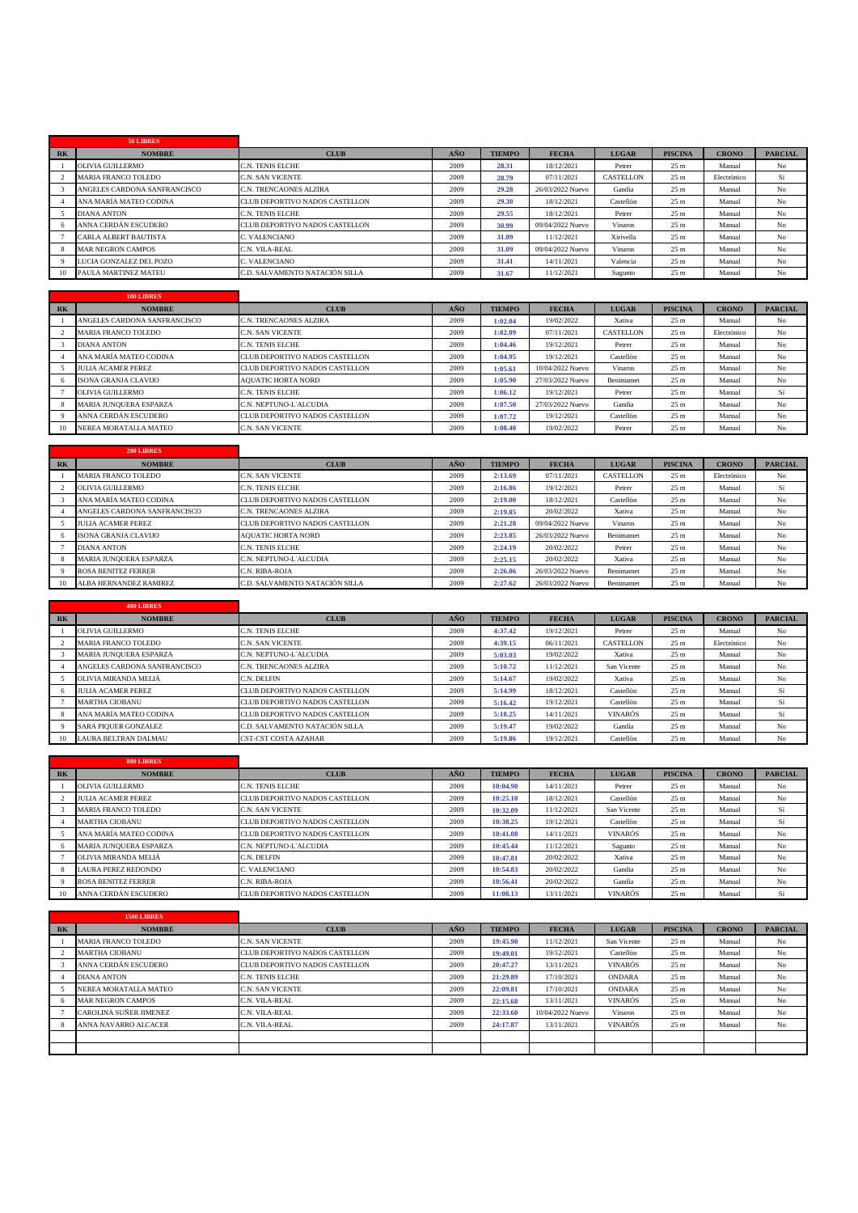### 50 LIBRES

| RK | NOMBRE | CLUB | AÑO | TIEMPO | FECHA | LUGAR | PISCINA | CRONO | PARCIAL |
|---|---|---|---|---|---|---|---|---|---|
| 1 | OLIVIA GUILLERMO | C.N. TENIS ELCHE | 2009 | 28.31 | 18/12/2021 | Petrer | 25 m | Manual | No |
| 2 | MARIA FRANCO TOLEDO | C.N. SAN VICENTE | 2009 | 28.79 | 07/11/2021 | CASTELLON | 25 m | Electrónico | Si |
| 3 | ANGELES CARDONA SANFRANCISCO | C.N. TRENCAONES ALZIRA | 2009 | 29.28 | 26/03/2022 Nuevo | Gandia | 25 m | Manual | No |
| 4 | ANA MARÍA MATEO CODINA | CLUB DEPORTIVO NADOS CASTELLON | 2009 | 29.30 | 18/12/2021 | Castellón | 25 m | Manual | No |
| 5 | DIANA ANTON | C.N. TENIS ELCHE | 2009 | 29.55 | 18/12/2021 | Petrer | 25 m | Manual | No |
| 6 | ANNA CERDÁN ESCUDERO | CLUB DEPORTIVO NADOS CASTELLON | 2009 | 30.99 | 09/04/2022 Nuevo | Vinaros | 25 m | Manual | No |
| 7 | CARLA ALBERT BAUTISTA | C. VALENCIANO | 2009 | 31.09 | 11/12/2021 | Xirivella | 25 m | Manual | No |
| 8 | MAR NEGRON CAMPOS | C.N. VILA-REAL | 2009 | 31.09 | 09/04/2022 Nuevo | Vinaros | 25 m | Manual | No |
| 9 | LUCIA GONZALEZ DEL POZO | C. VALENCIANO | 2009 | 31.41 | 14/11/2021 | Valencia | 25 m | Manual | No |
| 10 | PAULA MARTINEZ MATEU | C.D. SALVAMENTO NATACIÓN SILLA | 2009 | 31.67 | 11/12/2021 | Sagunto | 25 m | Manual | No |

### 100 LIBRES

| RK | NOMBRE | CLUB | AÑO | TIEMPO | FECHA | LUGAR | PISCINA | CRONO | PARCIAL |
|---|---|---|---|---|---|---|---|---|---|
| 1 | ANGELES CARDONA SANFRANCISCO | C.N. TRENCAONES ALZIRA | 2009 | 1:02.04 | 19/02/2022 | Xativa | 25 m | Manual | No |
| 2 | MARIA FRANCO TOLEDO | C.N. SAN VICENTE | 2009 | 1:02.09 | 07/11/2021 | CASTELLON | 25 m | Electrónico | No |
| 3 | DIANA ANTON | C.N. TENIS ELCHE | 2009 | 1:04.46 | 19/12/2021 | Petrer | 25 m | Manual | No |
| 4 | ANA MARÍA MATEO CODINA | CLUB DEPORTIVO NADOS CASTELLON | 2009 | 1:04.95 | 19/12/2021 | Castellón | 25 m | Manual | No |
| 5 | JULIA ACAMER PEREZ | CLUB DEPORTIVO NADOS CASTELLON | 2009 | 1:05.61 | 10/04/2022 Nuevo | Vinaros | 25 m | Manual | No |
| 6 | ISONA GRANJA CLAVIJO | AQUATIC HORTA NORD | 2009 | 1:05.90 | 27/03/2022 Nuevo | Benimamet | 25 m | Manual | No |
| 7 | OLIVIA GUILLERMO | C.N. TENIS ELCHE | 2009 | 1:06.12 | 19/12/2021 | Petrer | 25 m | Manual | Si |
| 8 | MARIA JUNQUERA ESPARZA | C.N. NEPTUNO-L´ALCUDIA | 2009 | 1:07.50 | 27/03/2022 Nuevo | Gandia | 25 m | Manual | No |
| 9 | ANNA CERDÁN ESCUDERO | CLUB DEPORTIVO NADOS CASTELLON | 2009 | 1:07.72 | 19/12/2021 | Castellón | 25 m | Manual | No |
| 10 | NEREA MORATALLA MATEO | C.N. SAN VICENTE | 2009 | 1:08.40 | 19/02/2022 | Petrer | 25 m | Manual | No |

### 200 LIBRES

| RK | NOMBRE | CLUB | AÑO | TIEMPO | FECHA | LUGAR | PISCINA | CRONO | PARCIAL |
|---|---|---|---|---|---|---|---|---|---|
| 1 | MARIA FRANCO TOLEDO | C.N. SAN VICENTE | 2009 | 2:13.69 | 07/11/2021 | CASTELLON | 25 m | Electrónico | No |
| 2 | OLIVIA GUILLERMO | C.N. TENIS ELCHE | 2009 | 2:16.86 | 19/12/2021 | Petrer | 25 m | Manual | Si |
| 3 | ANA MARÍA MATEO CODINA | CLUB DEPORTIVO NADOS CASTELLON | 2009 | 2:19.00 | 18/12/2021 | Castellón | 25 m | Manual | No |
| 4 | ANGELES CARDONA SANFRANCISCO | C.N. TRENCAONES ALZIRA | 2009 | 2:19.85 | 20/02/2022 | Xativa | 25 m | Manual | No |
| 5 | JULIA ACAMER PEREZ | CLUB DEPORTIVO NADOS CASTELLON | 2009 | 2:21.28 | 09/04/2022 Nuevo | Vinaros | 25 m | Manual | No |
| 6 | ISONA GRANJA CLAVIJO | AQUATIC HORTA NORD | 2009 | 2:23.85 | 26/03/2022 Nuevo | Benimamet | 25 m | Manual | No |
| 7 | DIANA ANTON | C.N. TENIS ELCHE | 2009 | 2:24.19 | 20/02/2022 | Petrer | 25 m | Manual | No |
| 8 | MARIA JUNQUERA ESPARZA | C.N. NEPTUNO-L´ALCUDIA | 2009 | 2:25.15 | 20/02/2022 | Xativa | 25 m | Manual | No |
| 9 | ROSA BENITEZ FERRER | C.N. RIBA-ROJA | 2009 | 2:26.86 | 26/03/2022 Nuevo | Benimamet | 25 m | Manual | No |
| 10 | ALBA HERNANDEZ RAMIREZ | C.D. SALVAMENTO NATACIÓN SILLA | 2009 | 2:27.62 | 26/03/2022 Nuevo | Benimamet | 25 m | Manual | No |

### 400 LIBRES

| RK | NOMBRE | CLUB | AÑO | TIEMPO | FECHA | LUGAR | PISCINA | CRONO | PARCIAL |
|---|---|---|---|---|---|---|---|---|---|
| 1 | OLIVIA GUILLERMO | C.N. TENIS ELCHE | 2009 | 4:37.42 | 19/12/2021 | Petrer | 25 m | Manual | No |
| 2 | MARIA FRANCO TOLEDO | C.N. SAN VICENTE | 2009 | 4:39.15 | 06/11/2021 | CASTELLON | 25 m | Electrónico | No |
| 3 | MARIA JUNQUERA ESPARZA | C.N. NEPTUNO-L´ALCUDIA | 2009 | 5:03.03 | 19/02/2022 | Xativa | 25 m | Manual | No |
| 4 | ANGELES CARDONA SANFRANCISCO | C.N. TRENCAONES ALZIRA | 2009 | 5:10.72 | 11/12/2021 | San Vicente | 25 m | Manual | No |
| 5 | OLIVIA MIRANDA MELIÁ | C.N. DELFIN | 2009 | 5:14.67 | 19/02/2022 | Xativa | 25 m | Manual | No |
| 6 | JULIA ACAMER PEREZ | CLUB DEPORTIVO NADOS CASTELLON | 2009 | 5:14.99 | 18/12/2021 | Castellón | 25 m | Manual | Si |
| 7 | MARTHA CIOBANU | CLUB DEPORTIVO NADOS CASTELLON | 2009 | 5:16.42 | 19/12/2021 | Castellón | 25 m | Manual | Si |
| 8 | ANA MARÍA MATEO CODINA | CLUB DEPORTIVO NADOS CASTELLON | 2009 | 5:18.25 | 14/11/2021 | VINARÓS | 25 m | Manual | Si |
| 9 | SARA PIQUER GONZALEZ | C.D. SALVAMENTO NATACIÓN SILLA | 2009 | 5:19.47 | 19/02/2022 | Gandia | 25 m | Manual | No |
| 10 | LAURA BELTRAN DALMAU | CST-CST COSTA AZAHAR | 2009 | 5:19.86 | 19/12/2021 | Castellón | 25 m | Manual | No |

### 800 LIBRES

| RK | NOMBRE | CLUB | AÑO | TIEMPO | FECHA | LUGAR | PISCINA | CRONO | PARCIAL |
|---|---|---|---|---|---|---|---|---|---|
| 1 | OLIVIA GUILLERMO | C.N. TENIS ELCHE | 2009 | 10:04.90 | 14/11/2021 | Petrer | 25 m | Manual | No |
| 2 | JULIA ACAMER PEREZ | CLUB DEPORTIVO NADOS CASTELLON | 2009 | 10:25.10 | 18/12/2021 | Castellón | 25 m | Manual | No |
| 3 | MARIA FRANCO TOLEDO | C.N. SAN VICENTE | 2009 | 10:32.09 | 11/12/2021 | San Vicente | 25 m | Manual | Si |
| 4 | MARTHA CIOBANU | CLUB DEPORTIVO NADOS CASTELLON | 2009 | 10:38.25 | 19/12/2021 | Castellón | 25 m | Manual | Si |
| 5 | ANA MARÍA MATEO CODINA | CLUB DEPORTIVO NADOS CASTELLON | 2009 | 10:41.08 | 14/11/2021 | VINARÓS | 25 m | Manual | No |
| 6 | MARIA JUNQUERA ESPARZA | C.N. NEPTUNO-L´ALCUDIA | 2009 | 10:45.44 | 11/12/2021 | Sagunto | 25 m | Manual | No |
| 7 | OLIVIA MIRANDA MELIÁ | C.N. DELFIN | 2009 | 10:47.81 | 20/02/2022 | Xativa | 25 m | Manual | No |
| 8 | LAURA PEREZ REDONDO | C. VALENCIANO | 2009 | 10:54.83 | 20/02/2022 | Gandia | 25 m | Manual | No |
| 9 | ROSA BENITEZ FERRER | C.N. RIBA-ROJA | 2009 | 10:56.41 | 20/02/2022 | Gandia | 25 m | Manual | No |
| 10 | ANNA CERDÁN ESCUDERO | CLUB DEPORTIVO NADOS CASTELLON | 2009 | 11:08.13 | 13/11/2021 | VINARÓS | 25 m | Manual | Si |

### 1500 LIBRES

| RK | NOMBRE | CLUB | AÑO | TIEMPO | FECHA | LUGAR | PISCINA | CRONO | PARCIAL |
|---|---|---|---|---|---|---|---|---|---|
| 1 | MARIA FRANCO TOLEDO | C.N. SAN VICENTE | 2009 | 19:45.90 | 11/12/2021 | San Vicente | 25 m | Manual | No |
| 2 | MARTHA CIOBANU | CLUB DEPORTIVO NADOS CASTELLON | 2009 | 19:49.01 | 19/12/2021 | Castellón | 25 m | Manual | No |
| 3 | ANNA CERDÁN ESCUDERO | CLUB DEPORTIVO NADOS CASTELLON | 2009 | 20:47.27 | 13/11/2021 | VINARÓS | 25 m | Manual | No |
| 4 | DIANA ANTON | C.N. TENIS ELCHE | 2009 | 21:29.89 | 17/10/2021 | ONDARA | 25 m | Manual | No |
| 5 | NEREA MORATALLA MATEO | C.N. SAN VICENTE | 2009 | 22:09.81 | 17/10/2021 | ONDARA | 25 m | Manual | No |
| 6 | MAR NEGRON CAMPOS | C.N. VILA-REAL | 2009 | 22:15.68 | 13/11/2021 | VINARÓS | 25 m | Manual | No |
| 7 | CAROLINA SUÑER JIMENEZ | C.N. VILA-REAL | 2009 | 22:33.60 | 10/04/2022 Nuevo | Vinaros | 25 m | Manual | No |
| 8 | ANNA NAVARRO ALCACER | C.N. VILA-REAL | 2009 | 24:17.87 | 13/11/2021 | VINARÓS | 25 m | Manual | No |
| | | | | | | | | | |
| | | | | | | | | | |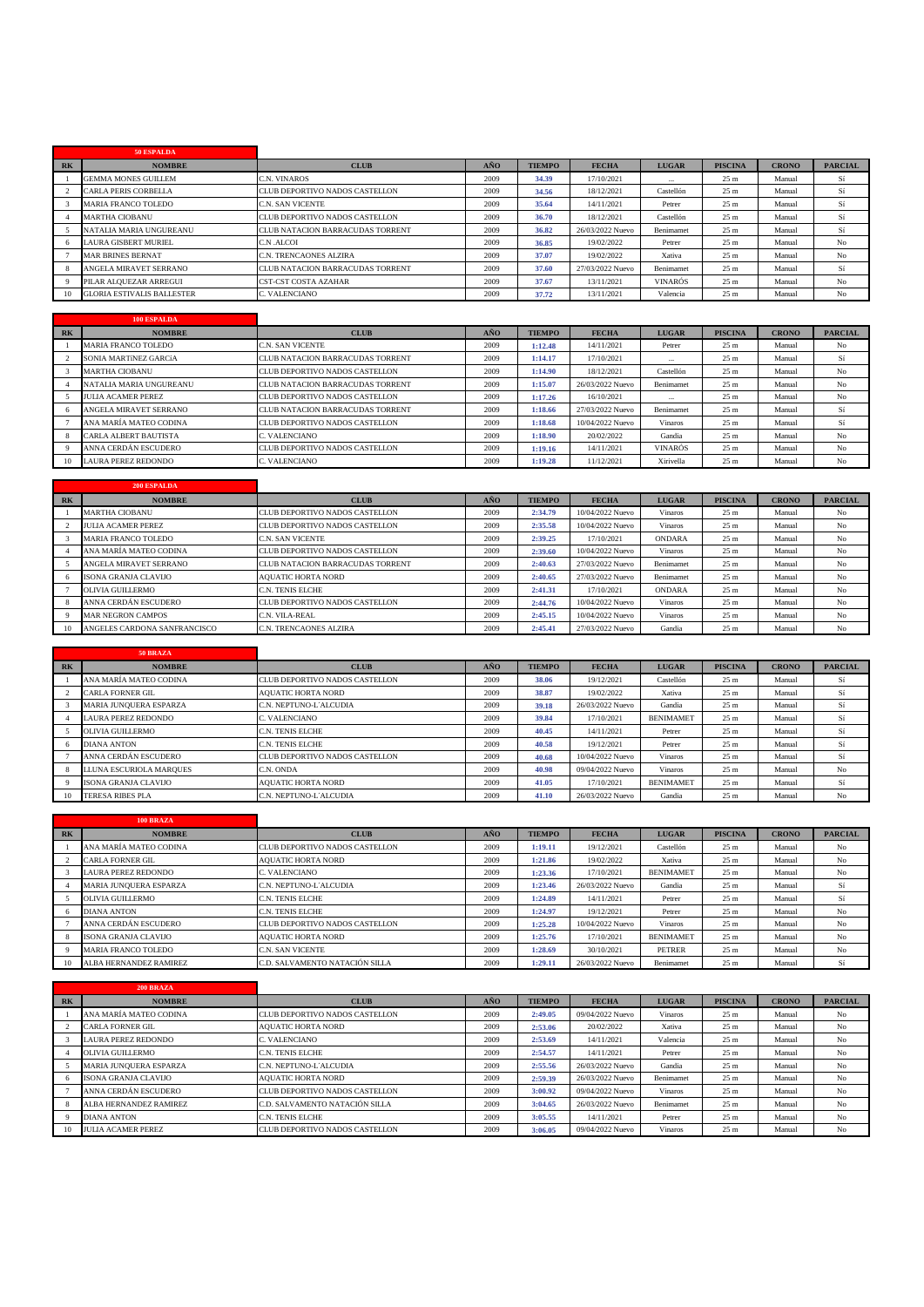| 50 ESPALDA | | | | | | | | | |
|---|---|---|---|---|---|---|---|---|---|
| RK | NOMBRE | CLUB | AÑO | TIEMPO | FECHA | LUGAR | PISCINA | CRONO | PARCIAL |
| 1 | GEMMA MONES GUILLEM | C.N. VINAROS | 2009 | 34.39 | 17/10/2021 | ... | 25 m | Manual | Si |
| 2 | CARLA PERIS CORBELLA | CLUB DEPORTIVO NADOS CASTELLON | 2009 | 34.56 | 18/12/2021 | Castellón | 25 m | Manual | Si |
| 3 | MARIA FRANCO TOLEDO | C.N. SAN VICENTE | 2009 | 35.64 | 14/11/2021 | Petrer | 25 m | Manual | Si |
| 4 | MARTHA CIOBANU | CLUB DEPORTIVO NADOS CASTELLON | 2009 | 36.70 | 18/12/2021 | Castellón | 25 m | Manual | Si |
| 5 | NATALIA MARIA UNGUREANU | CLUB NATACION BARRACUDAS TORRENT | 2009 | 36.82 | 26/03/2022 Nuevo | Benimamet | 25 m | Manual | Si |
| 6 | LAURA GISBERT MURIEL | C.N ALCOI | 2009 | 36.85 | 19/02/2022 | Petrer | 25 m | Manual | No |
| 7 | MAR BRINES BERNAT | C.N. TRENCAONES ALZIRA | 2009 | 37.07 | 19/02/2022 | Xativa | 25 m | Manual | No |
| 8 | ANGELA MIRAVET SERRANO | CLUB NATACION BARRACUDAS TORRENT | 2009 | 37.60 | 27/03/2022 Nuevo | Benimamet | 25 m | Manual | Si |
| 9 | PILAR ALQUEZAR ARREGUI | CST-CST COSTA AZAHAR | 2009 | 37.67 | 13/11/2021 | VINARÒS | 25 m | Manual | No |
| 10 | GLORIA ESTIVALIS BALLESTER | C. VALENCIANO | 2009 | 37.72 | 13/11/2021 | Valencia | 25 m | Manual | No |

| 100 ESPALDA | | | | | | | | | |
|---|---|---|---|---|---|---|---|---|---|
| RK | NOMBRE | CLUB | AÑO | TIEMPO | FECHA | LUGAR | PISCINA | CRONO | PARCIAL |
| 1 | MARIA FRANCO TOLEDO | C.N. SAN VICENTE | 2009 | 1:12.48 | 14/11/2021 | Petrer | 25 m | Manual | No |
| 2 | SONIA MARTINEZ GARCíA | CLUB NATACION BARRACUDAS TORRENT | 2009 | 1:14.17 | 17/10/2021 | ... | 25 m | Manual | Si |
| 3 | MARTHA CIOBANU | CLUB DEPORTIVO NADOS CASTELLON | 2009 | 1:14.90 | 18/12/2021 | Castellón | 25 m | Manual | No |
| 4 | NATALIA MARIA UNGUREANU | CLUB NATACION BARRACUDAS TORRENT | 2009 | 1:15.07 | 26/03/2022 Nuevo | Benimamet | 25 m | Manual | No |
| 5 | JULIA ACAMER PEREZ | CLUB DEPORTIVO NADOS CASTELLON | 2009 | 1:17.26 | 16/10/2021 | ... | 25 m | Manual | No |
| 6 | ANGELA MIRAVET SERRANO | CLUB NATACION BARRACUDAS TORRENT | 2009 | 1:18.66 | 27/03/2022 Nuevo | Benimamet | 25 m | Manual | Si |
| 7 | ANA MARÍA MATEO CODINA | CLUB DEPORTIVO NADOS CASTELLON | 2009 | 1:18.68 | 10/04/2022 Nuevo | Vinaros | 25 m | Manual | Si |
| 8 | CARLA ALBERT BAUTISTA | C. VALENCIANO | 2009 | 1:18.90 | 20/02/2022 | Gandia | 25 m | Manual | No |
| 9 | ANNA CERDÁN ESCUDERO | CLUB DEPORTIVO NADOS CASTELLON | 2009 | 1:19.16 | 14/11/2021 | VINARÒS | 25 m | Manual | No |
| 10 | LAURA PEREZ REDONDO | C. VALENCIANO | 2009 | 1:19.28 | 11/12/2021 | Xirivella | 25 m | Manual | No |

| 200 ESPALDA | | | | | | | | | |
|---|---|---|---|---|---|---|---|---|---|
| RK | NOMBRE | CLUB | AÑO | TIEMPO | FECHA | LUGAR | PISCINA | CRONO | PARCIAL |
| 1 | MARTHA CIOBANU | CLUB DEPORTIVO NADOS CASTELLON | 2009 | 2:34.79 | 10/04/2022 Nuevo | Vinaros | 25 m | Manual | No |
| 2 | JULIA ACAMER PEREZ | CLUB DEPORTIVO NADOS CASTELLON | 2009 | 2:35.58 | 10/04/2022 Nuevo | Vinaros | 25 m | Manual | No |
| 3 | MARIA FRANCO TOLEDO | C.N. SAN VICENTE | 2009 | 2:39.25 | 17/10/2021 | ONDARA | 25 m | Manual | No |
| 4 | ANA MARÍA MATEO CODINA | CLUB DEPORTIVO NADOS CASTELLON | 2009 | 2:39.60 | 10/04/2022 Nuevo | Vinaros | 25 m | Manual | No |
| 5 | ANGELA MIRAVET SERRANO | CLUB NATACION BARRACUDAS TORRENT | 2009 | 2:40.63 | 27/03/2022 Nuevo | Benimamet | 25 m | Manual | No |
| 6 | ISONA GRANJA CLAVIJO | AQUATIC HORTA NORD | 2009 | 2:40.65 | 27/03/2022 Nuevo | Benimamet | 25 m | Manual | No |
| 7 | OLIVIA GUILLERMO | C.N. TENIS ELCHE | 2009 | 2:41.31 | 17/10/2021 | ONDARA | 25 m | Manual | No |
| 8 | ANNA CERDÁN ESCUDERO | CLUB DEPORTIVO NADOS CASTELLON | 2009 | 2:44.76 | 10/04/2022 Nuevo | Vinaros | 25 m | Manual | No |
| 9 | MAR NEGRON CAMPOS | C.N. VILA-REAL | 2009 | 2:45.15 | 10/04/2022 Nuevo | Vinaros | 25 m | Manual | No |
| 10 | ANGELES CARDONA SANFRANCISCO | C.N. TRENCAONES ALZIRA | 2009 | 2:45.41 | 27/03/2022 Nuevo | Gandia | 25 m | Manual | No |

| 50 BRAZA | | | | | | | | | |
|---|---|---|---|---|---|---|---|---|---|
| RK | NOMBRE | CLUB | AÑO | TIEMPO | FECHA | LUGAR | PISCINA | CRONO | PARCIAL |
| 1 | ANA MARÍA MATEO CODINA | CLUB DEPORTIVO NADOS CASTELLON | 2009 | 38.06 | 19/12/2021 | Castellón | 25 m | Manual | Si |
| 2 | CARLA FORNER GIL | AQUATIC HORTA NORD | 2009 | 38.87 | 19/02/2022 | Xativa | 25 m | Manual | Si |
| 3 | MARIA JUNQUERA ESPARZA | C.N. NEPTUNO-L´ALCUDIA | 2009 | 39.18 | 26/03/2022 Nuevo | Gandia | 25 m | Manual | Si |
| 4 | LAURA PEREZ REDONDO | C. VALENCIANO | 2009 | 39.84 | 17/10/2021 | BENIMAMET | 25 m | Manual | Si |
| 5 | OLIVIA GUILLERMO | C.N. TENIS ELCHE | 2009 | 40.45 | 14/11/2021 | Petrer | 25 m | Manual | Si |
| 6 | DIANA ANTON | C.N. TENIS ELCHE | 2009 | 40.58 | 19/12/2021 | Petrer | 25 m | Manual | Si |
| 7 | ANNA CERDÁN ESCUDERO | CLUB DEPORTIVO NADOS CASTELLON | 2009 | 40.68 | 10/04/2022 Nuevo | Vinaros | 25 m | Manual | Si |
| 8 | LLUNA ESCURIOLA MARQUES | C.N. ONDA | 2009 | 40.98 | 09/04/2022 Nuevo | Vinaros | 25 m | Manual | No |
| 9 | ISONA GRANJA CLAVIJO | AQUATIC HORTA NORD | 2009 | 41.05 | 17/10/2021 | BENIMAMET | 25 m | Manual | Si |
| 10 | TERESA RIBES PLA | C.N. NEPTUNO-L´ALCUDIA | 2009 | 41.10 | 26/03/2022 Nuevo | Gandia | 25 m | Manual | No |

| 100 BRAZA | | | | | | | | | |
|---|---|---|---|---|---|---|---|---|---|
| RK | NOMBRE | CLUB | AÑO | TIEMPO | FECHA | LUGAR | PISCINA | CRONO | PARCIAL |
| 1 | ANA MARÍA MATEO CODINA | CLUB DEPORTIVO NADOS CASTELLON | 2009 | 1:19.11 | 19/12/2021 | Castellón | 25 m | Manual | No |
| 2 | CARLA FORNER GIL | AQUATIC HORTA NORD | 2009 | 1:21.86 | 19/02/2022 | Xativa | 25 m | Manual | No |
| 3 | LAURA PEREZ REDONDO | C. VALENCIANO | 2009 | 1:23.36 | 17/10/2021 | BENIMAMET | 25 m | Manual | No |
| 4 | MARIA JUNQUERA ESPARZA | C.N. NEPTUNO-L´ALCUDIA | 2009 | 1:23.46 | 26/03/2022 Nuevo | Gandia | 25 m | Manual | Si |
| 5 | OLIVIA GUILLERMO | C.N. TENIS ELCHE | 2009 | 1:24.89 | 14/11/2021 | Petrer | 25 m | Manual | Si |
| 6 | DIANA ANTON | C.N. TENIS ELCHE | 2009 | 1:24.97 | 19/12/2021 | Petrer | 25 m | Manual | No |
| 7 | ANNA CERDÁN ESCUDERO | CLUB DEPORTIVO NADOS CASTELLON | 2009 | 1:25.28 | 10/04/2022 Nuevo | Vinaros | 25 m | Manual | No |
| 8 | ISONA GRANJA CLAVIJO | AQUATIC HORTA NORD | 2009 | 1:25.76 | 17/10/2021 | BENIMAMET | 25 m | Manual | No |
| 9 | MARIA FRANCO TOLEDO | C.N. SAN VICENTE | 2009 | 1:28.69 | 30/10/2021 | PETRER | 25 m | Manual | No |
| 10 | ALBA HERNANDEZ RAMIREZ | C.D. SALVAMENTO NATACIÓN SILLA | 2009 | 1:29.11 | 26/03/2022 Nuevo | Benimamet | 25 m | Manual | Si |

| 200 BRAZA | | | | | | | | | |
|---|---|---|---|---|---|---|---|---|---|
| RK | NOMBRE | CLUB | AÑO | TIEMPO | FECHA | LUGAR | PISCINA | CRONO | PARCIAL |
| 1 | ANA MARÍA MATEO CODINA | CLUB DEPORTIVO NADOS CASTELLON | 2009 | 2:49.05 | 09/04/2022 Nuevo | Vinaros | 25 m | Manual | No |
| 2 | CARLA FORNER GIL | AQUATIC HORTA NORD | 2009 | 2:53.06 | 20/02/2022 | Xativa | 25 m | Manual | No |
| 3 | LAURA PEREZ REDONDO | C. VALENCIANO | 2009 | 2:53.69 | 14/11/2021 | Valencia | 25 m | Manual | No |
| 4 | OLIVIA GUILLERMO | C.N. TENIS ELCHE | 2009 | 2:54.57 | 14/11/2021 | Petrer | 25 m | Manual | No |
| 5 | MARIA JUNQUERA ESPARZA | C.N. NEPTUNO-L´ALCUDIA | 2009 | 2:55.56 | 26/03/2022 Nuevo | Gandia | 25 m | Manual | No |
| 6 | ISONA GRANJA CLAVIJO | AQUATIC HORTA NORD | 2009 | 2:59.39 | 26/03/2022 Nuevo | Benimamet | 25 m | Manual | No |
| 7 | ANNA CERDÁN ESCUDERO | CLUB DEPORTIVO NADOS CASTELLON | 2009 | 3:00.92 | 09/04/2022 Nuevo | Vinaros | 25 m | Manual | No |
| 8 | ALBA HERNANDEZ RAMIREZ | C.D. SALVAMENTO NATACIÓN SILLA | 2009 | 3:04.65 | 26/03/2022 Nuevo | Benimamet | 25 m | Manual | No |
| 9 | DIANA ANTON | C.N. TENIS ELCHE | 2009 | 3:05.55 | 14/11/2021 | Petrer | 25 m | Manual | No |
| 10 | JULIA ACAMER PEREZ | CLUB DEPORTIVO NADOS CASTELLON | 2009 | 3:06.05 | 09/04/2022 Nuevo | Vinaros | 25 m | Manual | No |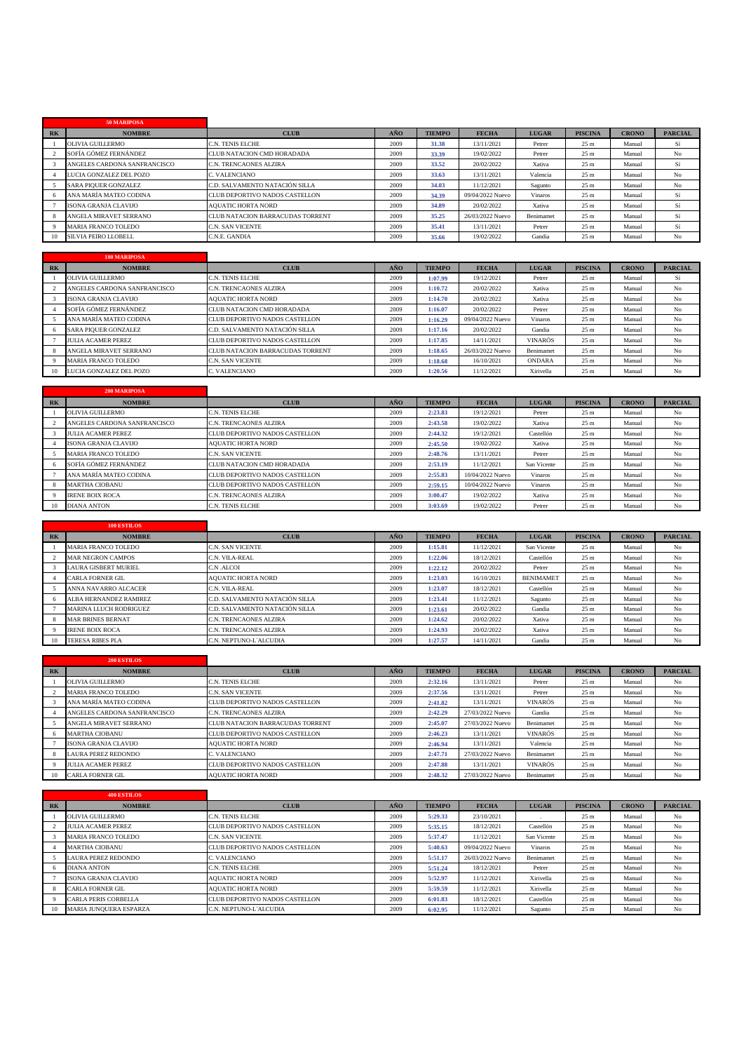| | 50 MARIPOSA | | | | | | | | |
|---|---|---|---|---|---|---|---|---|---|
| RK | NOMBRE | CLUB | AÑO | TIEMPO | FECHA | LUGAR | PISCINA | CRONO | PARCIAL |
| 1 | OLIVIA GUILLERMO | C.N. TENIS ELCHE | 2009 | 31.38 | 13/11/2021 | Petrer | 25 m | Manual | Si |
| 2 | SOFÍA GÓMEZ FERNÁNDEZ | CLUB NATACION CMD HORADADA | 2009 | 33.39 | 19/02/2022 | Petrer | 25 m | Manual | No |
| 3 | ANGELES CARDONA SANFRANCISCO | C.N. TRENCAONES ALZIRA | 2009 | 33.52 | 20/02/2022 | Xativa | 25 m | Manual | Si |
| 4 | LUCIA GONZALEZ DEL POZO | C. VALENCIANO | 2009 | 33.63 | 13/11/2021 | Valencia | 25 m | Manual | No |
| 5 | SARA PIQUER GONZALEZ | C.D. SALVAMENTO NATACIÓN SILLA | 2009 | 34.03 | 11/12/2021 | Sagunto | 25 m | Manual | No |
| 6 | ANA MARÍA MATEO CODINA | CLUB DEPORTIVO NADOS CASTELLON | 2009 | 34.39 | 09/04/2022 Nuevo | Vinaros | 25 m | Manual | Si |
| 7 | ISONA GRANJA CLAVIJO | AQUATIC HORTA NORD | 2009 | 34.89 | 20/02/2022 | Xativa | 25 m | Manual | Si |
| 8 | ANGELA MIRAVET SERRANO | CLUB NATACION BARRACUDAS TORRENT | 2009 | 35.25 | 26/03/2022 Nuevo | Benimamet | 25 m | Manual | Si |
| 9 | MARIA FRANCO TOLEDO | C.N. SAN VICENTE | 2009 | 35.41 | 13/11/2021 | Petrer | 25 m | Manual | Si |
| 10 | SILVIA PEIRO LLOBELL | C.N.E. GANDIA | 2009 | 35.66 | 19/02/2022 | Gandia | 25 m | Manual | No |

| | 100 MARIPOSA | | | | | | | | |
|---|---|---|---|---|---|---|---|---|---|
| RK | NOMBRE | CLUB | AÑO | TIEMPO | FECHA | LUGAR | PISCINA | CRONO | PARCIAL |
| 1 | OLIVIA GUILLERMO | C.N. TENIS ELCHE | 2009 | 1:07.99 | 19/12/2021 | Petrer | 25 m | Manual | Si |
| 2 | ANGELES CARDONA SANFRANCISCO | C.N. TRENCAONES ALZIRA | 2009 | 1:10.72 | 20/02/2022 | Xativa | 25 m | Manual | No |
| 3 | ISONA GRANJA CLAVIJO | AQUATIC HORTA NORD | 2009 | 1:14.70 | 20/02/2022 | Xativa | 25 m | Manual | No |
| 4 | SOFÍA GÓMEZ FERNÁNDEZ | CLUB NATACION CMD HORADADA | 2009 | 1:16.07 | 20/02/2022 | Petrer | 25 m | Manual | No |
| 5 | ANA MARÍA MATEO CODINA | CLUB DEPORTIVO NADOS CASTELLON | 2009 | 1:16.29 | 09/04/2022 Nuevo | Vinaros | 25 m | Manual | No |
| 6 | SARA PIQUER GONZALEZ | C.D. SALVAMENTO NATACIÓN SILLA | 2009 | 1:17.16 | 20/02/2022 | Gandia | 25 m | Manual | No |
| 7 | JULIA ACAMER PEREZ | CLUB DEPORTIVO NADOS CASTELLON | 2009 | 1:17.85 | 14/11/2021 | VINARÓS | 25 m | Manual | No |
| 8 | ANGELA MIRAVET SERRANO | CLUB NATACION BARRACUDAS TORRENT | 2009 | 1:18.65 | 26/03/2022 Nuevo | Benimamet | 25 m | Manual | No |
| 9 | MARIA FRANCO TOLEDO | C.N. SAN VICENTE | 2009 | 1:18.68 | 16/10/2021 | ONDARA | 25 m | Manual | No |
| 10 | LUCIA GONZALEZ DEL POZO | C. VALENCIANO | 2009 | 1:20.56 | 11/12/2021 | Xirivella | 25 m | Manual | No |

| | 200 MARIPOSA | | | | | | | | |
|---|---|---|---|---|---|---|---|---|---|
| RK | NOMBRE | CLUB | AÑO | TIEMPO | FECHA | LUGAR | PISCINA | CRONO | PARCIAL |
| 1 | OLIVIA GUILLERMO | C.N. TENIS ELCHE | 2009 | 2:23.83 | 19/12/2021 | Petrer | 25 m | Manual | No |
| 2 | ANGELES CARDONA SANFRANCISCO | C.N. TRENCAONES ALZIRA | 2009 | 2:43.58 | 19/02/2022 | Xativa | 25 m | Manual | No |
| 3 | JULIA ACAMER PEREZ | CLUB DEPORTIVO NADOS CASTELLON | 2009 | 2:44.32 | 19/12/2021 | Castellón | 25 m | Manual | No |
| 4 | ISONA GRANJA CLAVIJO | AQUATIC HORTA NORD | 2009 | 2:45.50 | 19/02/2022 | Xativa | 25 m | Manual | No |
| 5 | MARIA FRANCO TOLEDO | C.N. SAN VICENTE | 2009 | 2:48.76 | 13/11/2021 | Petrer | 25 m | Manual | No |
| 6 | SOFÍA GÓMEZ FERNÁNDEZ | CLUB NATACION CMD HORADADA | 2009 | 2:53.19 | 11/12/2021 | San Vicente | 25 m | Manual | No |
| 7 | ANA MARÍA MATEO CODINA | CLUB DEPORTIVO NADOS CASTELLON | 2009 | 2:55.83 | 10/04/2022 Nuevo | Vinaros | 25 m | Manual | No |
| 8 | MARTHA CIOBANU | CLUB DEPORTIVO NADOS CASTELLON | 2009 | 2:59.15 | 10/04/2022 Nuevo | Vinaros | 25 m | Manual | No |
| 9 | IRENE BOIX ROCA | C.N. TRENCAONES ALZIRA | 2009 | 3:00.47 | 19/02/2022 | Xativa | 25 m | Manual | No |
| 10 | DIANA ANTON | C.N. TENIS ELCHE | 2009 | 3:03.69 | 19/02/2022 | Petrer | 25 m | Manual | No |

| | 100 ESTILOS | | | | | | | | |
|---|---|---|---|---|---|---|---|---|---|
| RK | NOMBRE | CLUB | AÑO | TIEMPO | FECHA | LUGAR | PISCINA | CRONO | PARCIAL |
| 1 | MARIA FRANCO TOLEDO | C.N. SAN VICENTE | 2009 | 1:15.81 | 11/12/2021 | San Vicente | 25 m | Manual | No |
| 2 | MAR NEGRON CAMPOS | C.N. VILA-REAL | 2009 | 1:22.06 | 18/12/2021 | Castellón | 25 m | Manual | No |
| 3 | LAURA GISBERT MURIEL | C.N .ALCOI | 2009 | 1:22.12 | 20/02/2022 | Petrer | 25 m | Manual | No |
| 4 | CARLA FORNER GIL | AQUATIC HORTA NORD | 2009 | 1:23.03 | 16/10/2021 | BENIMAMET | 25 m | Manual | No |
| 5 | ANNA NAVARRO ALCACER | C.N. VILA-REAL | 2009 | 1:23.07 | 18/12/2021 | Castellón | 25 m | Manual | No |
| 6 | ALBA HERNANDEZ RAMIREZ | C.D. SALVAMENTO NATACIÓN SILLA | 2009 | 1:23.41 | 11/12/2021 | Sagunto | 25 m | Manual | No |
| 7 | MARINA LLUCH RODRIGUEZ | C.D. SALVAMENTO NATACIÓN SILLA | 2009 | 1:23.61 | 20/02/2022 | Gandia | 25 m | Manual | No |
| 8 | MAR BRINES BERNAT | C.N. TRENCAONES ALZIRA | 2009 | 1:24.62 | 20/02/2022 | Xativa | 25 m | Manual | No |
| 9 | IRENE BOIX ROCA | C.N. TRENCAONES ALZIRA | 2009 | 1:24.93 | 20/02/2022 | Xativa | 25 m | Manual | No |
| 10 | TERESA RIBES PLA | C.N. NEPTUNO-L´ALCUDIA | 2009 | 1:27.57 | 14/11/2021 | Gandia | 25 m | Manual | No |

| | 200 ESTILOS | | | | | | | | |
|---|---|---|---|---|---|---|---|---|---|
| RK | NOMBRE | CLUB | AÑO | TIEMPO | FECHA | LUGAR | PISCINA | CRONO | PARCIAL |
| 1 | OLIVIA GUILLERMO | C.N. TENIS ELCHE | 2009 | 2:32.16 | 13/11/2021 | Petrer | 25 m | Manual | No |
| 2 | MARIA FRANCO TOLEDO | C.N. SAN VICENTE | 2009 | 2:37.56 | 13/11/2021 | Petrer | 25 m | Manual | No |
| 3 | ANA MARÍA MATEO CODINA | CLUB DEPORTIVO NADOS CASTELLON | 2009 | 2:41.82 | 13/11/2021 | VINARÓS | 25 m | Manual | No |
| 4 | ANGELES CARDONA SANFRANCISCO | C.N. TRENCAONES ALZIRA | 2009 | 2:42.29 | 27/03/2022 Nuevo | Gandia | 25 m | Manual | No |
| 5 | ANGELA MIRAVET SERRANO | CLUB NATACION BARRACUDAS TORRENT | 2009 | 2:45.07 | 27/03/2022 Nuevo | Benimamet | 25 m | Manual | No |
| 6 | MARTHA CIOBANU | CLUB DEPORTIVO NADOS CASTELLON | 2009 | 2:46.23 | 13/11/2021 | VINARÓS | 25 m | Manual | No |
| 7 | ISONA GRANJA CLAVIJO | AQUATIC HORTA NORD | 2009 | 2:46.94 | 13/11/2021 | Valencia | 25 m | Manual | No |
| 8 | LAURA PEREZ REDONDO | C. VALENCIANO | 2009 | 2:47.71 | 27/03/2022 Nuevo | Benimamet | 25 m | Manual | No |
| 9 | JULIA ACAMER PEREZ | CLUB DEPORTIVO NADOS CASTELLON | 2009 | 2:47.88 | 13/11/2021 | VINARÓS | 25 m | Manual | No |
| 10 | CARLA FORNER GIL | AQUATIC HORTA NORD | 2009 | 2:48.32 | 27/03/2022 Nuevo | Benimamet | 25 m | Manual | No |

| | 400 ESTILOS | | | | | | | | |
|---|---|---|---|---|---|---|---|---|---|
| RK | NOMBRE | CLUB | AÑO | TIEMPO | FECHA | LUGAR | PISCINA | CRONO | PARCIAL |
| 1 | OLIVIA GUILLERMO | C.N. TENIS ELCHE | 2009 | 5:29.33 | 23/10/2021 | . | 25 m | Manual | No |
| 2 | JULIA ACAMER PEREZ | CLUB DEPORTIVO NADOS CASTELLON | 2009 | 5:35.15 | 18/12/2021 | Castellón | 25 m | Manual | No |
| 3 | MARIA FRANCO TOLEDO | C.N. SAN VICENTE | 2009 | 5:37.47 | 11/12/2021 | San Vicente | 25 m | Manual | No |
| 4 | MARTHA CIOBANU | CLUB DEPORTIVO NADOS CASTELLON | 2009 | 5:40.63 | 09/04/2022 Nuevo | Vinaros | 25 m | Manual | No |
| 5 | LAURA PEREZ REDONDO | C. VALENCIANO | 2009 | 5:51.17 | 26/03/2022 Nuevo | Benimamet | 25 m | Manual | No |
| 6 | DIANA ANTON | C.N. TENIS ELCHE | 2009 | 5:51.24 | 18/12/2021 | Petrer | 25 m | Manual | No |
| 7 | ISONA GRANJA CLAVIJO | AQUATIC HORTA NORD | 2009 | 5:52.97 | 11/12/2021 | Xirivella | 25 m | Manual | No |
| 8 | CARLA FORNER GIL | AQUATIC HORTA NORD | 2009 | 5:59.59 | 11/12/2021 | Xirivella | 25 m | Manual | No |
| 9 | CARLA PERIS CORBELLA | CLUB DEPORTIVO NADOS CASTELLON | 2009 | 6:01.83 | 18/12/2021 | Castellón | 25 m | Manual | No |
| 10 | MARIA JUNQUERA ESPARZA | C.N. NEPTUNO-L´ALCUDIA | 2009 | 6:02.95 | 11/12/2021 | Sagunto | 25 m | Manual | No |